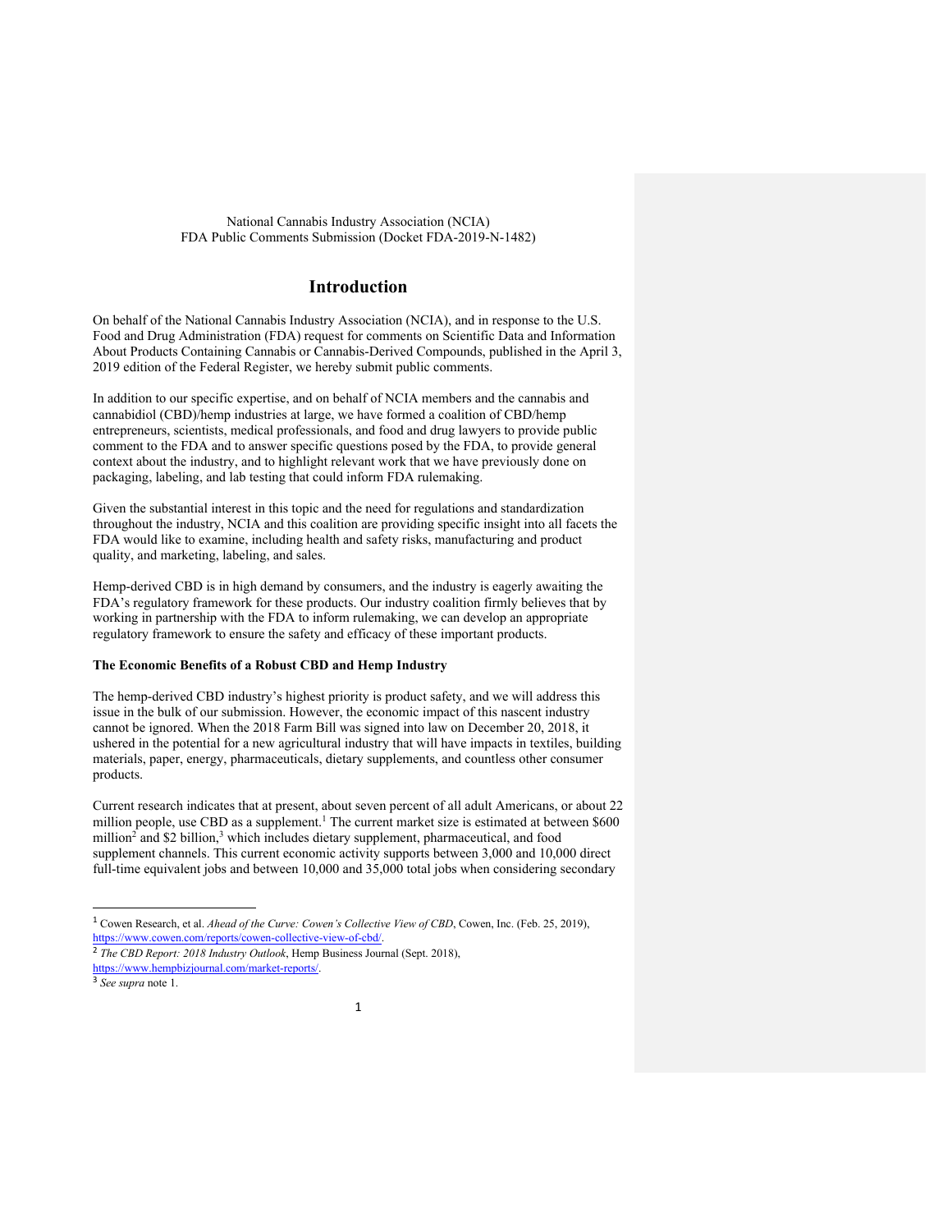National Cannabis Industry Association (NCIA)
FDA Public Comments Submission (Docket FDA-2019-N-1482)

# Introduction

On behalf of the National Cannabis Industry Association (NCIA), and in response to the U.S. Food and Drug Administration (FDA) request for comments on Scientific Data and Information About Products Containing Cannabis or Cannabis-Derived Compounds, published in the April 3, 2019 edition of the Federal Register, we hereby submit public comments.

In addition to our specific expertise, and on behalf of NCIA members and the cannabis and cannabidiol (CBD)/hemp industries at large, we have formed a coalition of CBD/hemp entrepreneurs, scientists, medical professionals, and food and drug lawyers to provide public comment to the FDA and to answer specific questions posed by the FDA, to provide general context about the industry, and to highlight relevant work that we have previously done on packaging, labeling, and lab testing that could inform FDA rulemaking.

Given the substantial interest in this topic and the need for regulations and standardization throughout the industry, NCIA and this coalition are providing specific insight into all facets the FDA would like to examine, including health and safety risks, manufacturing and product quality, and marketing, labeling, and sales.

Hemp-derived CBD is in high demand by consumers, and the industry is eagerly awaiting the FDA's regulatory framework for these products. Our industry coalition firmly believes that by working in partnership with the FDA to inform rulemaking, we can develop an appropriate regulatory framework to ensure the safety and efficacy of these important products.

**The Economic Benefits of a Robust CBD and Hemp Industry**

The hemp-derived CBD industry's highest priority is product safety, and we will address this issue in the bulk of our submission. However, the economic impact of this nascent industry cannot be ignored. When the 2018 Farm Bill was signed into law on December 20, 2018, it ushered in the potential for a new agricultural industry that will have impacts in textiles, building materials, paper, energy, pharmaceuticals, dietary supplements, and countless other consumer products.

Current research indicates that at present, about seven percent of all adult Americans, or about 22 million people, use CBD as a supplement.[1] The current market size is estimated at between $600 million[2] and $2 billion,[3] which includes dietary supplement, pharmaceutical, and food supplement channels. This current economic activity supports between 3,000 and 10,000 direct full-time equivalent jobs and between 10,000 and 35,000 total jobs when considering secondary

---

[1] Cowen Research, et al. *Ahead of the Curve: Cowen's Collective View of CBD*, Cowen, Inc. (Feb. 25, 2019), https://www.cowen.com/reports/cowen-collective-view-of-cbd/.

[2] *The CBD Report: 2018 Industry Outlook*, Hemp Business Journal (Sept. 2018), https://www.hempbizjournal.com/market-reports/.

[3] *See supra* note 1.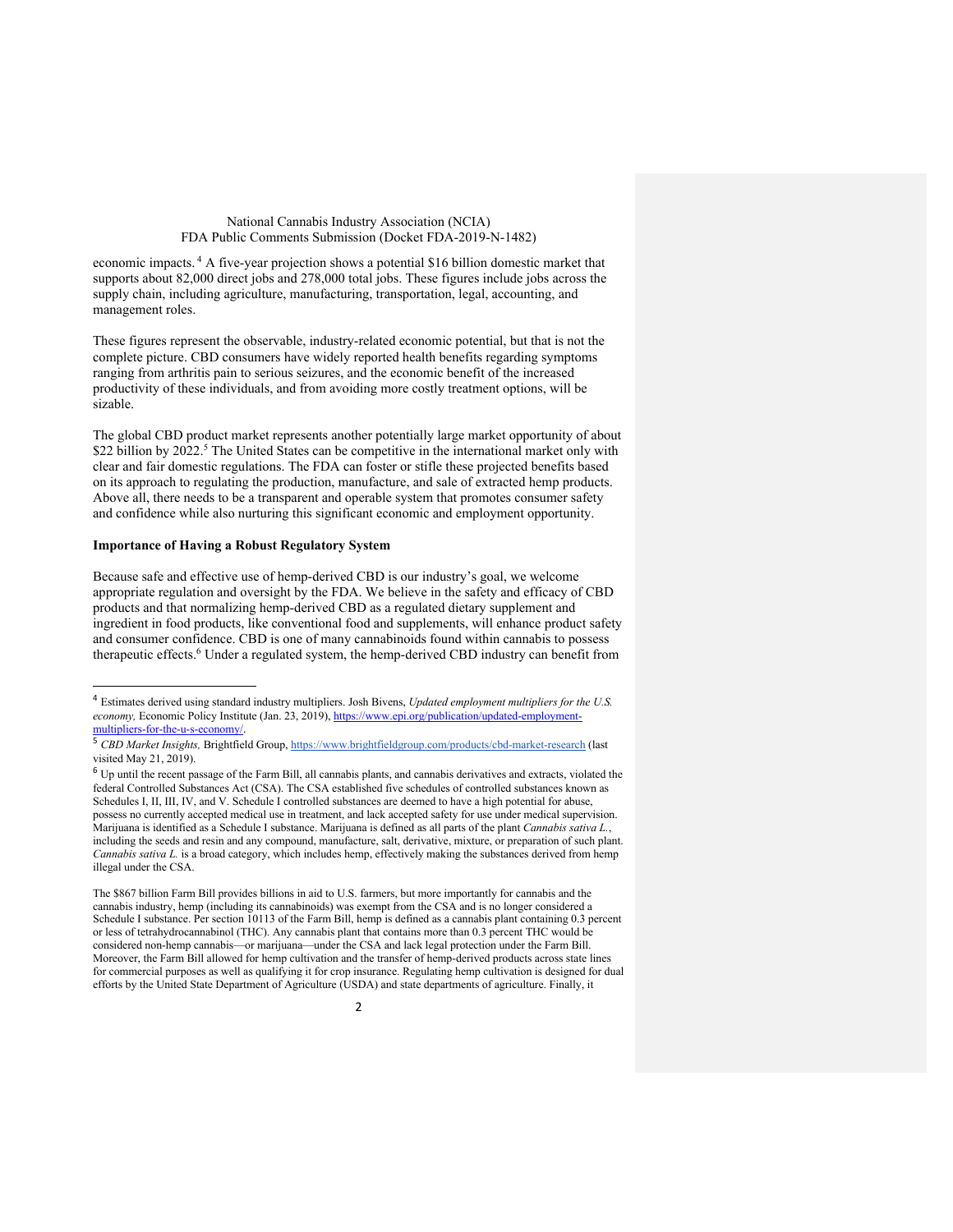economic impacts.[4] A five-year projection shows a potential $16 billion domestic market that supports about 82,000 direct jobs and 278,000 total jobs. These figures include jobs across the supply chain, including agriculture, manufacturing, transportation, legal, accounting, and management roles.

These figures represent the observable, industry-related economic potential, but that is not the complete picture. CBD consumers have widely reported health benefits regarding symptoms ranging from arthritis pain to serious seizures, and the economic benefit of the increased productivity of these individuals, and from avoiding more costly treatment options, will be sizable.

The global CBD product market represents another potentially large market opportunity of about $22 billion by 2022.[5] The United States can be competitive in the international market only with clear and fair domestic regulations. The FDA can foster or stifle these projected benefits based on its approach to regulating the production, manufacture, and sale of extracted hemp products. Above all, there needs to be a transparent and operable system that promotes consumer safety and confidence while also nurturing this significant economic and employment opportunity.

**Importance of Having a Robust Regulatory System**

Because safe and effective use of hemp-derived CBD is our industry's goal, we welcome appropriate regulation and oversight by the FDA. We believe in the safety and efficacy of CBD products and that normalizing hemp-derived CBD as a regulated dietary supplement and ingredient in food products, like conventional food and supplements, will enhance product safety and consumer confidence. CBD is one of many cannabinoids found within cannabis to possess therapeutic effects.[6] Under a regulated system, the hemp-derived CBD industry can benefit from

---

[4] Estimates derived using standard industry multipliers. Josh Bivens, *Updated employment multipliers for the U.S. economy,* Economic Policy Institute (Jan. 23, 2019), https://www.epi.org/publication/updated-employment-multipliers-for-the-u-s-economy/.

[5] *CBD Market Insights,* Brightfield Group, https://www.brightfieldgroup.com/products/cbd-market-research (last visited May 21, 2019).

[6] Up until the recent passage of the Farm Bill, all cannabis plants, and cannabis derivatives and extracts, violated the federal Controlled Substances Act (CSA). The CSA established five schedules of controlled substances known as Schedules I, II, III, IV, and V. Schedule I controlled substances are deemed to have a high potential for abuse, possess no currently accepted medical use in treatment, and lack accepted safety for use under medical supervision. Marijuana is identified as a Schedule I substance. Marijuana is defined as all parts of the plant *Cannabis sativa L.*, including the seeds and resin and any compound, manufacture, salt, derivative, mixture, or preparation of such plant. *Cannabis sativa L.* is a broad category, which includes hemp, effectively making the substances derived from hemp illegal under the CSA.

The $867 billion Farm Bill provides billions in aid to U.S. farmers, but more importantly for cannabis and the cannabis industry, hemp (including its cannabinoids) was exempt from the CSA and is no longer considered a Schedule I substance. Per section 10113 of the Farm Bill, hemp is defined as a cannabis plant containing 0.3 percent or less of tetrahydrocannabinol (THC). Any cannabis plant that contains more than 0.3 percent THC would be considered non-hemp cannabis—or marijuana—under the CSA and lack legal protection under the Farm Bill. Moreover, the Farm Bill allowed for hemp cultivation and the transfer of hemp-derived products across state lines for commercial purposes as well as qualifying it for crop insurance. Regulating hemp cultivation is designed for dual efforts by the United State Department of Agriculture (USDA) and state departments of agriculture. Finally, it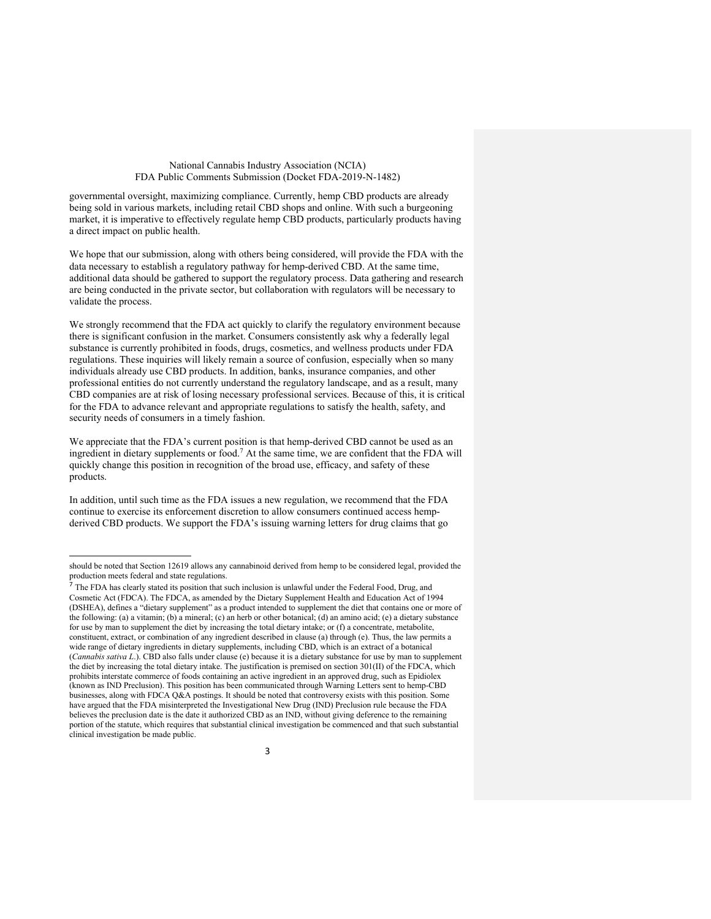governmental oversight, maximizing compliance. Currently, hemp CBD products are already being sold in various markets, including retail CBD shops and online. With such a burgeoning market, it is imperative to effectively regulate hemp CBD products, particularly products having a direct impact on public health.

We hope that our submission, along with others being considered, will provide the FDA with the data necessary to establish a regulatory pathway for hemp-derived CBD. At the same time, additional data should be gathered to support the regulatory process. Data gathering and research are being conducted in the private sector, but collaboration with regulators will be necessary to validate the process.

We strongly recommend that the FDA act quickly to clarify the regulatory environment because there is significant confusion in the market. Consumers consistently ask why a federally legal substance is currently prohibited in foods, drugs, cosmetics, and wellness products under FDA regulations. These inquiries will likely remain a source of confusion, especially when so many individuals already use CBD products. In addition, banks, insurance companies, and other professional entities do not currently understand the regulatory landscape, and as a result, many CBD companies are at risk of losing necessary professional services. Because of this, it is critical for the FDA to advance relevant and appropriate regulations to satisfy the health, safety, and security needs of consumers in a timely fashion.

We appreciate that the FDA's current position is that hemp-derived CBD cannot be used as an ingredient in dietary supplements or food.[7] At the same time, we are confident that the FDA will quickly change this position in recognition of the broad use, efficacy, and safety of these products.

In addition, until such time as the FDA issues a new regulation, we recommend that the FDA continue to exercise its enforcement discretion to allow consumers continued access hemp-derived CBD products. We support the FDA's issuing warning letters for drug claims that go

---

should be noted that Section 12619 allows any cannabinoid derived from hemp to be considered legal, provided the production meets federal and state regulations.

[7] The FDA has clearly stated its position that such inclusion is unlawful under the Federal Food, Drug, and Cosmetic Act (FDCA). The FDCA, as amended by the Dietary Supplement Health and Education Act of 1994 (DSHEA), defines a "dietary supplement" as a product intended to supplement the diet that contains one or more of the following: (a) a vitamin; (b) a mineral; (c) an herb or other botanical; (d) an amino acid; (e) a dietary substance for use by man to supplement the diet by increasing the total dietary intake; or (f) a concentrate, metabolite, constituent, extract, or combination of any ingredient described in clause (a) through (e). Thus, the law permits a wide range of dietary ingredients in dietary supplements, including CBD, which is an extract of a botanical (*Cannabis sativa L.*). CBD also falls under clause (e) because it is a dietary substance for use by man to supplement the diet by increasing the total dietary intake. The justification is premised on section 301(II) of the FDCA, which prohibits interstate commerce of foods containing an active ingredient in an approved drug, such as Epidiolex (known as IND Preclusion). This position has been communicated through Warning Letters sent to hemp-CBD businesses, along with FDCA Q&A postings. It should be noted that controversy exists with this position. Some have argued that the FDA misinterpreted the Investigational New Drug (IND) Preclusion rule because the FDA believes the preclusion date is the date it authorized CBD as an IND, without giving deference to the remaining portion of the statute, which requires that substantial clinical investigation be commenced and that such substantial clinical investigation be made public.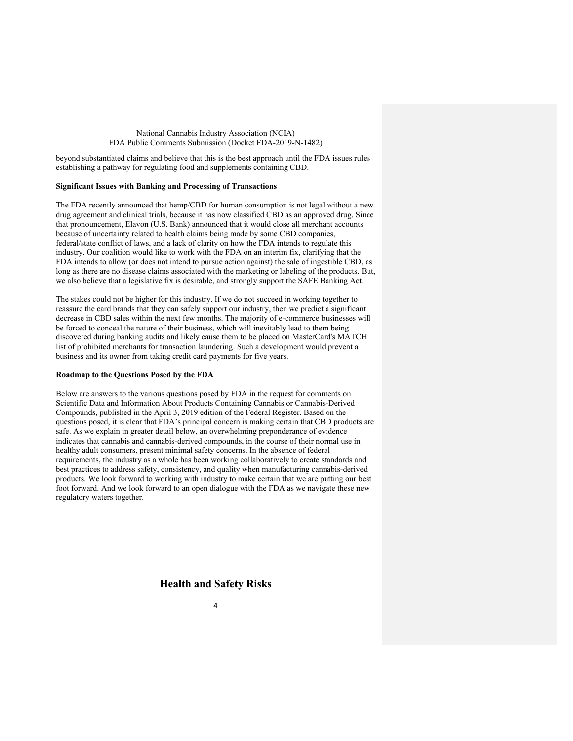beyond substantiated claims and believe that this is the best approach until the FDA issues rules establishing a pathway for regulating food and supplements containing CBD.

**Significant Issues with Banking and Processing of Transactions**

The FDA recently announced that hemp/CBD for human consumption is not legal without a new drug agreement and clinical trials, because it has now classified CBD as an approved drug. Since that pronouncement, Elavon (U.S. Bank) announced that it would close all merchant accounts because of uncertainty related to health claims being made by some CBD companies, federal/state conflict of laws, and a lack of clarity on how the FDA intends to regulate this industry. Our coalition would like to work with the FDA on an interim fix, clarifying that the FDA intends to allow (or does not intend to pursue action against) the sale of ingestible CBD, as long as there are no disease claims associated with the marketing or labeling of the products. But, we also believe that a legislative fix is desirable, and strongly support the SAFE Banking Act.

The stakes could not be higher for this industry. If we do not succeed in working together to reassure the card brands that they can safely support our industry, then we predict a significant decrease in CBD sales within the next few months. The majority of e-commerce businesses will be forced to conceal the nature of their business, which will inevitably lead to them being discovered during banking audits and likely cause them to be placed on MasterCard's MATCH list of prohibited merchants for transaction laundering. Such a development would prevent a business and its owner from taking credit card payments for five years.

**Roadmap to the Questions Posed by the FDA**

Below are answers to the various questions posed by FDA in the request for comments on Scientific Data and Information About Products Containing Cannabis or Cannabis-Derived Compounds, published in the April 3, 2019 edition of the Federal Register. Based on the questions posed, it is clear that FDA's principal concern is making certain that CBD products are safe. As we explain in greater detail below, an overwhelming preponderance of evidence indicates that cannabis and cannabis-derived compounds, in the course of their normal use in healthy adult consumers, present minimal safety concerns. In the absence of federal requirements, the industry as a whole has been working collaboratively to create standards and best practices to address safety, consistency, and quality when manufacturing cannabis-derived products. We look forward to working with industry to make certain that we are putting our best foot forward. And we look forward to an open dialogue with the FDA as we navigate these new regulatory waters together.

## Health and Safety Risks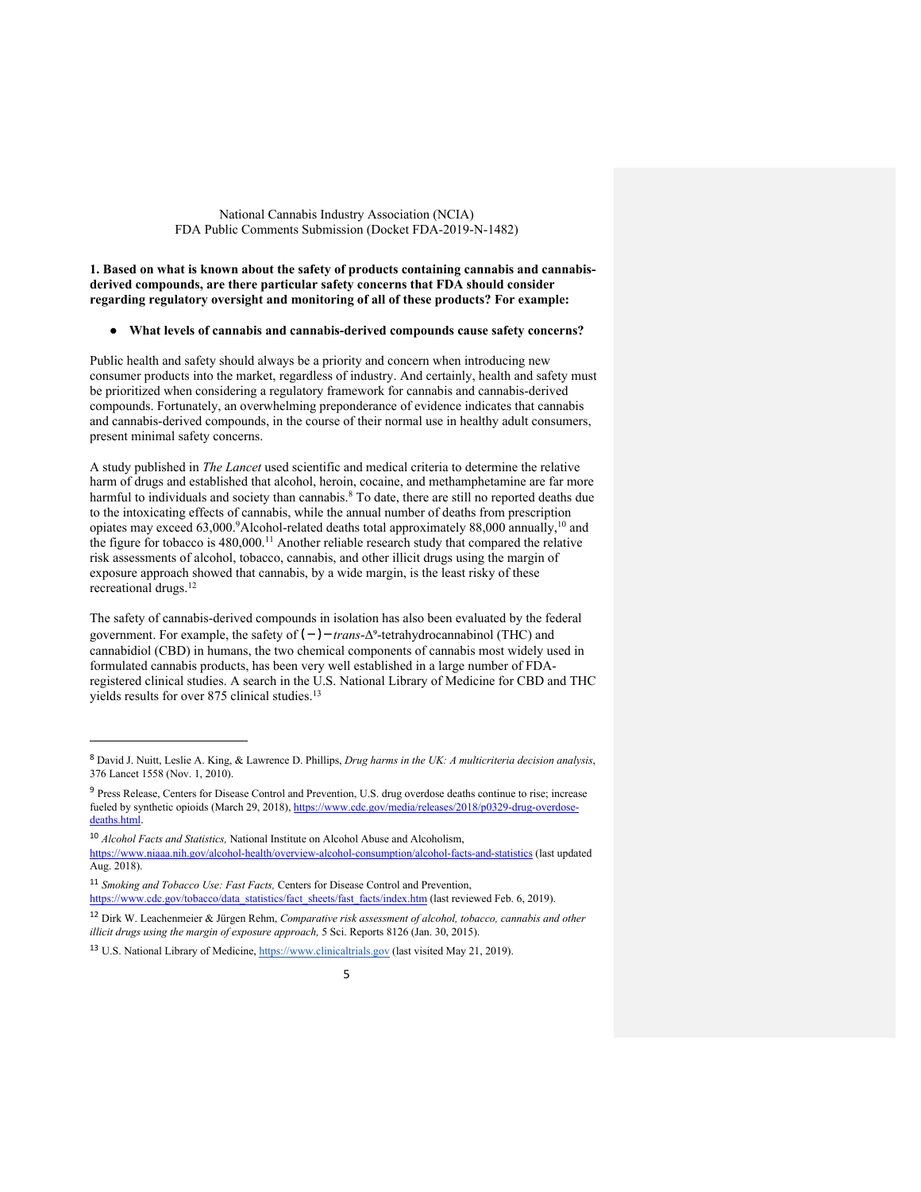National Cannabis Industry Association (NCIA)
FDA Public Comments Submission (Docket FDA-2019-N-1482)

**1. Based on what is known about the safety of products containing cannabis and cannabis-derived compounds, are there particular safety concerns that FDA should consider regarding regulatory oversight and monitoring of all of these products? For example:**

- **What levels of cannabis and cannabis-derived compounds cause safety concerns?**

Public health and safety should always be a priority and concern when introducing new consumer products into the market, regardless of industry. And certainly, health and safety must be prioritized when considering a regulatory framework for cannabis and cannabis-derived compounds. Fortunately, an overwhelming preponderance of evidence indicates that cannabis and cannabis-derived compounds, in the course of their normal use in healthy adult consumers, present minimal safety concerns.

A study published in *The Lancet* used scientific and medical criteria to determine the relative harm of drugs and established that alcohol, heroin, cocaine, and methamphetamine are far more harmful to individuals and society than cannabis.[8] To date, there are still no reported deaths due to the intoxicating effects of cannabis, while the annual number of deaths from prescription opiates may exceed 63,000.[9] Alcohol-related deaths total approximately 88,000 annually,[10] and the figure for tobacco is 480,000.[11] Another reliable research study that compared the relative risk assessments of alcohol, tobacco, cannabis, and other illicit drugs using the margin of exposure approach showed that cannabis, by a wide margin, is the least risky of these recreational drugs.[12]

The safety of cannabis-derived compounds in isolation has also been evaluated by the federal government. For example, the safety of $(-)-$*trans*-$\Delta^9$-tetrahydrocannabinol (THC) and cannabidiol (CBD) in humans, the two chemical components of cannabis most widely used in formulated cannabis products, has been very well established in a large number of FDA-registered clinical studies. A search in the U.S. National Library of Medicine for CBD and THC yields results for over 875 clinical studies.[13]

---

[8] David J. Nuitt, Leslie A. King, & Lawrence D. Phillips, *Drug harms in the UK: A multicriteria decision analysis*, 376 Lancet 1558 (Nov. 1, 2010).

[9] Press Release, Centers for Disease Control and Prevention, U.S. drug overdose deaths continue to rise; increase fueled by synthetic opioids (March 29, 2018), https://www.cdc.gov/media/releases/2018/p0329-drug-overdose-deaths.html.

[10] *Alcohol Facts and Statistics,* National Institute on Alcohol Abuse and Alcoholism, https://www.niaaa.nih.gov/alcohol-health/overview-alcohol-consumption/alcohol-facts-and-statistics (last updated Aug. 2018).

[11] *Smoking and Tobacco Use: Fast Facts,* Centers for Disease Control and Prevention, https://www.cdc.gov/tobacco/data_statistics/fact_sheets/fast_facts/index.htm (last reviewed Feb. 6, 2019).

[12] Dirk W. Leachenmeier & Jürgen Rehm, *Comparative risk assessment of alcohol, tobacco, cannabis and other illicit drugs using the margin of exposure approach,* 5 Sci. Reports 8126 (Jan. 30, 2015).

[13] U.S. National Library of Medicine, https://www.clinicaltrials.gov (last visited May 21, 2019).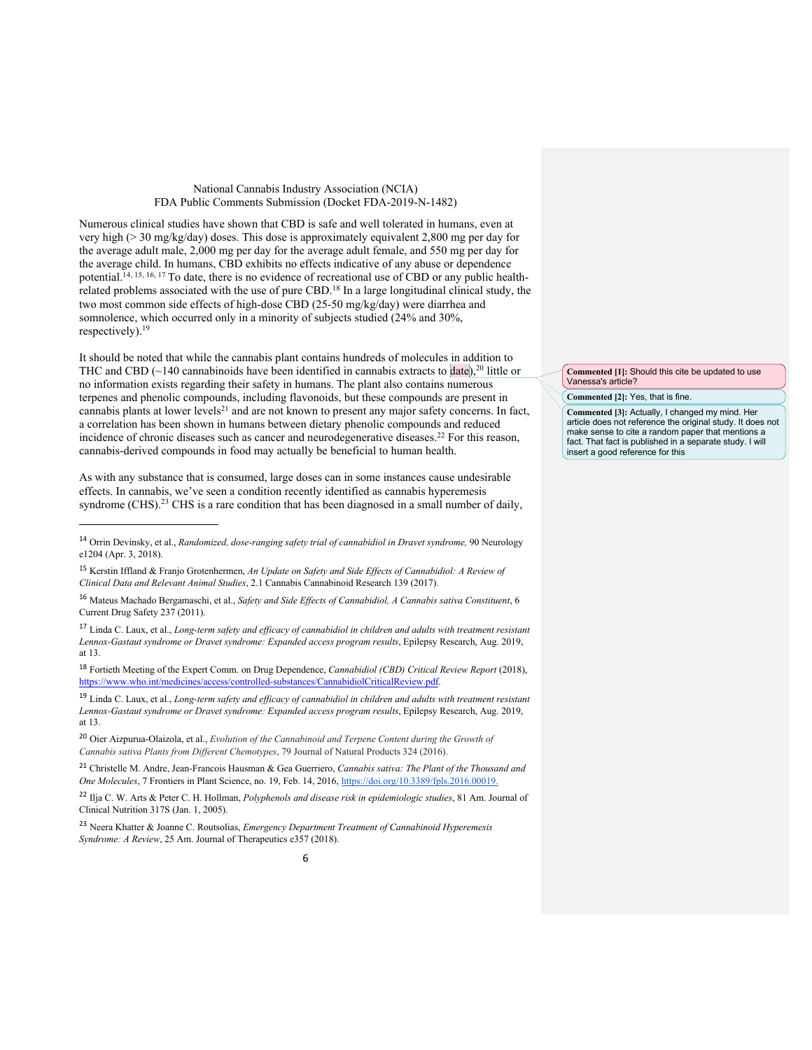Numerous clinical studies have shown that CBD is safe and well tolerated in humans, even at very high (> 30 mg/kg/day) doses. This dose is approximately equivalent 2,800 mg per day for the average adult male, 2,000 mg per day for the average adult female, and 550 mg per day for the average child. In humans, CBD exhibits no effects indicative of any abuse or dependence potential.[14, 15, 16, 17] To date, there is no evidence of recreational use of CBD or any public health-related problems associated with the use of pure CBD.[18] In a large longitudinal clinical study, the two most common side effects of high-dose CBD (25-50 mg/kg/day) were diarrhea and somnolence, which occurred only in a minority of subjects studied (24% and 30%, respectively).[19]

It should be noted that while the cannabis plant contains hundreds of molecules in addition to THC and CBD (~140 cannabinoids have been identified in cannabis extracts to date),[20] little or no information exists regarding their safety in humans. The plant also contains numerous terpenes and phenolic compounds, including flavonoids, but these compounds are present in cannabis plants at lower levels[21] and are not known to present any major safety concerns. In fact, a correlation has been shown in humans between dietary phenolic compounds and reduced incidence of chronic diseases such as cancer and neurodegenerative diseases.[22] For this reason, cannabis-derived compounds in food may actually be beneficial to human health.

As with any substance that is consumed, large doses can in some instances cause undesirable effects. In cannabis, we've seen a condition recently identified as cannabis hyperemesis syndrome (CHS).[23] CHS is a rare condition that has been diagnosed in a small number of daily,

**Commented [1]:** Should this cite be updated to use Vanessa's article?

**Commented [2]:** Yes, that is fine.

**Commented [3]:** Actually, I changed my mind. Her article does not reference the original study. It does not make sense to cite a random paper that mentions a fact. That fact is published in a separate study. I will insert a good reference for this

---

[14] Orrin Devinsky, et al., *Randomized, dose-ranging safety trial of cannabidiol in Dravet syndrome,* 90 Neurology e1204 (Apr. 3, 2018).

[15] Kerstin Iffland & Franjo Grotenhermen, *An Update on Safety and Side Effects of Cannabidiol: A Review of Clinical Data and Relevant Animal Studies*, 2.1 Cannabis Cannabinoid Research 139 (2017).

[16] Mateus Machado Bergamaschi, et al., *Safety and Side Effects of Cannabidiol, A Cannabis sativa Constituent*, 6 Current Drug Safety 237 (2011).

[17] Linda C. Laux, et al., *Long-term safety and efficacy of cannabidiol in children and adults with treatment resistant Lennox-Gastaut syndrome or Dravet syndrome: Expanded access program results*, Epilepsy Research, Aug. 2019, at 13.

[18] Fortieth Meeting of the Expert Comm. on Drug Dependence, *Cannabidiol (CBD) Critical Review Report* (2018), https://www.who.int/medicines/access/controlled-substances/CannabidiolCriticalReview.pdf.

[19] Linda C. Laux, et al., *Long-term safety and efficacy of cannabidiol in children and adults with treatment resistant Lennox-Gastaut syndrome or Dravet syndrome: Expanded access program results*, Epilepsy Research, Aug. 2019, at 13.

[20] Oier Aizpurua-Olaizola, et al., *Evolution of the Cannabinoid and Terpene Content during the Growth of Cannabis sativa Plants from Different Chemotypes*, 79 Journal of Natural Products 324 (2016).

[21] Christelle M. Andre, Jean-Francois Hausman & Gea Guerriero, *Cannabis sativa: The Plant of the Thousand and One Molecules*, 7 Frontiers in Plant Science, no. 19, Feb. 14, 2016, https://doi.org/10.3389/fpls.2016.00019.

[22] Ilja C. W. Arts & Peter C. H. Hollman, *Polyphenols and disease risk in epidemiologic studies*, 81 Am. Journal of Clinical Nutrition 317S (Jan. 1, 2005).

[23] Neera Khatter & Joanne C. Routsolias, *Emergency Department Treatment of Cannabinoid Hyperemesis Syndrome: A Review*, 25 Am. Journal of Therapeutics e357 (2018).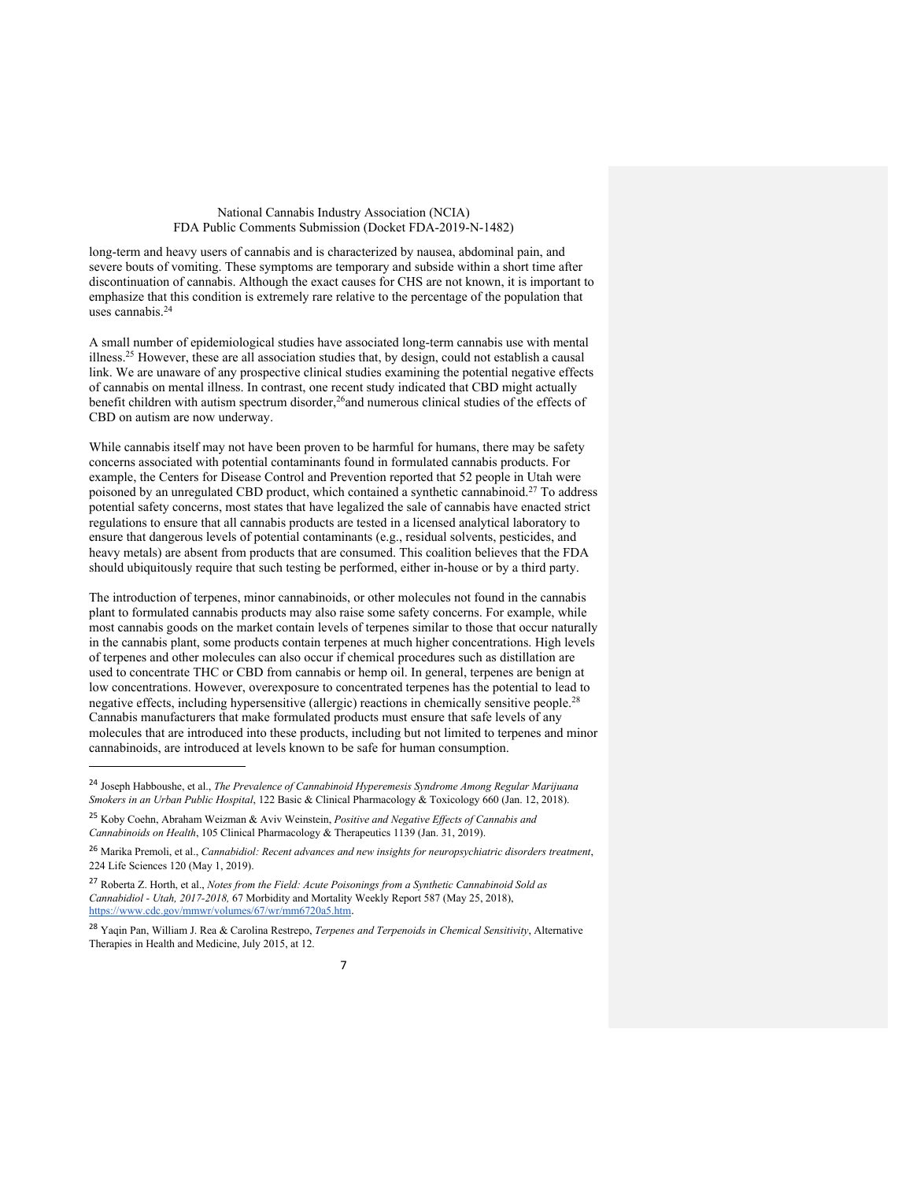long-term and heavy users of cannabis and is characterized by nausea, abdominal pain, and severe bouts of vomiting. These symptoms are temporary and subside within a short time after discontinuation of cannabis. Although the exact causes for CHS are not known, it is important to emphasize that this condition is extremely rare relative to the percentage of the population that uses cannabis.[24]

A small number of epidemiological studies have associated long-term cannabis use with mental illness.[25] However, these are all association studies that, by design, could not establish a causal link. We are unaware of any prospective clinical studies examining the potential negative effects of cannabis on mental illness. In contrast, one recent study indicated that CBD might actually benefit children with autism spectrum disorder,[26]and numerous clinical studies of the effects of CBD on autism are now underway.

While cannabis itself may not have been proven to be harmful for humans, there may be safety concerns associated with potential contaminants found in formulated cannabis products. For example, the Centers for Disease Control and Prevention reported that 52 people in Utah were poisoned by an unregulated CBD product, which contained a synthetic cannabinoid.[27] To address potential safety concerns, most states that have legalized the sale of cannabis have enacted strict regulations to ensure that all cannabis products are tested in a licensed analytical laboratory to ensure that dangerous levels of potential contaminants (e.g., residual solvents, pesticides, and heavy metals) are absent from products that are consumed. This coalition believes that the FDA should ubiquitously require that such testing be performed, either in-house or by a third party.

The introduction of terpenes, minor cannabinoids, or other molecules not found in the cannabis plant to formulated cannabis products may also raise some safety concerns. For example, while most cannabis goods on the market contain levels of terpenes similar to those that occur naturally in the cannabis plant, some products contain terpenes at much higher concentrations. High levels of terpenes and other molecules can also occur if chemical procedures such as distillation are used to concentrate THC or CBD from cannabis or hemp oil. In general, terpenes are benign at low concentrations. However, overexposure to concentrated terpenes has the potential to lead to negative effects, including hypersensitive (allergic) reactions in chemically sensitive people.[28] Cannabis manufacturers that make formulated products must ensure that safe levels of any molecules that are introduced into these products, including but not limited to terpenes and minor cannabinoids, are introduced at levels known to be safe for human consumption.

---

[24] Joseph Habboushe, et al., *The Prevalence of Cannabinoid Hyperemesis Syndrome Among Regular Marijuana Smokers in an Urban Public Hospital*, 122 Basic & Clinical Pharmacology & Toxicology 660 (Jan. 12, 2018).

[25] Koby Coehn, Abraham Weizman & Aviv Weinstein, *Positive and Negative Effects of Cannabis and Cannabinoids on Health*, 105 Clinical Pharmacology & Therapeutics 1139 (Jan. 31, 2019).

[26] Marika Premoli, et al., *Cannabidiol: Recent advances and new insights for neuropsychiatric disorders treatment*, 224 Life Sciences 120 (May 1, 2019).

[27] Roberta Z. Horth, et al., *Notes from the Field: Acute Poisonings from a Synthetic Cannabinoid Sold as Cannabidiol - Utah, 2017-2018,* 67 Morbidity and Mortality Weekly Report 587 (May 25, 2018), https://www.cdc.gov/mmwr/volumes/67/wr/mm6720a5.htm.

[28] Yaqin Pan, William J. Rea & Carolina Restrepo, *Terpenes and Terpenoids in Chemical Sensitivity*, Alternative Therapies in Health and Medicine, July 2015, at 12.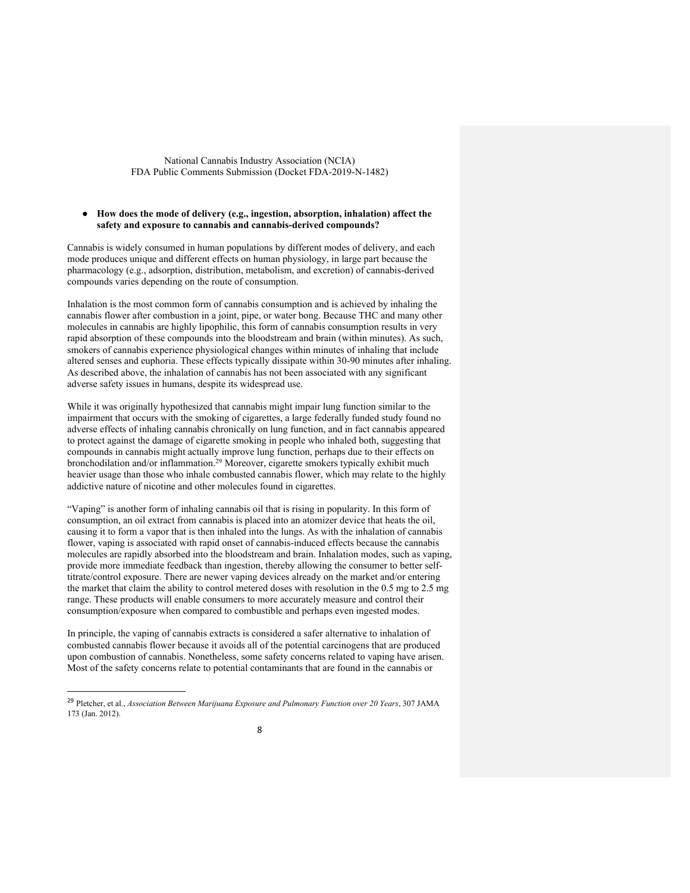- **How does the mode of delivery (e.g., ingestion, absorption, inhalation) affect the safety and exposure to cannabis and cannabis-derived compounds?**

Cannabis is widely consumed in human populations by different modes of delivery, and each mode produces unique and different effects on human physiology, in large part because the pharmacology (e.g., adsorption, distribution, metabolism, and excretion) of cannabis-derived compounds varies depending on the route of consumption.

Inhalation is the most common form of cannabis consumption and is achieved by inhaling the cannabis flower after combustion in a joint, pipe, or water bong. Because THC and many other molecules in cannabis are highly lipophilic, this form of cannabis consumption results in very rapid absorption of these compounds into the bloodstream and brain (within minutes). As such, smokers of cannabis experience physiological changes within minutes of inhaling that include altered senses and euphoria. These effects typically dissipate within 30-90 minutes after inhaling. As described above, the inhalation of cannabis has not been associated with any significant adverse safety issues in humans, despite its widespread use.

While it was originally hypothesized that cannabis might impair lung function similar to the impairment that occurs with the smoking of cigarettes, a large federally funded study found no adverse effects of inhaling cannabis chronically on lung function, and in fact cannabis appeared to protect against the damage of cigarette smoking in people who inhaled both, suggesting that compounds in cannabis might actually improve lung function, perhaps due to their effects on bronchodilation and/or inflammation.[29] Moreover, cigarette smokers typically exhibit much heavier usage than those who inhale combusted cannabis flower, which may relate to the highly addictive nature of nicotine and other molecules found in cigarettes.

"Vaping" is another form of inhaling cannabis oil that is rising in popularity. In this form of consumption, an oil extract from cannabis is placed into an atomizer device that heats the oil, causing it to form a vapor that is then inhaled into the lungs. As with the inhalation of cannabis flower, vaping is associated with rapid onset of cannabis-induced effects because the cannabis molecules are rapidly absorbed into the bloodstream and brain. Inhalation modes, such as vaping, provide more immediate feedback than ingestion, thereby allowing the consumer to better self-titrate/control exposure. There are newer vaping devices already on the market and/or entering the market that claim the ability to control metered doses with resolution in the 0.5 mg to 2.5 mg range. These products will enable consumers to more accurately measure and control their consumption/exposure when compared to combustible and perhaps even ingested modes.

In principle, the vaping of cannabis extracts is considered a safer alternative to inhalation of combusted cannabis flower because it avoids all of the potential carcinogens that are produced upon combustion of cannabis. Nonetheless, some safety concerns related to vaping have arisen. Most of the safety concerns relate to potential contaminants that are found in the cannabis or

[29] Pletcher, et al., *Association Between Marijuana Exposure and Pulmonary Function over 20 Years*, 307 JAMA 173 (Jan. 2012).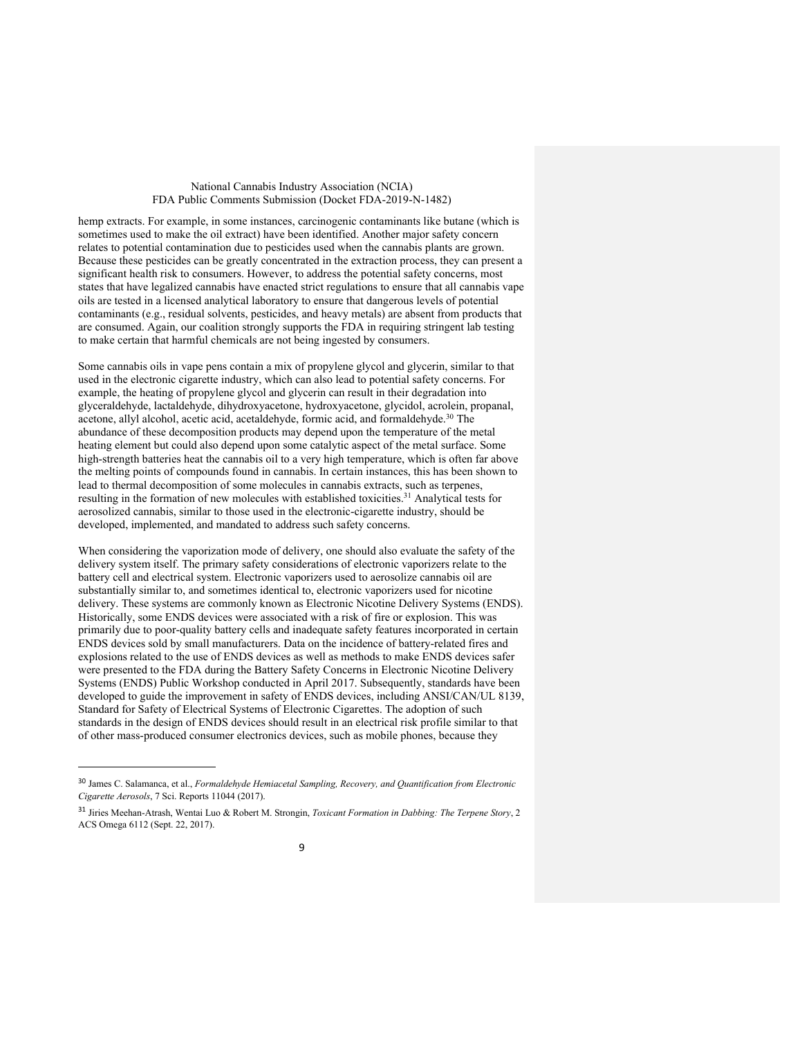hemp extracts. For example, in some instances, carcinogenic contaminants like butane (which is sometimes used to make the oil extract) have been identified. Another major safety concern relates to potential contamination due to pesticides used when the cannabis plants are grown. Because these pesticides can be greatly concentrated in the extraction process, they can present a significant health risk to consumers. However, to address the potential safety concerns, most states that have legalized cannabis have enacted strict regulations to ensure that all cannabis vape oils are tested in a licensed analytical laboratory to ensure that dangerous levels of potential contaminants (e.g., residual solvents, pesticides, and heavy metals) are absent from products that are consumed. Again, our coalition strongly supports the FDA in requiring stringent lab testing to make certain that harmful chemicals are not being ingested by consumers.

Some cannabis oils in vape pens contain a mix of propylene glycol and glycerin, similar to that used in the electronic cigarette industry, which can also lead to potential safety concerns. For example, the heating of propylene glycol and glycerin can result in their degradation into glyceraldehyde, lactaldehyde, dihydroxyacetone, hydroxyacetone, glycidol, acrolein, propanal, acetone, allyl alcohol, acetic acid, acetaldehyde, formic acid, and formaldehyde.[30] The abundance of these decomposition products may depend upon the temperature of the metal heating element but could also depend upon some catalytic aspect of the metal surface. Some high-strength batteries heat the cannabis oil to a very high temperature, which is often far above the melting points of compounds found in cannabis. In certain instances, this has been shown to lead to thermal decomposition of some molecules in cannabis extracts, such as terpenes, resulting in the formation of new molecules with established toxicities.[31] Analytical tests for aerosolized cannabis, similar to those used in the electronic-cigarette industry, should be developed, implemented, and mandated to address such safety concerns.

When considering the vaporization mode of delivery, one should also evaluate the safety of the delivery system itself. The primary safety considerations of electronic vaporizers relate to the battery cell and electrical system. Electronic vaporizers used to aerosolize cannabis oil are substantially similar to, and sometimes identical to, electronic vaporizers used for nicotine delivery. These systems are commonly known as Electronic Nicotine Delivery Systems (ENDS). Historically, some ENDS devices were associated with a risk of fire or explosion. This was primarily due to poor-quality battery cells and inadequate safety features incorporated in certain ENDS devices sold by small manufacturers. Data on the incidence of battery-related fires and explosions related to the use of ENDS devices as well as methods to make ENDS devices safer were presented to the FDA during the Battery Safety Concerns in Electronic Nicotine Delivery Systems (ENDS) Public Workshop conducted in April 2017. Subsequently, standards have been developed to guide the improvement in safety of ENDS devices, including ANSI/CAN/UL 8139, Standard for Safety of Electrical Systems of Electronic Cigarettes. The adoption of such standards in the design of ENDS devices should result in an electrical risk profile similar to that of other mass-produced consumer electronics devices, such as mobile phones, because they

---

[30] James C. Salamanca, et al., *Formaldehyde Hemiacetal Sampling, Recovery, and Quantification from Electronic Cigarette Aerosols*, 7 Sci. Reports 11044 (2017).

[31] Jiries Meehan-Atrash, Wentai Luo & Robert M. Strongin, *Toxicant Formation in Dabbing: The Terpene Story*, 2 ACS Omega 6112 (Sept. 22, 2017).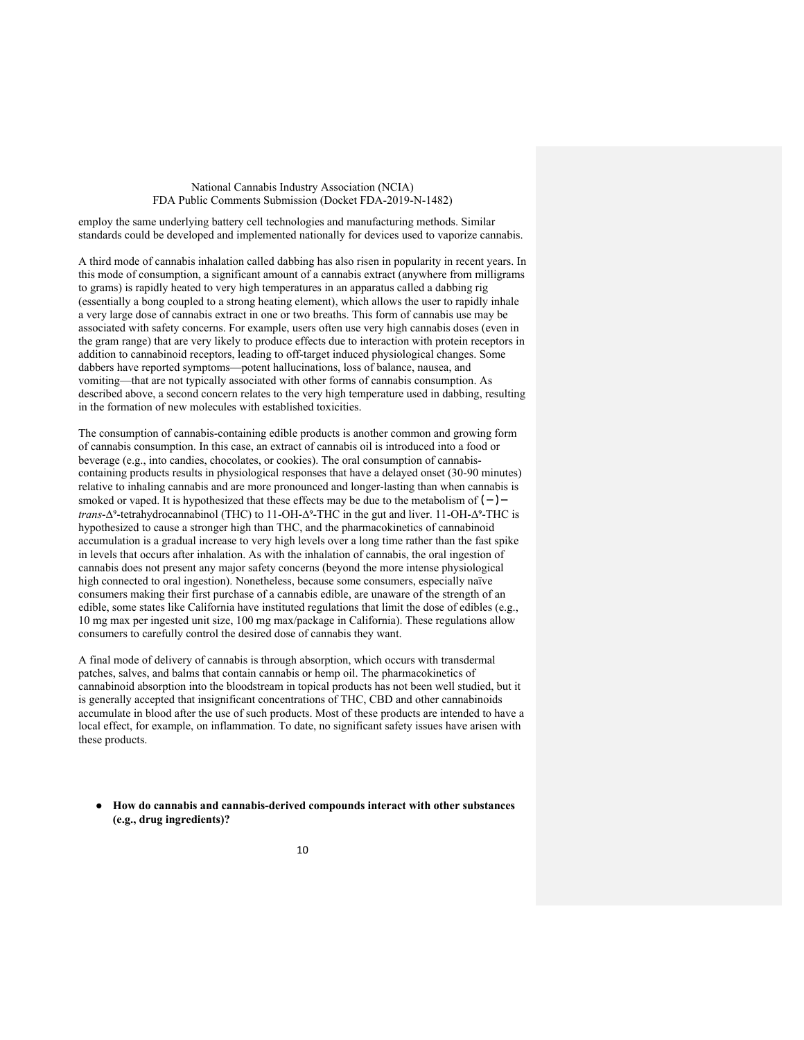employ the same underlying battery cell technologies and manufacturing methods. Similar standards could be developed and implemented nationally for devices used to vaporize cannabis.

A third mode of cannabis inhalation called dabbing has also risen in popularity in recent years. In this mode of consumption, a significant amount of a cannabis extract (anywhere from milligrams to grams) is rapidly heated to very high temperatures in an apparatus called a dabbing rig (essentially a bong coupled to a strong heating element), which allows the user to rapidly inhale a very large dose of cannabis extract in one or two breaths. This form of cannabis use may be associated with safety concerns. For example, users often use very high cannabis doses (even in the gram range) that are very likely to produce effects due to interaction with protein receptors in addition to cannabinoid receptors, leading to off-target induced physiological changes. Some dabbers have reported symptoms—potent hallucinations, loss of balance, nausea, and vomiting—that are not typically associated with other forms of cannabis consumption. As described above, a second concern relates to the very high temperature used in dabbing, resulting in the formation of new molecules with established toxicities.

The consumption of cannabis-containing edible products is another common and growing form of cannabis consumption. In this case, an extract of cannabis oil is introduced into a food or beverage (e.g., into candies, chocolates, or cookies). The oral consumption of cannabis-containing products results in physiological responses that have a delayed onset (30-90 minutes) relative to inhaling cannabis and are more pronounced and longer-lasting than when cannabis is smoked or vaped. It is hypothesized that these effects may be due to the metabolism of $(-)-$ *trans*-$\Delta^9$-tetrahydrocannabinol (THC) to 11-OH-$\Delta^9$-THC in the gut and liver. 11-OH-$\Delta^9$-THC is hypothesized to cause a stronger high than THC, and the pharmacokinetics of cannabinoid accumulation is a gradual increase to very high levels over a long time rather than the fast spike in levels that occurs after inhalation. As with the inhalation of cannabis, the oral ingestion of cannabis does not present any major safety concerns (beyond the more intense physiological high connected to oral ingestion). Nonetheless, because some consumers, especially naïve consumers making their first purchase of a cannabis edible, are unaware of the strength of an edible, some states like California have instituted regulations that limit the dose of edibles (e.g., 10 mg max per ingested unit size, 100 mg max/package in California). These regulations allow consumers to carefully control the desired dose of cannabis they want.

A final mode of delivery of cannabis is through absorption, which occurs with transdermal patches, salves, and balms that contain cannabis or hemp oil. The pharmacokinetics of cannabinoid absorption into the bloodstream in topical products has not been well studied, but it is generally accepted that insignificant concentrations of THC, CBD and other cannabinoids accumulate in blood after the use of such products. Most of these products are intended to have a local effect, for example, on inflammation. To date, no significant safety issues have arisen with these products.

- **How do cannabis and cannabis-derived compounds interact with other substances (e.g., drug ingredients)?**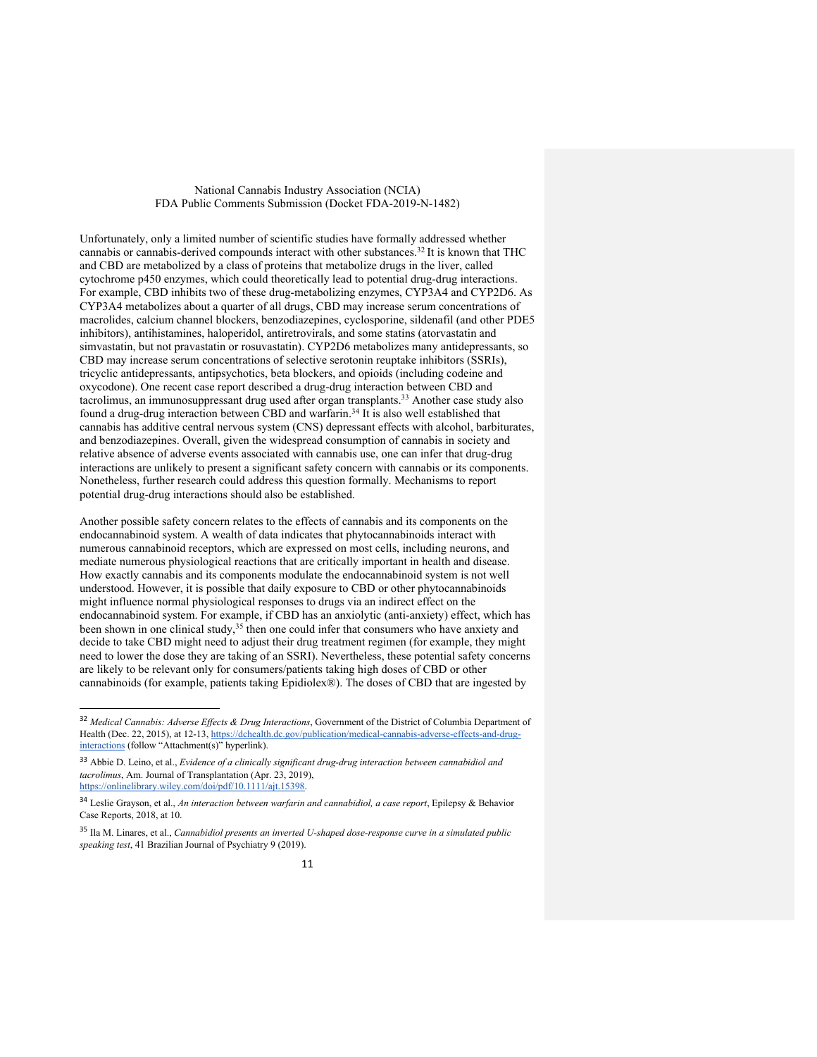Unfortunately, only a limited number of scientific studies have formally addressed whether cannabis or cannabis-derived compounds interact with other substances.[32] It is known that THC and CBD are metabolized by a class of proteins that metabolize drugs in the liver, called cytochrome p450 enzymes, which could theoretically lead to potential drug-drug interactions. For example, CBD inhibits two of these drug-metabolizing enzymes, CYP3A4 and CYP2D6. As CYP3A4 metabolizes about a quarter of all drugs, CBD may increase serum concentrations of macrolides, calcium channel blockers, benzodiazepines, cyclosporine, sildenafil (and other PDE5 inhibitors), antihistamines, haloperidol, antiretrovirals, and some statins (atorvastatin and simvastatin, but not pravastatin or rosuvastatin). CYP2D6 metabolizes many antidepressants, so CBD may increase serum concentrations of selective serotonin reuptake inhibitors (SSRIs), tricyclic antidepressants, antipsychotics, beta blockers, and opioids (including codeine and oxycodone). One recent case report described a drug-drug interaction between CBD and tacrolimus, an immunosuppressant drug used after organ transplants.[33] Another case study also found a drug-drug interaction between CBD and warfarin.[34] It is also well established that cannabis has additive central nervous system (CNS) depressant effects with alcohol, barbiturates, and benzodiazepines. Overall, given the widespread consumption of cannabis in society and relative absence of adverse events associated with cannabis use, one can infer that drug-drug interactions are unlikely to present a significant safety concern with cannabis or its components. Nonetheless, further research could address this question formally. Mechanisms to report potential drug-drug interactions should also be established.

Another possible safety concern relates to the effects of cannabis and its components on the endocannabinoid system. A wealth of data indicates that phytocannabinoids interact with numerous cannabinoid receptors, which are expressed on most cells, including neurons, and mediate numerous physiological reactions that are critically important in health and disease. How exactly cannabis and its components modulate the endocannabinoid system is not well understood. However, it is possible that daily exposure to CBD or other phytocannabinoids might influence normal physiological responses to drugs via an indirect effect on the endocannabinoid system. For example, if CBD has an anxiolytic (anti-anxiety) effect, which has been shown in one clinical study,[35] then one could infer that consumers who have anxiety and decide to take CBD might need to adjust their drug treatment regimen (for example, they might need to lower the dose they are taking of an SSRI). Nevertheless, these potential safety concerns are likely to be relevant only for consumers/patients taking high doses of CBD or other cannabinoids (for example, patients taking Epidiolex®). The doses of CBD that are ingested by

---

[32] *Medical Cannabis: Adverse Effects & Drug Interactions*, Government of the District of Columbia Department of Health (Dec. 22, 2015), at 12-13, https://dchealth.dc.gov/publication/medical-cannabis-adverse-effects-and-drug-interactions (follow "Attachment(s)" hyperlink).

[33] Abbie D. Leino, et al., *Evidence of a clinically significant drug-drug interaction between cannabidiol and tacrolimus*, Am. Journal of Transplantation (Apr. 23, 2019), https://onlinelibrary.wiley.com/doi/pdf/10.1111/ajt.15398.

[34] Leslie Grayson, et al., *An interaction between warfarin and cannabidiol, a case report*, Epilepsy & Behavior Case Reports, 2018, at 10.

[35] Ila M. Linares, et al., *Cannabidiol presents an inverted U-shaped dose-response curve in a simulated public speaking test*, 41 Brazilian Journal of Psychiatry 9 (2019).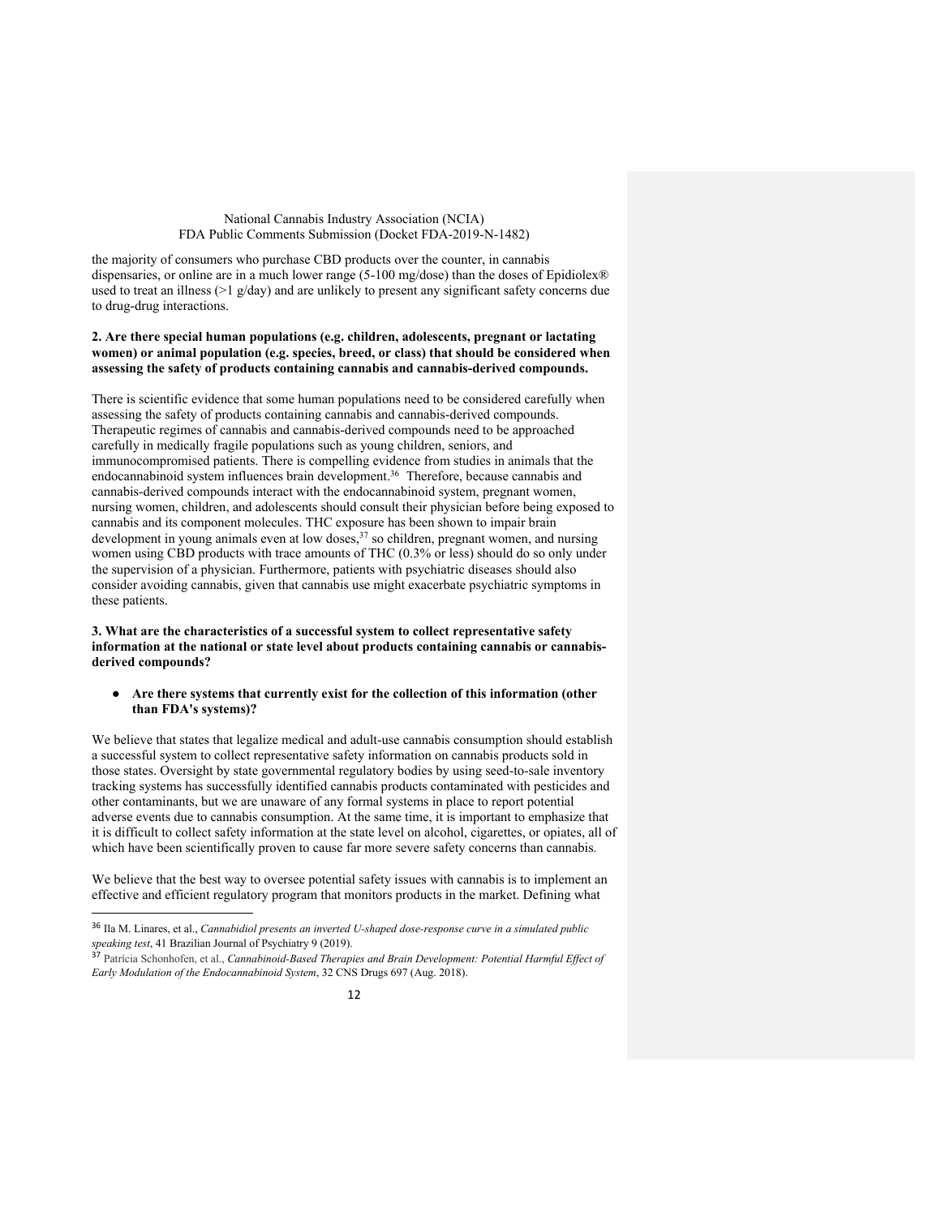the majority of consumers who purchase CBD products over the counter, in cannabis dispensaries, or online are in a much lower range (5-100 mg/dose) than the doses of Epidiolex® used to treat an illness (>1 g/day) and are unlikely to present any significant safety concerns due to drug-drug interactions.

**2. Are there special human populations (e.g. children, adolescents, pregnant or lactating women) or animal population (e.g. species, breed, or class) that should be considered when assessing the safety of products containing cannabis and cannabis-derived compounds.**

There is scientific evidence that some human populations need to be considered carefully when assessing the safety of products containing cannabis and cannabis-derived compounds. Therapeutic regimes of cannabis and cannabis-derived compounds need to be approached carefully in medically fragile populations such as young children, seniors, and immunocompromised patients. There is compelling evidence from studies in animals that the endocannabinoid system influences brain development.[36] Therefore, because cannabis and cannabis-derived compounds interact with the endocannabinoid system, pregnant women, nursing women, children, and adolescents should consult their physician before being exposed to cannabis and its component molecules. THC exposure has been shown to impair brain development in young animals even at low doses,[37] so children, pregnant women, and nursing women using CBD products with trace amounts of THC (0.3% or less) should do so only under the supervision of a physician. Furthermore, patients with psychiatric diseases should also consider avoiding cannabis, given that cannabis use might exacerbate psychiatric symptoms in these patients.

**3. What are the characteristics of a successful system to collect representative safety information at the national or state level about products containing cannabis or cannabis-derived compounds?**

- **Are there systems that currently exist for the collection of this information (other than FDA's systems)?**

We believe that states that legalize medical and adult-use cannabis consumption should establish a successful system to collect representative safety information on cannabis products sold in those states. Oversight by state governmental regulatory bodies by using seed-to-sale inventory tracking systems has successfully identified cannabis products contaminated with pesticides and other contaminants, but we are unaware of any formal systems in place to report potential adverse events due to cannabis consumption. At the same time, it is important to emphasize that it is difficult to collect safety information at the state level on alcohol, cigarettes, or opiates, all of which have been scientifically proven to cause far more severe safety concerns than cannabis*.*

We believe that the best way to oversee potential safety issues with cannabis is to implement an effective and efficient regulatory program that monitors products in the market. Defining what

---

[36] Ila M. Linares, et al., *Cannabidiol presents an inverted U-shaped dose-response curve in a simulated public speaking test*, 41 Brazilian Journal of Psychiatry 9 (2019).

[37] Patrícia Schonhofen, et al., *Cannabinoid-Based Therapies and Brain Development: Potential Harmful Effect of Early Modulation of the Endocannabinoid System*, 32 CNS Drugs 697 (Aug. 2018).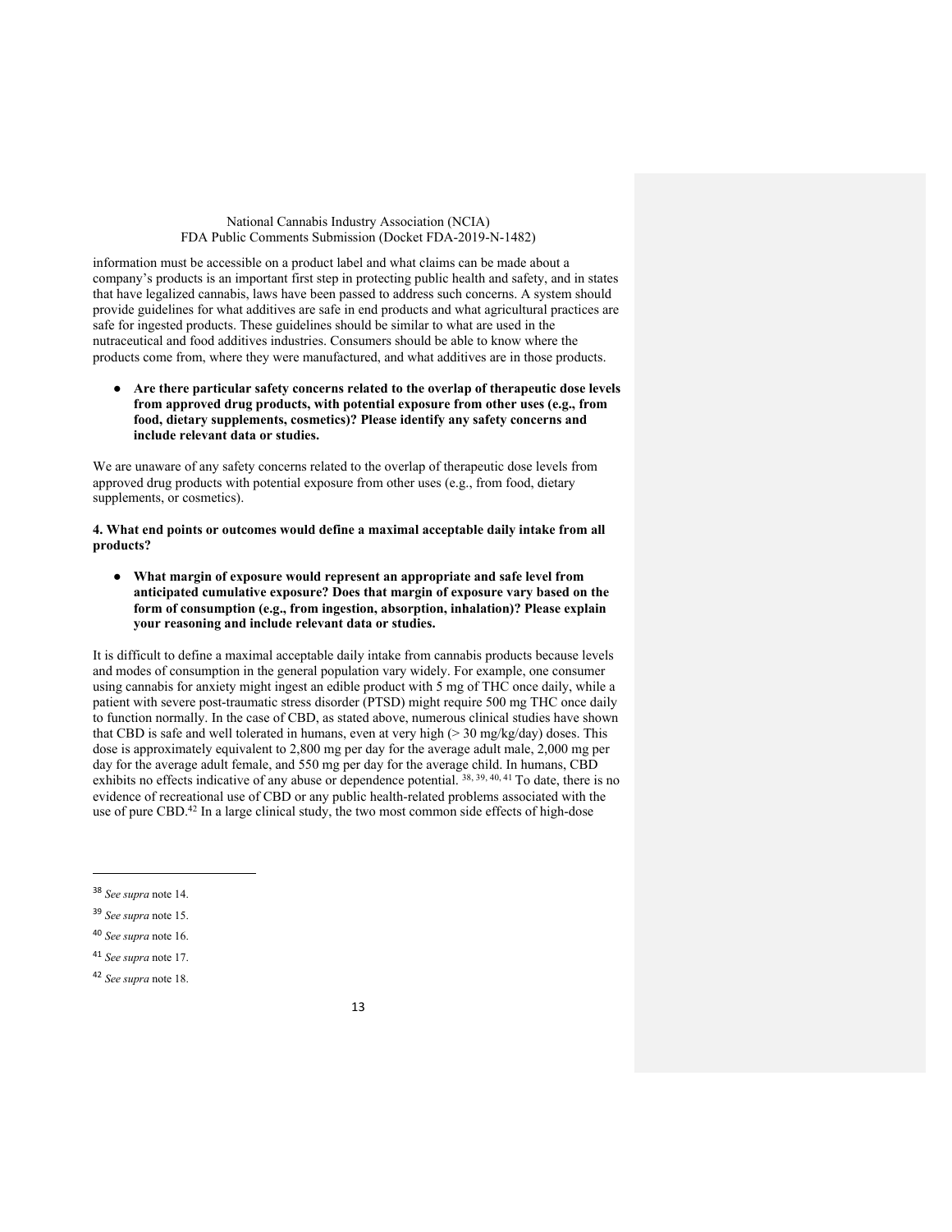information must be accessible on a product label and what claims can be made about a company's products is an important first step in protecting public health and safety, and in states that have legalized cannabis, laws have been passed to address such concerns. A system should provide guidelines for what additives are safe in end products and what agricultural practices are safe for ingested products. These guidelines should be similar to what are used in the nutraceutical and food additives industries. Consumers should be able to know where the products come from, where they were manufactured, and what additives are in those products.

- **Are there particular safety concerns related to the overlap of therapeutic dose levels from approved drug products, with potential exposure from other uses (e.g., from food, dietary supplements, cosmetics)? Please identify any safety concerns and include relevant data or studies.**

We are unaware of any safety concerns related to the overlap of therapeutic dose levels from approved drug products with potential exposure from other uses (e.g., from food, dietary supplements, or cosmetics).

**4. What end points or outcomes would define a maximal acceptable daily intake from all products?**

- **What margin of exposure would represent an appropriate and safe level from anticipated cumulative exposure? Does that margin of exposure vary based on the form of consumption (e.g., from ingestion, absorption, inhalation)? Please explain your reasoning and include relevant data or studies.**

It is difficult to define a maximal acceptable daily intake from cannabis products because levels and modes of consumption in the general population vary widely. For example, one consumer using cannabis for anxiety might ingest an edible product with 5 mg of THC once daily, while a patient with severe post-traumatic stress disorder (PTSD) might require 500 mg THC once daily to function normally. In the case of CBD, as stated above, numerous clinical studies have shown that CBD is safe and well tolerated in humans, even at very high (> 30 mg/kg/day) doses. This dose is approximately equivalent to 2,800 mg per day for the average adult male, 2,000 mg per day for the average adult female, and 550 mg per day for the average child. In humans, CBD exhibits no effects indicative of any abuse or dependence potential. [38, 39, 40, 41] To date, there is no evidence of recreational use of CBD or any public health-related problems associated with the use of pure CBD.[42] In a large clinical study, the two most common side effects of high-dose

---

[38] *See supra* note 14.

[39] *See supra* note 15.

[40] *See supra* note 16.

[41] *See supra* note 17.

[42] *See supra* note 18.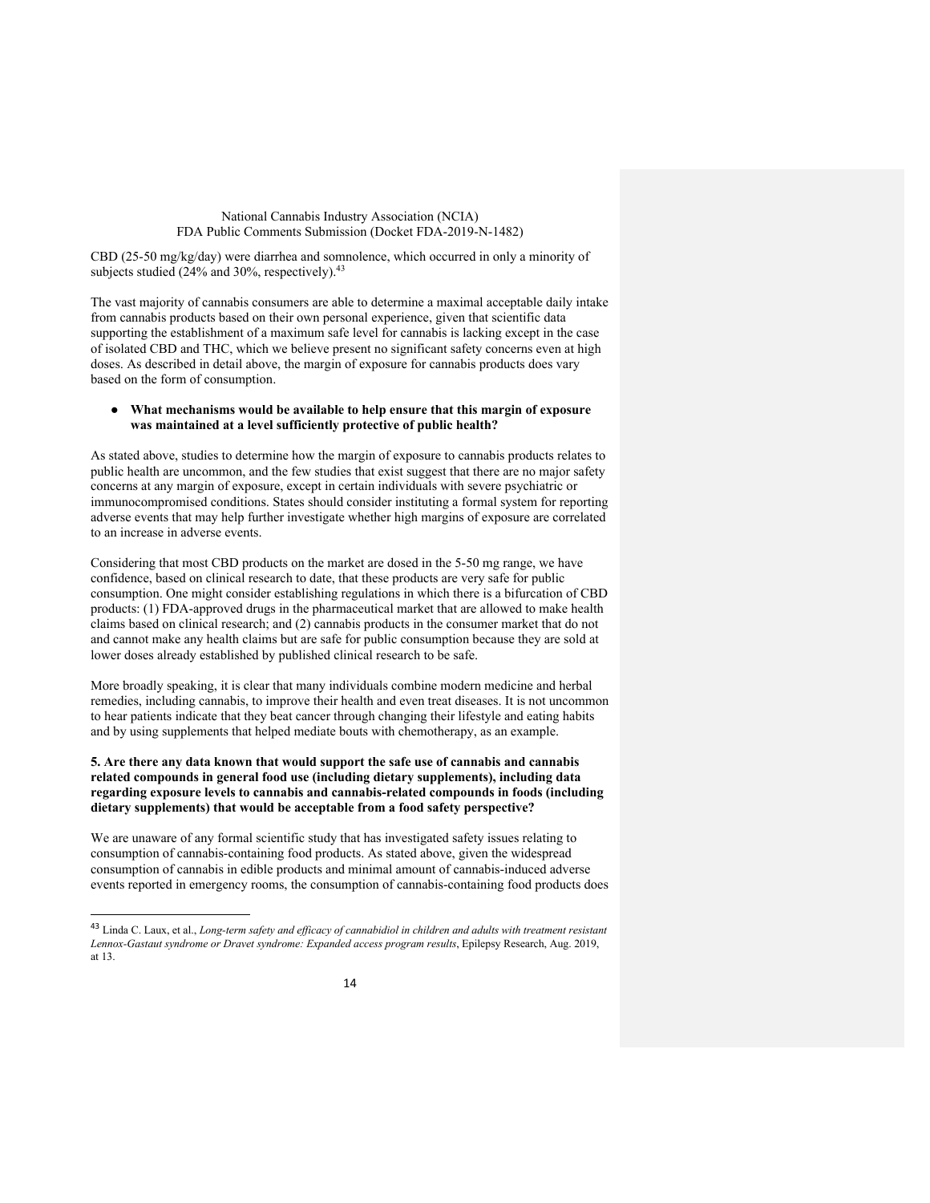CBD (25-50 mg/kg/day) were diarrhea and somnolence, which occurred in only a minority of subjects studied (24% and 30%, respectively).[43]

The vast majority of cannabis consumers are able to determine a maximal acceptable daily intake from cannabis products based on their own personal experience, given that scientific data supporting the establishment of a maximum safe level for cannabis is lacking except in the case of isolated CBD and THC, which we believe present no significant safety concerns even at high doses. As described in detail above, the margin of exposure for cannabis products does vary based on the form of consumption.

- **What mechanisms would be available to help ensure that this margin of exposure was maintained at a level sufficiently protective of public health?**

As stated above, studies to determine how the margin of exposure to cannabis products relates to public health are uncommon, and the few studies that exist suggest that there are no major safety concerns at any margin of exposure, except in certain individuals with severe psychiatric or immunocompromised conditions. States should consider instituting a formal system for reporting adverse events that may help further investigate whether high margins of exposure are correlated to an increase in adverse events.

Considering that most CBD products on the market are dosed in the 5-50 mg range, we have confidence, based on clinical research to date, that these products are very safe for public consumption. One might consider establishing regulations in which there is a bifurcation of CBD products: (1) FDA-approved drugs in the pharmaceutical market that are allowed to make health claims based on clinical research; and (2) cannabis products in the consumer market that do not and cannot make any health claims but are safe for public consumption because they are sold at lower doses already established by published clinical research to be safe.

More broadly speaking, it is clear that many individuals combine modern medicine and herbal remedies, including cannabis, to improve their health and even treat diseases. It is not uncommon to hear patients indicate that they beat cancer through changing their lifestyle and eating habits and by using supplements that helped mediate bouts with chemotherapy, as an example.

**5. Are there any data known that would support the safe use of cannabis and cannabis related compounds in general food use (including dietary supplements), including data regarding exposure levels to cannabis and cannabis-related compounds in foods (including dietary supplements) that would be acceptable from a food safety perspective?**

We are unaware of any formal scientific study that has investigated safety issues relating to consumption of cannabis-containing food products. As stated above, given the widespread consumption of cannabis in edible products and minimal amount of cannabis-induced adverse events reported in emergency rooms, the consumption of cannabis-containing food products does

---

[43] Linda C. Laux, et al., *Long-term safety and efficacy of cannabidiol in children and adults with treatment resistant Lennox-Gastaut syndrome or Dravet syndrome: Expanded access program results*, Epilepsy Research, Aug. 2019, at 13.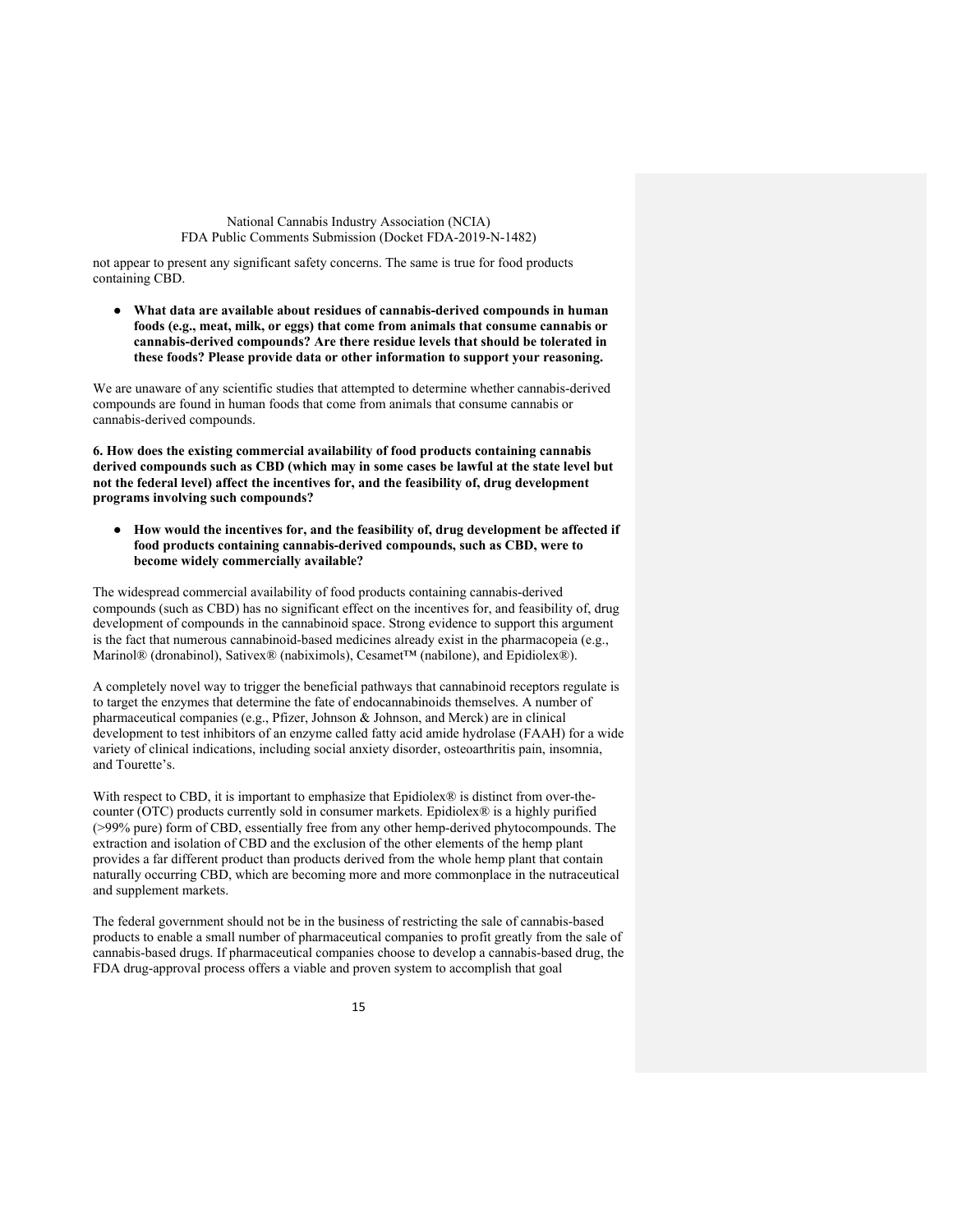not appear to present any significant safety concerns. The same is true for food products containing CBD.

- **What data are available about residues of cannabis-derived compounds in human foods (e.g., meat, milk, or eggs) that come from animals that consume cannabis or cannabis-derived compounds? Are there residue levels that should be tolerated in these foods? Please provide data or other information to support your reasoning.**

We are unaware of any scientific studies that attempted to determine whether cannabis-derived compounds are found in human foods that come from animals that consume cannabis or cannabis-derived compounds.

**6. How does the existing commercial availability of food products containing cannabis derived compounds such as CBD (which may in some cases be lawful at the state level but not the federal level) affect the incentives for, and the feasibility of, drug development programs involving such compounds?**

- **How would the incentives for, and the feasibility of, drug development be affected if food products containing cannabis-derived compounds, such as CBD, were to become widely commercially available?**

The widespread commercial availability of food products containing cannabis-derived compounds (such as CBD) has no significant effect on the incentives for, and feasibility of, drug development of compounds in the cannabinoid space. Strong evidence to support this argument is the fact that numerous cannabinoid-based medicines already exist in the pharmacopeia (e.g., Marinol® (dronabinol), Sativex® (nabiximols), Cesamet™ (nabilone), and Epidiolex®).

A completely novel way to trigger the beneficial pathways that cannabinoid receptors regulate is to target the enzymes that determine the fate of endocannabinoids themselves. A number of pharmaceutical companies (e.g., Pfizer, Johnson & Johnson, and Merck) are in clinical development to test inhibitors of an enzyme called fatty acid amide hydrolase (FAAH) for a wide variety of clinical indications, including social anxiety disorder, osteoarthritis pain, insomnia, and Tourette's.

With respect to CBD, it is important to emphasize that Epidiolex® is distinct from over-the-counter (OTC) products currently sold in consumer markets. Epidiolex® is a highly purified (>99% pure) form of CBD, essentially free from any other hemp-derived phytocompounds. The extraction and isolation of CBD and the exclusion of the other elements of the hemp plant provides a far different product than products derived from the whole hemp plant that contain naturally occurring CBD, which are becoming more and more commonplace in the nutraceutical and supplement markets.

The federal government should not be in the business of restricting the sale of cannabis-based products to enable a small number of pharmaceutical companies to profit greatly from the sale of cannabis-based drugs. If pharmaceutical companies choose to develop a cannabis-based drug, the FDA drug-approval process offers a viable and proven system to accomplish that goal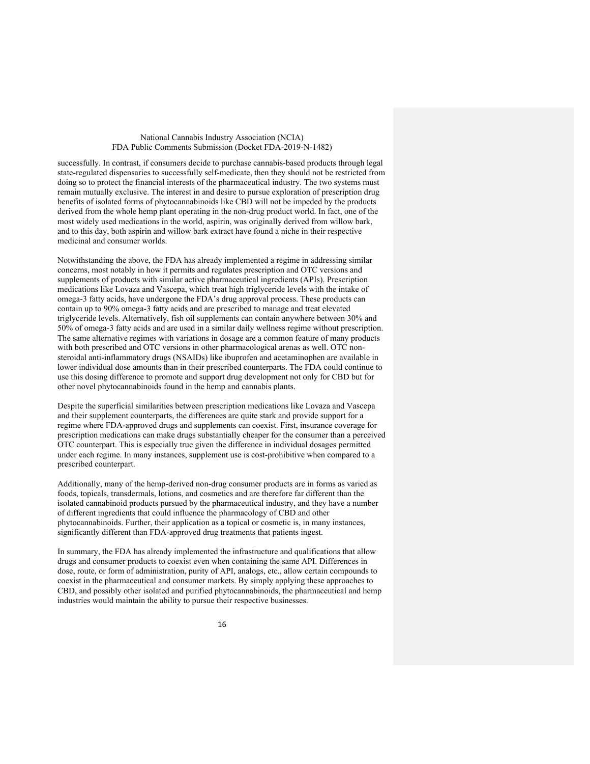successfully. In contrast, if consumers decide to purchase cannabis-based products through legal state-regulated dispensaries to successfully self-medicate, then they should not be restricted from doing so to protect the financial interests of the pharmaceutical industry. The two systems must remain mutually exclusive. The interest in and desire to pursue exploration of prescription drug benefits of isolated forms of phytocannabinoids like CBD will not be impeded by the products derived from the whole hemp plant operating in the non-drug product world. In fact, one of the most widely used medications in the world, aspirin, was originally derived from willow bark, and to this day, both aspirin and willow bark extract have found a niche in their respective medicinal and consumer worlds.

Notwithstanding the above, the FDA has already implemented a regime in addressing similar concerns, most notably in how it permits and regulates prescription and OTC versions and supplements of products with similar active pharmaceutical ingredients (APIs). Prescription medications like Lovaza and Vascepa, which treat high triglyceride levels with the intake of omega-3 fatty acids, have undergone the FDA's drug approval process. These products can contain up to 90% omega-3 fatty acids and are prescribed to manage and treat elevated triglyceride levels. Alternatively, fish oil supplements can contain anywhere between 30% and 50% of omega-3 fatty acids and are used in a similar daily wellness regime without prescription. The same alternative regimes with variations in dosage are a common feature of many products with both prescribed and OTC versions in other pharmacological arenas as well. OTC non-steroidal anti-inflammatory drugs (NSAIDs) like ibuprofen and acetaminophen are available in lower individual dose amounts than in their prescribed counterparts. The FDA could continue to use this dosing difference to promote and support drug development not only for CBD but for other novel phytocannabinoids found in the hemp and cannabis plants.

Despite the superficial similarities between prescription medications like Lovaza and Vascepa and their supplement counterparts, the differences are quite stark and provide support for a regime where FDA-approved drugs and supplements can coexist. First, insurance coverage for prescription medications can make drugs substantially cheaper for the consumer than a perceived OTC counterpart. This is especially true given the difference in individual dosages permitted under each regime. In many instances, supplement use is cost-prohibitive when compared to a prescribed counterpart.

Additionally, many of the hemp-derived non-drug consumer products are in forms as varied as foods, topicals, transdermals, lotions, and cosmetics and are therefore far different than the isolated cannabinoid products pursued by the pharmaceutical industry, and they have a number of different ingredients that could influence the pharmacology of CBD and other phytocannabinoids. Further, their application as a topical or cosmetic is, in many instances, significantly different than FDA-approved drug treatments that patients ingest.

In summary, the FDA has already implemented the infrastructure and qualifications that allow drugs and consumer products to coexist even when containing the same API. Differences in dose, route, or form of administration, purity of API, analogs, etc., allow certain compounds to coexist in the pharmaceutical and consumer markets. By simply applying these approaches to CBD, and possibly other isolated and purified phytocannabinoids, the pharmaceutical and hemp industries would maintain the ability to pursue their respective businesses.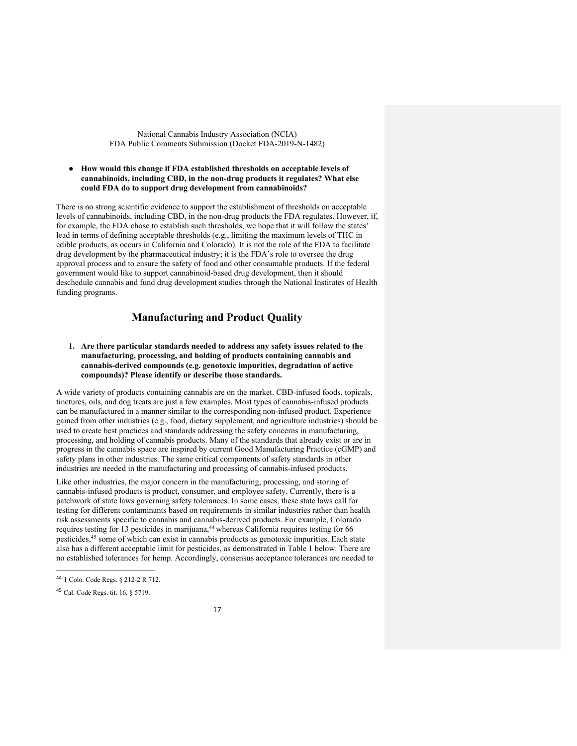- **How would this change if FDA established thresholds on acceptable levels of cannabinoids, including CBD, in the non-drug products it regulates? What else could FDA do to support drug development from cannabinoids?**

There is no strong scientific evidence to support the establishment of thresholds on acceptable levels of cannabinoids, including CBD, in the non-drug products the FDA regulates. However, if, for example, the FDA chose to establish such thresholds, we hope that it will follow the states' lead in terms of defining acceptable thresholds (e.g., limiting the maximum levels of THC in edible products, as occurs in California and Colorado). It is not the role of the FDA to facilitate drug development by the pharmaceutical industry; it is the FDA's role to oversee the drug approval process and to ensure the safety of food and other consumable products. If the federal government would like to support cannabinoid-based drug development, then it should deschedule cannabis and fund drug development studies through the National Institutes of Health funding programs.

## Manufacturing and Product Quality

1. **Are there particular standards needed to address any safety issues related to the manufacturing, processing, and holding of products containing cannabis and cannabis-derived compounds (e.g. genotoxic impurities, degradation of active compounds)? Please identify or describe those standards.**

A wide variety of products containing cannabis are on the market. CBD-infused foods, topicals, tinctures, oils, and dog treats are just a few examples. Most types of cannabis-infused products can be manufactured in a manner similar to the corresponding non-infused product. Experience gained from other industries (e.g., food, dietary supplement, and agriculture industries) should be used to create best practices and standards addressing the safety concerns in manufacturing, processing, and holding of cannabis products. Many of the standards that already exist or are in progress in the cannabis space are inspired by current Good Manufacturing Practice (cGMP) and safety plans in other industries. The same critical components of safety standards in other industries are needed in the manufacturing and processing of cannabis-infused products.

Like other industries, the major concern in the manufacturing, processing, and storing of cannabis-infused products is product, consumer, and employee safety. Currently, there is a patchwork of state laws governing safety tolerances. In some cases, these state laws call for testing for different contaminants based on requirements in similar industries rather than health risk assessments specific to cannabis and cannabis-derived products. For example, Colorado requires testing for 13 pesticides in marijuana,[44] whereas California requires testing for 66 pesticides,[45] some of which can exist in cannabis products as genotoxic impurities. Each state also has a different acceptable limit for pesticides, as demonstrated in Table 1 below. There are no established tolerances for hemp. Accordingly, consensus acceptance tolerances are needed to

[44] 1 Colo. Code Regs. § 212-2 R 712.

[45] Cal. Code Regs. tit. 16, § 5719.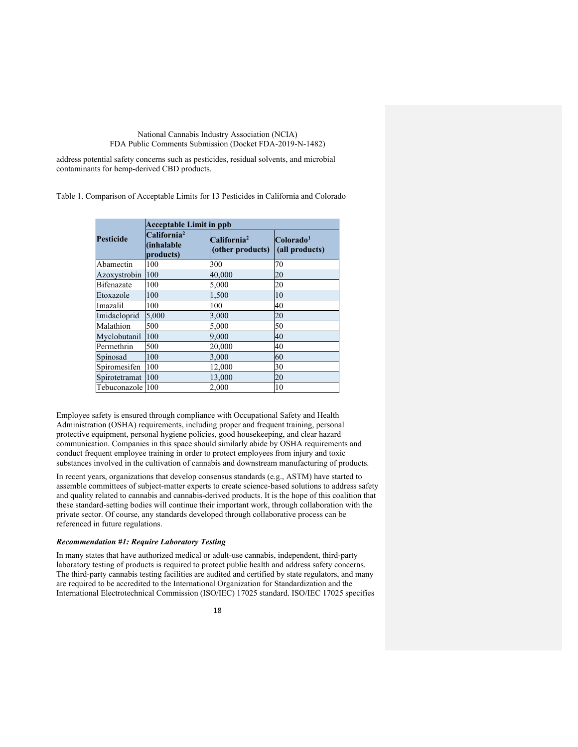address potential safety concerns such as pesticides, residual solvents, and microbial contaminants for hemp-derived CBD products.

Table 1. Comparison of Acceptable Limits for 13 Pesticides in California and Colorado

| Pesticide | Acceptable Limit in ppb | | |
|---|---|---|---|
| | California[2] (inhalable products) | California[2] (other products) | Colorado[1] (all products) |
| Abamectin | 100 | 300 | 70 |
| Azoxystrobin | 100 | 40,000 | 20 |
| Bifenazate | 100 | 5,000 | 20 |
| Etoxazole | 100 | 1,500 | 10 |
| Imazalil | 100 | 100 | 40 |
| Imidacloprid | 5,000 | 3,000 | 20 |
| Malathion | 500 | 5,000 | 50 |
| Myclobutanil | 100 | 9,000 | 40 |
| Permethrin | 500 | 20,000 | 40 |
| Spinosad | 100 | 3,000 | 60 |
| Spiromesifen | 100 | 12,000 | 30 |
| Spirotetramat | 100 | 13,000 | 20 |
| Tebuconazole | 100 | 2,000 | 10 |

Employee safety is ensured through compliance with Occupational Safety and Health Administration (OSHA) requirements, including proper and frequent training, personal protective equipment, personal hygiene policies, good housekeeping, and clear hazard communication. Companies in this space should similarly abide by OSHA requirements and conduct frequent employee training in order to protect employees from injury and toxic substances involved in the cultivation of cannabis and downstream manufacturing of products.

In recent years, organizations that develop consensus standards (e.g., ASTM) have started to assemble committees of subject-matter experts to create science-based solutions to address safety and quality related to cannabis and cannabis-derived products. It is the hope of this coalition that these standard-setting bodies will continue their important work, through collaboration with the private sector. Of course, any standards developed through collaborative process can be referenced in future regulations.

***Recommendation #1: Require Laboratory Testing***

In many states that have authorized medical or adult-use cannabis, independent, third-party laboratory testing of products is required to protect public health and address safety concerns. The third-party cannabis testing facilities are audited and certified by state regulators, and many are required to be accredited to the International Organization for Standardization and the International Electrotechnical Commission (ISO/IEC) 17025 standard. ISO/IEC 17025 specifies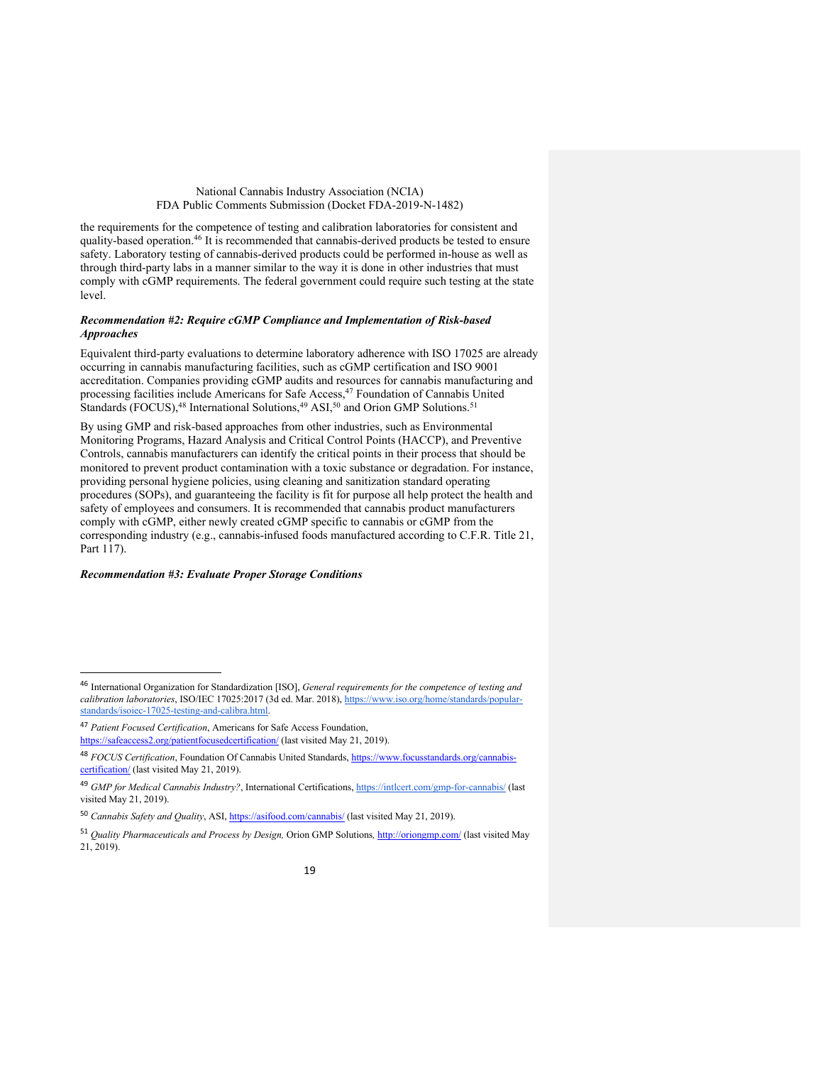the requirements for the competence of testing and calibration laboratories for consistent and quality-based operation.[46] It is recommended that cannabis-derived products be tested to ensure safety. Laboratory testing of cannabis-derived products could be performed in-house as well as through third-party labs in a manner similar to the way it is done in other industries that must comply with cGMP requirements. The federal government could require such testing at the state level.

***Recommendation #2: Require cGMP Compliance and Implementation of Risk-based Approaches***

Equivalent third-party evaluations to determine laboratory adherence with ISO 17025 are already occurring in cannabis manufacturing facilities, such as cGMP certification and ISO 9001 accreditation. Companies providing cGMP audits and resources for cannabis manufacturing and processing facilities include Americans for Safe Access,[47] Foundation of Cannabis United Standards (FOCUS),[48] International Solutions,[49] ASI,[50] and Orion GMP Solutions.[51]

By using GMP and risk-based approaches from other industries, such as Environmental Monitoring Programs, Hazard Analysis and Critical Control Points (HACCP), and Preventive Controls, cannabis manufacturers can identify the critical points in their process that should be monitored to prevent product contamination with a toxic substance or degradation. For instance, providing personal hygiene policies, using cleaning and sanitization standard operating procedures (SOPs), and guaranteeing the facility is fit for purpose all help protect the health and safety of employees and consumers. It is recommended that cannabis product manufacturers comply with cGMP, either newly created cGMP specific to cannabis or cGMP from the corresponding industry (e.g., cannabis-infused foods manufactured according to C.F.R. Title 21, Part 117).

***Recommendation #3: Evaluate Proper Storage Conditions***

---

[46] International Organization for Standardization [ISO], *General requirements for the competence of testing and calibration laboratories*, ISO/IEC 17025:2017 (3d ed. Mar. 2018), https://www.iso.org/home/standards/popular-standards/isoiec-17025-testing-and-calibra.html.

[47] *Patient Focused Certification*, Americans for Safe Access Foundation, https://safeaccess2.org/patientfocusedcertification/ (last visited May 21, 2019).

[48] *FOCUS Certification*, Foundation Of Cannabis United Standards, https://www.focusstandards.org/cannabis-certification/ (last visited May 21, 2019).

[49] *GMP for Medical Cannabis Industry?*, International Certifications, https://intlcert.com/gmp-for-cannabis/ (last visited May 21, 2019).

[50] *Cannabis Safety and Quality*, ASI, https://asifood.com/cannabis/ (last visited May 21, 2019).

[51] *Quality Pharmaceuticals and Process by Design,* Orion GMP Solutions*,* http://oriongmp.com/ (last visited May 21, 2019).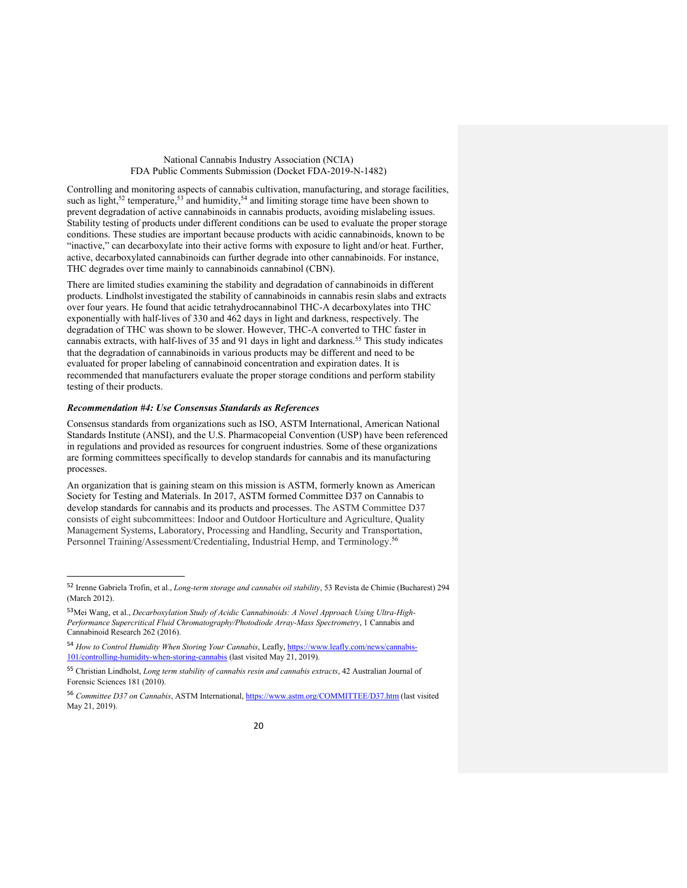Controlling and monitoring aspects of cannabis cultivation, manufacturing, and storage facilities, such as light,[52] temperature,[53] and humidity,[54] and limiting storage time have been shown to prevent degradation of active cannabinoids in cannabis products, avoiding mislabeling issues. Stability testing of products under different conditions can be used to evaluate the proper storage conditions. These studies are important because products with acidic cannabinoids, known to be "inactive," can decarboxylate into their active forms with exposure to light and/or heat. Further, active, decarboxylated cannabinoids can further degrade into other cannabinoids. For instance, THC degrades over time mainly to cannabinoids cannabinol (CBN).

There are limited studies examining the stability and degradation of cannabinoids in different products. Lindholst investigated the stability of cannabinoids in cannabis resin slabs and extracts over four years. He found that acidic tetrahydrocannabinol THC-A decarboxylates into THC exponentially with half-lives of 330 and 462 days in light and darkness, respectively. The degradation of THC was shown to be slower. However, THC-A converted to THC faster in cannabis extracts, with half-lives of 35 and 91 days in light and darkness.[55] This study indicates that the degradation of cannabinoids in various products may be different and need to be evaluated for proper labeling of cannabinoid concentration and expiration dates. It is recommended that manufacturers evaluate the proper storage conditions and perform stability testing of their products.

***Recommendation #4: Use Consensus Standards as References***

Consensus standards from organizations such as ISO, ASTM International, American National Standards Institute (ANSI), and the U.S. Pharmacopeial Convention (USP) have been referenced in regulations and provided as resources for congruent industries. Some of these organizations are forming committees specifically to develop standards for cannabis and its manufacturing processes.

An organization that is gaining steam on this mission is ASTM, formerly known as American Society for Testing and Materials. In 2017, ASTM formed Committee D37 on Cannabis to develop standards for cannabis and its products and processes. The ASTM Committee D37 consists of eight subcommittees: Indoor and Outdoor Horticulture and Agriculture, Quality Management Systems, Laboratory, Processing and Handling, Security and Transportation, Personnel Training/Assessment/Credentialing, Industrial Hemp, and Terminology.[56]

---

[52] Irenne Gabriela Trofin, et al., *Long-term storage and cannabis oil stability*, 53 Revista de Chimie (Bucharest) 294 (March 2012).

[53] Mei Wang, et al., *Decarboxylation Study of Acidic Cannabinoids: A Novel Approach Using Ultra-High-Performance Supercritical Fluid Chromatography/Photodiode Array-Mass Spectrometry*, 1 Cannabis and Cannabinoid Research 262 (2016).

[54] *How to Control Humidity When Storing Your Cannabis*, Leafly, https://www.leafly.com/news/cannabis-101/controlling-humidity-when-storing-cannabis (last visited May 21, 2019).

[55] Christian Lindholst, *Long term stability of cannabis resin and cannabis extracts*, 42 Australian Journal of Forensic Sciences 181 (2010).

[56] *Committee D37 on Cannabis*, ASTM International, https://www.astm.org/COMMITTEE/D37.htm (last visited May 21, 2019).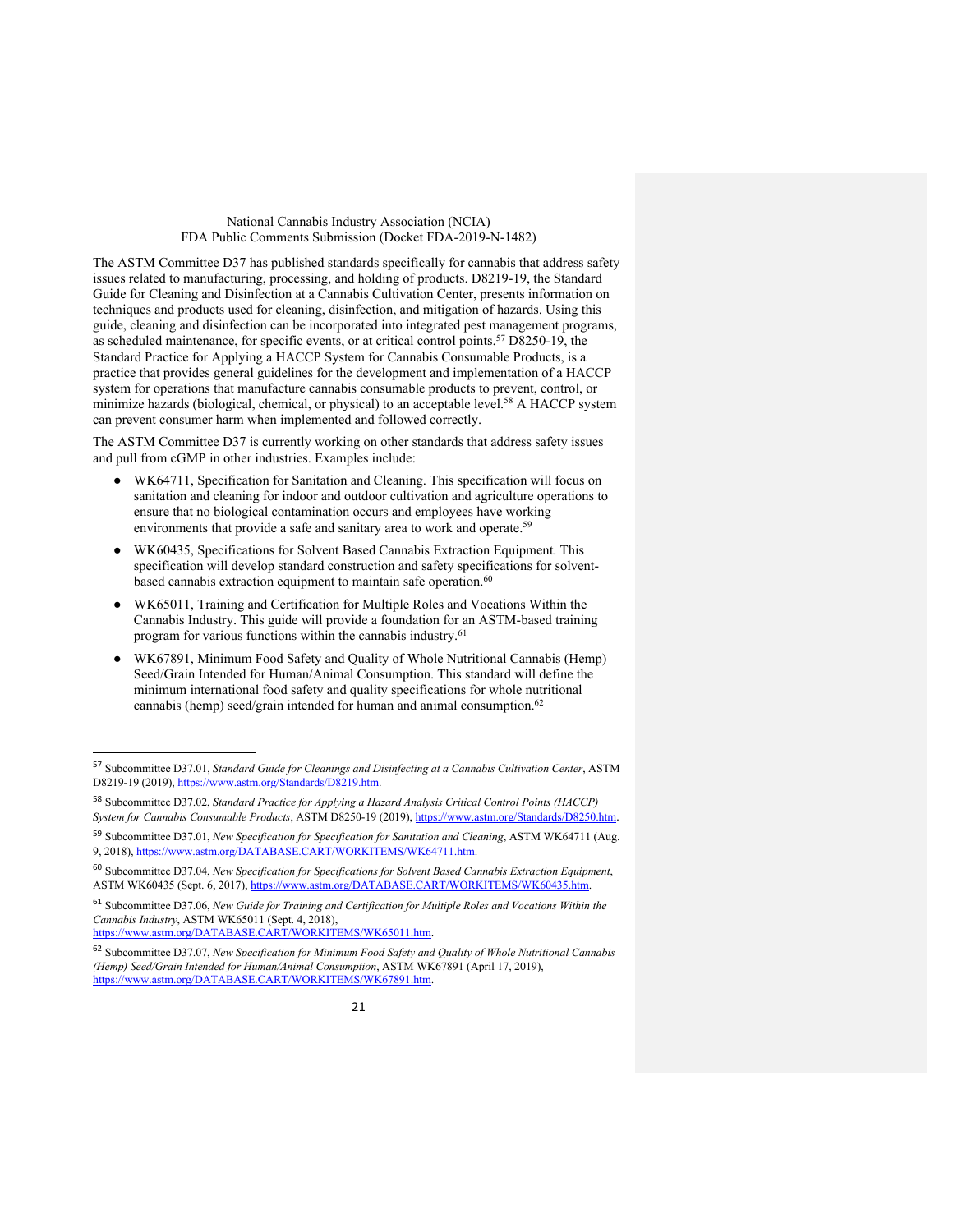The ASTM Committee D37 has published standards specifically for cannabis that address safety issues related to manufacturing, processing, and holding of products. D8219-19, the Standard Guide for Cleaning and Disinfection at a Cannabis Cultivation Center, presents information on techniques and products used for cleaning, disinfection, and mitigation of hazards. Using this guide, cleaning and disinfection can be incorporated into integrated pest management programs, as scheduled maintenance, for specific events, or at critical control points.[57] D8250-19, the Standard Practice for Applying a HACCP System for Cannabis Consumable Products, is a practice that provides general guidelines for the development and implementation of a HACCP system for operations that manufacture cannabis consumable products to prevent, control, or minimize hazards (biological, chemical, or physical) to an acceptable level.[58] A HACCP system can prevent consumer harm when implemented and followed correctly.

The ASTM Committee D37 is currently working on other standards that address safety issues and pull from cGMP in other industries. Examples include:

- WK64711, Specification for Sanitation and Cleaning. This specification will focus on sanitation and cleaning for indoor and outdoor cultivation and agriculture operations to ensure that no biological contamination occurs and employees have working environments that provide a safe and sanitary area to work and operate.[59]
- WK60435, Specifications for Solvent Based Cannabis Extraction Equipment. This specification will develop standard construction and safety specifications for solvent-based cannabis extraction equipment to maintain safe operation.[60]
- WK65011, Training and Certification for Multiple Roles and Vocations Within the Cannabis Industry. This guide will provide a foundation for an ASTM-based training program for various functions within the cannabis industry.[61]
- WK67891, Minimum Food Safety and Quality of Whole Nutritional Cannabis (Hemp) Seed/Grain Intended for Human/Animal Consumption. This standard will define the minimum international food safety and quality specifications for whole nutritional cannabis (hemp) seed/grain intended for human and animal consumption.[62]

---

[57] Subcommittee D37.01, *Standard Guide for Cleanings and Disinfecting at a Cannabis Cultivation Center*, ASTM D8219-19 (2019), https://www.astm.org/Standards/D8219.htm.

[58] Subcommittee D37.02, *Standard Practice for Applying a Hazard Analysis Critical Control Points (HACCP) System for Cannabis Consumable Products*, ASTM D8250-19 (2019), https://www.astm.org/Standards/D8250.htm.

[59] Subcommittee D37.01, *New Specification for Specification for Sanitation and Cleaning*, ASTM WK64711 (Aug. 9, 2018), https://www.astm.org/DATABASE.CART/WORKITEMS/WK64711.htm.

[60] Subcommittee D37.04, *New Specification for Specifications for Solvent Based Cannabis Extraction Equipment*, ASTM WK60435 (Sept. 6, 2017), https://www.astm.org/DATABASE.CART/WORKITEMS/WK60435.htm.

[61] Subcommittee D37.06, *New Guide for Training and Certification for Multiple Roles and Vocations Within the Cannabis Industry*, ASTM WK65011 (Sept. 4, 2018), https://www.astm.org/DATABASE.CART/WORKITEMS/WK65011.htm.

[62] Subcommittee D37.07, *New Specification for Minimum Food Safety and Quality of Whole Nutritional Cannabis (Hemp) Seed/Grain Intended for Human/Animal Consumption*, ASTM WK67891 (April 17, 2019), https://www.astm.org/DATABASE.CART/WORKITEMS/WK67891.htm.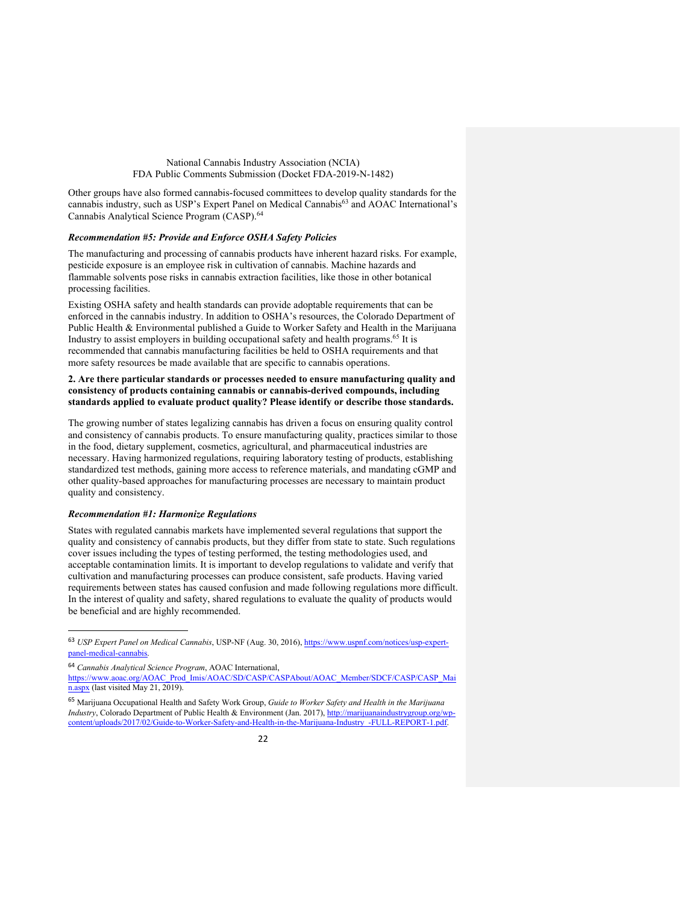Other groups have also formed cannabis-focused committees to develop quality standards for the cannabis industry, such as USP's Expert Panel on Medical Cannabis[63] and AOAC International's Cannabis Analytical Science Program (CASP).[64]

***Recommendation #5: Provide and Enforce OSHA Safety Policies***

The manufacturing and processing of cannabis products have inherent hazard risks. For example, pesticide exposure is an employee risk in cultivation of cannabis. Machine hazards and flammable solvents pose risks in cannabis extraction facilities, like those in other botanical processing facilities.

Existing OSHA safety and health standards can provide adoptable requirements that can be enforced in the cannabis industry. In addition to OSHA's resources, the Colorado Department of Public Health & Environmental published a Guide to Worker Safety and Health in the Marijuana Industry to assist employers in building occupational safety and health programs.[65] It is recommended that cannabis manufacturing facilities be held to OSHA requirements and that more safety resources be made available that are specific to cannabis operations.

**2. Are there particular standards or processes needed to ensure manufacturing quality and consistency of products containing cannabis or cannabis-derived compounds, including standards applied to evaluate product quality? Please identify or describe those standards.**

The growing number of states legalizing cannabis has driven a focus on ensuring quality control and consistency of cannabis products. To ensure manufacturing quality, practices similar to those in the food, dietary supplement, cosmetics, agricultural, and pharmaceutical industries are necessary. Having harmonized regulations, requiring laboratory testing of products, establishing standardized test methods, gaining more access to reference materials, and mandating cGMP and other quality-based approaches for manufacturing processes are necessary to maintain product quality and consistency.

***Recommendation #1: Harmonize Regulations***

States with regulated cannabis markets have implemented several regulations that support the quality and consistency of cannabis products, but they differ from state to state. Such regulations cover issues including the types of testing performed, the testing methodologies used, and acceptable contamination limits. It is important to develop regulations to validate and verify that cultivation and manufacturing processes can produce consistent, safe products. Having varied requirements between states has caused confusion and made following regulations more difficult. In the interest of quality and safety, shared regulations to evaluate the quality of products would be beneficial and are highly recommended.

---

[63] *USP Expert Panel on Medical Cannabis*, USP-NF (Aug. 30, 2016), https://www.uspnf.com/notices/usp-expert-panel-medical-cannabis.

[64] *Cannabis Analytical Science Program*, AOAC International, https://www.aoac.org/AOAC_Prod_Imis/AOAC/SD/CASP/CASPAbout/AOAC_Member/SDCF/CASP/CASP_Main.aspx (last visited May 21, 2019).

[65] Marijuana Occupational Health and Safety Work Group, *Guide to Worker Safety and Health in the Marijuana Industry*, Colorado Department of Public Health & Environment (Jan. 2017), http://marijuanaindustrygroup.org/wp-content/uploads/2017/02/Guide-to-Worker-Safety-and-Health-in-the-Marijuana-Industry_-FULL-REPORT-1.pdf.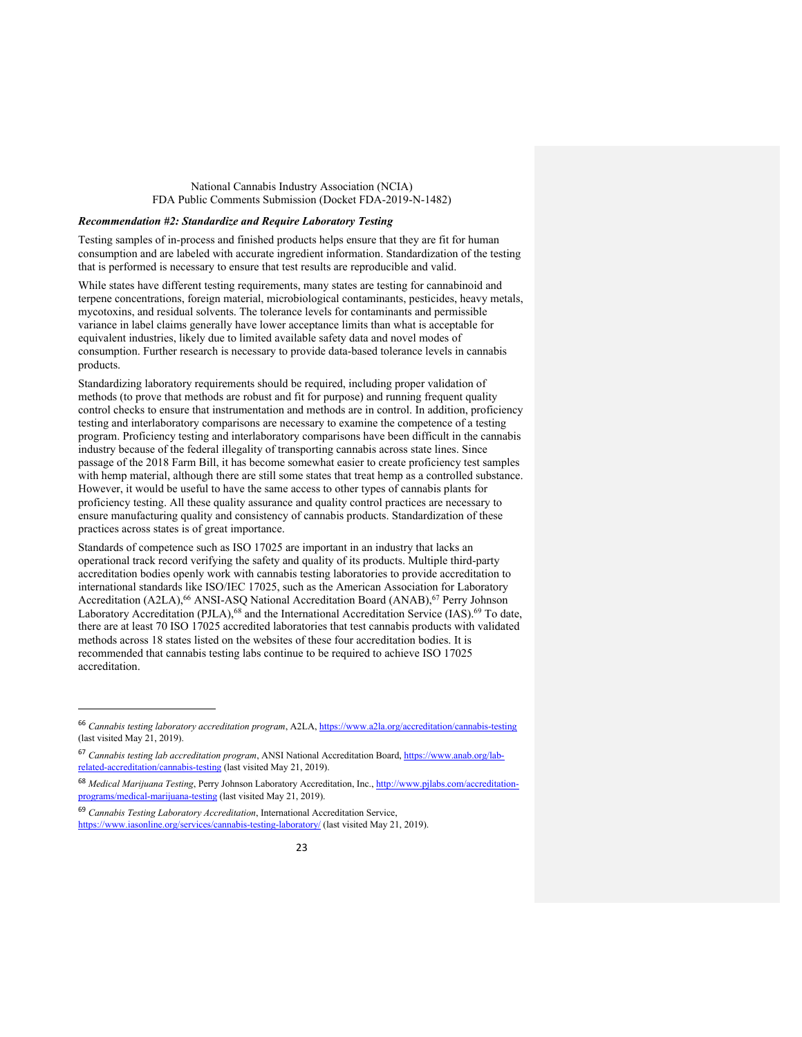***Recommendation #2: Standardize and Require Laboratory Testing***

Testing samples of in-process and finished products helps ensure that they are fit for human consumption and are labeled with accurate ingredient information. Standardization of the testing that is performed is necessary to ensure that test results are reproducible and valid.

While states have different testing requirements, many states are testing for cannabinoid and terpene concentrations, foreign material, microbiological contaminants, pesticides, heavy metals, mycotoxins, and residual solvents. The tolerance levels for contaminants and permissible variance in label claims generally have lower acceptance limits than what is acceptable for equivalent industries, likely due to limited available safety data and novel modes of consumption. Further research is necessary to provide data-based tolerance levels in cannabis products.

Standardizing laboratory requirements should be required, including proper validation of methods (to prove that methods are robust and fit for purpose) and running frequent quality control checks to ensure that instrumentation and methods are in control. In addition, proficiency testing and interlaboratory comparisons are necessary to examine the competence of a testing program. Proficiency testing and interlaboratory comparisons have been difficult in the cannabis industry because of the federal illegality of transporting cannabis across state lines. Since passage of the 2018 Farm Bill, it has become somewhat easier to create proficiency test samples with hemp material, although there are still some states that treat hemp as a controlled substance. However, it would be useful to have the same access to other types of cannabis plants for proficiency testing. All these quality assurance and quality control practices are necessary to ensure manufacturing quality and consistency of cannabis products. Standardization of these practices across states is of great importance.

Standards of competence such as ISO 17025 are important in an industry that lacks an operational track record verifying the safety and quality of its products. Multiple third-party accreditation bodies openly work with cannabis testing laboratories to provide accreditation to international standards like ISO/IEC 17025, such as the American Association for Laboratory Accreditation (A2LA),[66] ANSI-ASQ National Accreditation Board (ANAB),[67] Perry Johnson Laboratory Accreditation (PJLA),[68] and the International Accreditation Service (IAS).[69] To date, there are at least 70 ISO 17025 accredited laboratories that test cannabis products with validated methods across 18 states listed on the websites of these four accreditation bodies. It is recommended that cannabis testing labs continue to be required to achieve ISO 17025 accreditation.

---

[66] *Cannabis testing laboratory accreditation program*, A2LA, https://www.a2la.org/accreditation/cannabis-testing (last visited May 21, 2019).

[67] *Cannabis testing lab accreditation program*, ANSI National Accreditation Board, https://www.anab.org/lab-related-accreditation/cannabis-testing (last visited May 21, 2019).

[68] *Medical Marijuana Testing*, Perry Johnson Laboratory Accreditation, Inc., http://www.pjlabs.com/accreditation-programs/medical-marijuana-testing (last visited May 21, 2019).

[69] *Cannabis Testing Laboratory Accreditation*, International Accreditation Service, https://www.iasonline.org/services/cannabis-testing-laboratory/ (last visited May 21, 2019).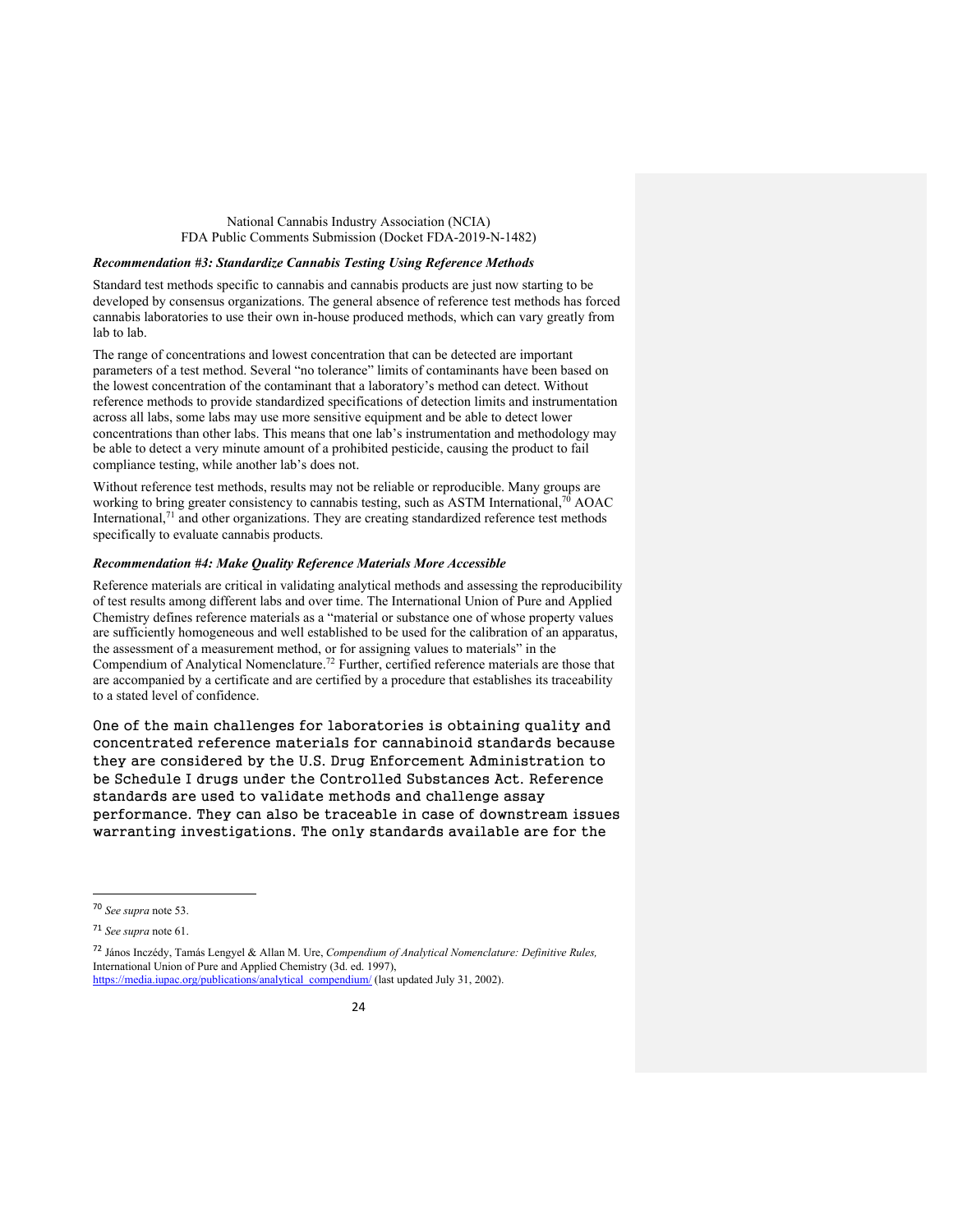### *Recommendation #3: Standardize Cannabis Testing Using Reference Methods*

Standard test methods specific to cannabis and cannabis products are just now starting to be developed by consensus organizations. The general absence of reference test methods has forced cannabis laboratories to use their own in-house produced methods, which can vary greatly from lab to lab.

The range of concentrations and lowest concentration that can be detected are important parameters of a test method. Several "no tolerance" limits of contaminants have been based on the lowest concentration of the contaminant that a laboratory's method can detect. Without reference methods to provide standardized specifications of detection limits and instrumentation across all labs, some labs may use more sensitive equipment and be able to detect lower concentrations than other labs. This means that one lab's instrumentation and methodology may be able to detect a very minute amount of a prohibited pesticide, causing the product to fail compliance testing, while another lab's does not.

Without reference test methods, results may not be reliable or reproducible. Many groups are working to bring greater consistency to cannabis testing, such as ASTM International,[70] AOAC International,[71] and other organizations. They are creating standardized reference test methods specifically to evaluate cannabis products.

### *Recommendation #4: Make Quality Reference Materials More Accessible*

Reference materials are critical in validating analytical methods and assessing the reproducibility of test results among different labs and over time. The International Union of Pure and Applied Chemistry defines reference materials as a "material or substance one of whose property values are sufficiently homogeneous and well established to be used for the calibration of an apparatus, the assessment of a measurement method, or for assigning values to materials" in the Compendium of Analytical Nomenclature.[72] Further, certified reference materials are those that are accompanied by a certificate and are certified by a procedure that establishes its traceability to a stated level of confidence.

One of the main challenges for laboratories is obtaining quality and concentrated reference materials for cannabinoid standards because they are considered by the U.S. Drug Enforcement Administration to be Schedule I drugs under the Controlled Substances Act. Reference standards are used to validate methods and challenge assay performance. They can also be traceable in case of downstream issues warranting investigations. The only standards available are for the

---

[70] *See supra* note 53.

[71] *See supra* note 61.

[72] János Inczédy, Tamás Lengyel & Allan M. Ure, *Compendium of Analytical Nomenclature: Definitive Rules,* International Union of Pure and Applied Chemistry (3d. ed. 1997), https://media.iupac.org/publications/analytical_compendium/ (last updated July 31, 2002).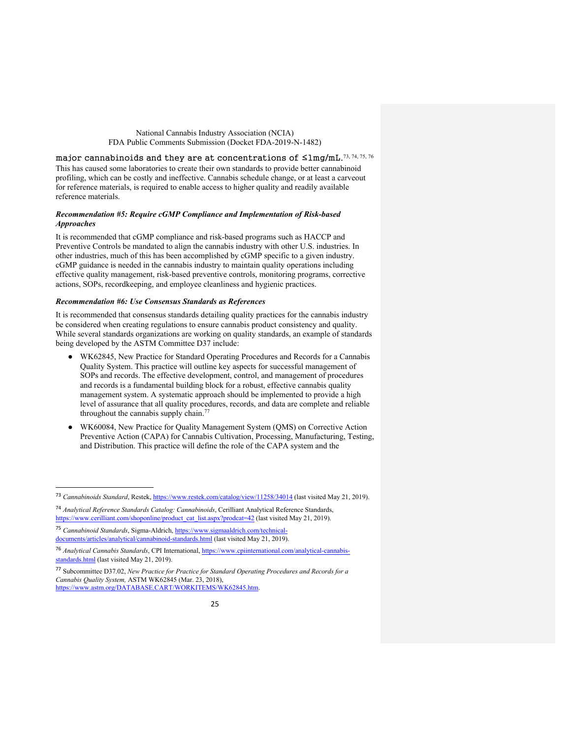major cannabinoids and they are at concentrations of ≤1mg/mL.[73, 74, 75, 76] This has caused some laboratories to create their own standards to provide better cannabinoid profiling, which can be costly and ineffective. Cannabis schedule change, or at least a carveout for reference materials, is required to enable access to higher quality and readily available reference materials.

***Recommendation #5: Require cGMP Compliance and Implementation of Risk-based Approaches***

It is recommended that cGMP compliance and risk-based programs such as HACCP and Preventive Controls be mandated to align the cannabis industry with other U.S. industries. In other industries, much of this has been accomplished by cGMP specific to a given industry. cGMP guidance is needed in the cannabis industry to maintain quality operations including effective quality management, risk-based preventive controls, monitoring programs, corrective actions, SOPs, recordkeeping, and employee cleanliness and hygienic practices.

***Recommendation #6: Use Consensus Standards as References***

It is recommended that consensus standards detailing quality practices for the cannabis industry be considered when creating regulations to ensure cannabis product consistency and quality. While several standards organizations are working on quality standards, an example of standards being developed by the ASTM Committee D37 include:

- WK62845, New Practice for Standard Operating Procedures and Records for a Cannabis Quality System. This practice will outline key aspects for successful management of SOPs and records. The effective development, control, and management of procedures and records is a fundamental building block for a robust, effective cannabis quality management system. A systematic approach should be implemented to provide a high level of assurance that all quality procedures, records, and data are complete and reliable throughout the cannabis supply chain.[77]
- WK60084, New Practice for Quality Management System (QMS) on Corrective Action Preventive Action (CAPA) for Cannabis Cultivation, Processing, Manufacturing, Testing, and Distribution. This practice will define the role of the CAPA system and the

---

[73] *Cannabinoids Standard*, Restek, https://www.restek.com/catalog/view/11258/34014 (last visited May 21, 2019).

[74] *Analytical Reference Standards Catalog: Cannabinoids*, Cerilliant Analytical Reference Standards, https://www.cerilliant.com/shoponline/product_cat_list.aspx?prodcat=42 (last visited May 21, 2019).

[75] *Cannabinoid Standards*, Sigma-Aldrich, https://www.sigmaaldrich.com/technical-documents/articles/analytical/cannabinoid-standards.html (last visited May 21, 2019).

[76] *Analytical Cannabis Standards*, CPI International, https://www.cpiinternational.com/analytical-cannabis-standards.html (last visited May 21, 2019).

[77] Subcommittee D37.02, *New Practice for Practice for Standard Operating Procedures and Records for a Cannabis Quality System,* ASTM WK62845 (Mar. 23, 2018), https://www.astm.org/DATABASE.CART/WORKITEMS/WK62845.htm.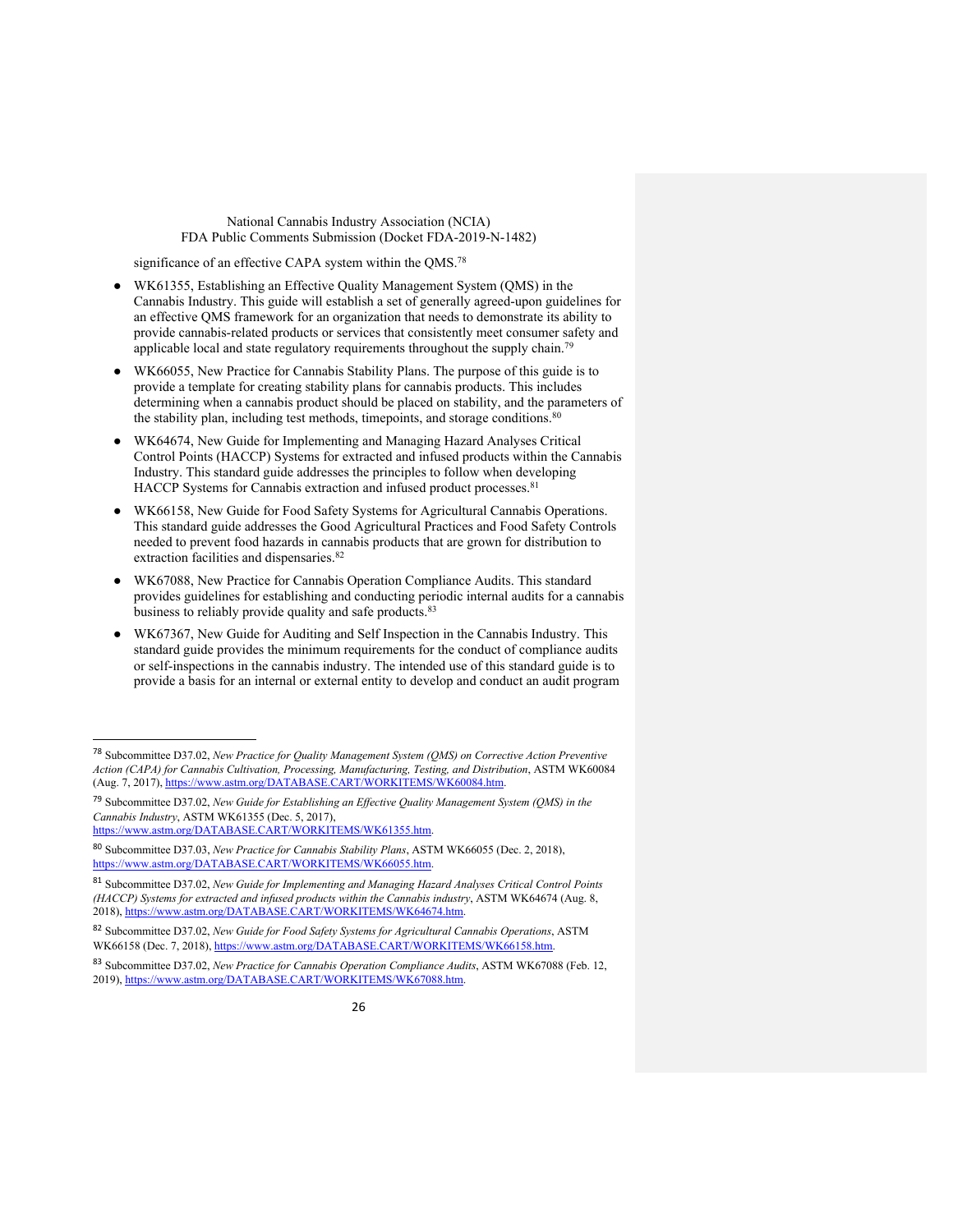significance of an effective CAPA system within the QMS.[78]

- WK61355, Establishing an Effective Quality Management System (QMS) in the Cannabis Industry. This guide will establish a set of generally agreed-upon guidelines for an effective QMS framework for an organization that needs to demonstrate its ability to provide cannabis-related products or services that consistently meet consumer safety and applicable local and state regulatory requirements throughout the supply chain.[79]
- WK66055, New Practice for Cannabis Stability Plans. The purpose of this guide is to provide a template for creating stability plans for cannabis products. This includes determining when a cannabis product should be placed on stability, and the parameters of the stability plan, including test methods, timepoints, and storage conditions.[80]
- WK64674, New Guide for Implementing and Managing Hazard Analyses Critical Control Points (HACCP) Systems for extracted and infused products within the Cannabis Industry. This standard guide addresses the principles to follow when developing HACCP Systems for Cannabis extraction and infused product processes.[81]
- WK66158, New Guide for Food Safety Systems for Agricultural Cannabis Operations. This standard guide addresses the Good Agricultural Practices and Food Safety Controls needed to prevent food hazards in cannabis products that are grown for distribution to extraction facilities and dispensaries.[82]
- WK67088, New Practice for Cannabis Operation Compliance Audits. This standard provides guidelines for establishing and conducting periodic internal audits for a cannabis business to reliably provide quality and safe products.[83]
- WK67367, New Guide for Auditing and Self Inspection in the Cannabis Industry. This standard guide provides the minimum requirements for the conduct of compliance audits or self-inspections in the cannabis industry. The intended use of this standard guide is to provide a basis for an internal or external entity to develop and conduct an audit program

---

[78] Subcommittee D37.02, *New Practice for Quality Management System (QMS) on Corrective Action Preventive Action (CAPA) for Cannabis Cultivation, Processing, Manufacturing, Testing, and Distribution*, ASTM WK60084 (Aug. 7, 2017), https://www.astm.org/DATABASE.CART/WORKITEMS/WK60084.htm.

[79] Subcommittee D37.02, *New Guide for Establishing an Effective Quality Management System (QMS) in the Cannabis Industry*, ASTM WK61355 (Dec. 5, 2017), https://www.astm.org/DATABASE.CART/WORKITEMS/WK61355.htm.

[80] Subcommittee D37.03, *New Practice for Cannabis Stability Plans*, ASTM WK66055 (Dec. 2, 2018), https://www.astm.org/DATABASE.CART/WORKITEMS/WK66055.htm.

[81] Subcommittee D37.02, *New Guide for Implementing and Managing Hazard Analyses Critical Control Points (HACCP) Systems for extracted and infused products within the Cannabis industry*, ASTM WK64674 (Aug. 8, 2018), https://www.astm.org/DATABASE.CART/WORKITEMS/WK64674.htm.

[82] Subcommittee D37.02, *New Guide for Food Safety Systems for Agricultural Cannabis Operations*, ASTM WK66158 (Dec. 7, 2018), https://www.astm.org/DATABASE.CART/WORKITEMS/WK66158.htm.

[83] Subcommittee D37.02, *New Practice for Cannabis Operation Compliance Audits*, ASTM WK67088 (Feb. 12, 2019), https://www.astm.org/DATABASE.CART/WORKITEMS/WK67088.htm.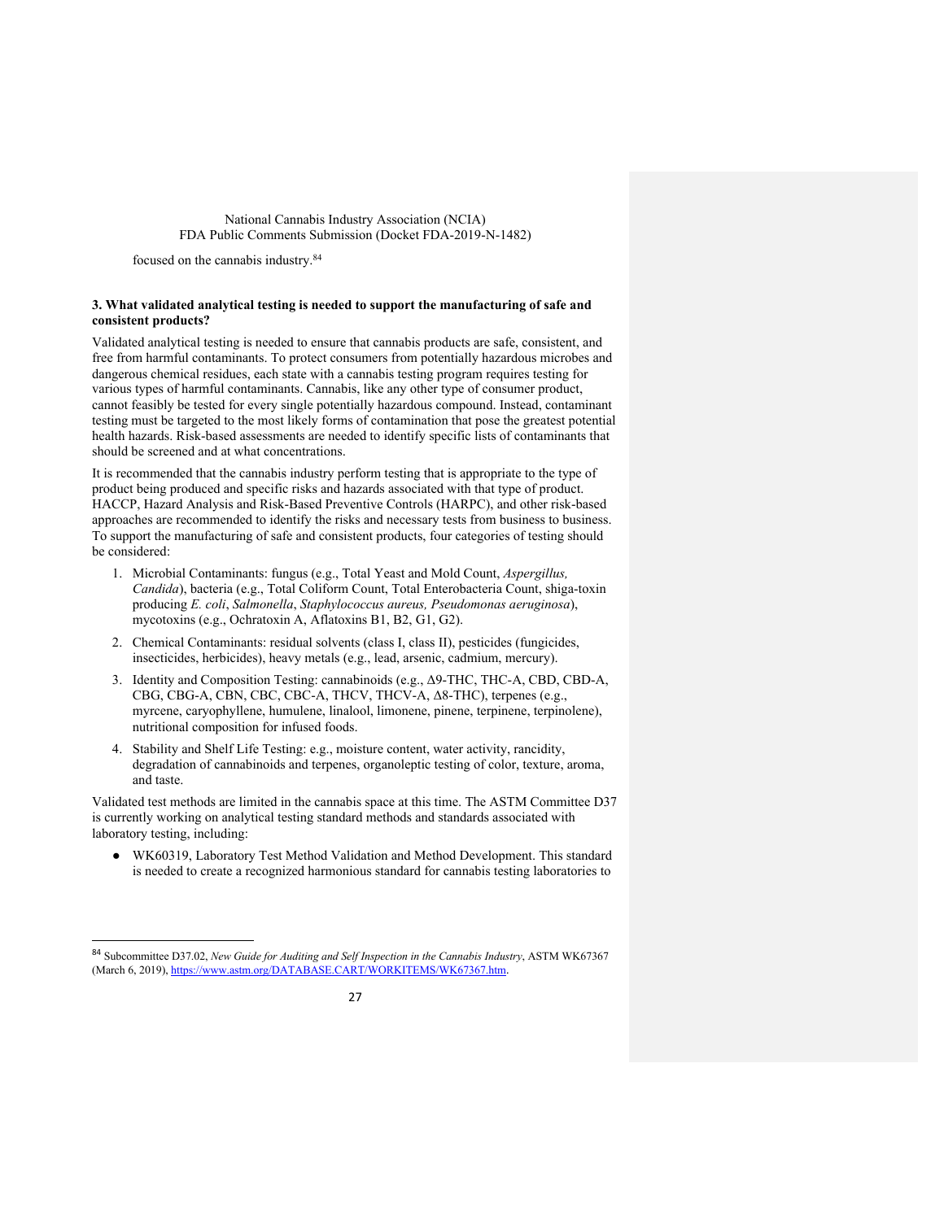focused on the cannabis industry.[84]

**3. What validated analytical testing is needed to support the manufacturing of safe and consistent products?**

Validated analytical testing is needed to ensure that cannabis products are safe, consistent, and free from harmful contaminants. To protect consumers from potentially hazardous microbes and dangerous chemical residues, each state with a cannabis testing program requires testing for various types of harmful contaminants. Cannabis, like any other type of consumer product, cannot feasibly be tested for every single potentially hazardous compound. Instead, contaminant testing must be targeted to the most likely forms of contamination that pose the greatest potential health hazards. Risk-based assessments are needed to identify specific lists of contaminants that should be screened and at what concentrations.

It is recommended that the cannabis industry perform testing that is appropriate to the type of product being produced and specific risks and hazards associated with that type of product. HACCP, Hazard Analysis and Risk-Based Preventive Controls (HARPC), and other risk-based approaches are recommended to identify the risks and necessary tests from business to business. To support the manufacturing of safe and consistent products, four categories of testing should be considered:

1. Microbial Contaminants: fungus (e.g., Total Yeast and Mold Count, *Aspergillus, Candida*), bacteria (e.g., Total Coliform Count, Total Enterobacteria Count, shiga-toxin producing *E. coli*, *Salmonella*, *Staphylococcus aureus, Pseudomonas aeruginosa*), mycotoxins (e.g., Ochratoxin A, Aflatoxins B1, B2, G1, G2).
2. Chemical Contaminants: residual solvents (class I, class II), pesticides (fungicides, insecticides, herbicides), heavy metals (e.g., lead, arsenic, cadmium, mercury).
3. Identity and Composition Testing: cannabinoids (e.g., Δ9-THC, THC-A, CBD, CBD-A, CBG, CBG-A, CBN, CBC, CBC-A, THCV, THCV-A, Δ8-THC), terpenes (e.g., myrcene, caryophyllene, humulene, linalool, limonene, pinene, terpinene, terpinolene), nutritional composition for infused foods.
4. Stability and Shelf Life Testing: e.g., moisture content, water activity, rancidity, degradation of cannabinoids and terpenes, organoleptic testing of color, texture, aroma, and taste.

Validated test methods are limited in the cannabis space at this time. The ASTM Committee D37 is currently working on analytical testing standard methods and standards associated with laboratory testing, including:

- WK60319, Laboratory Test Method Validation and Method Development. This standard is needed to create a recognized harmonious standard for cannabis testing laboratories to

---

[84] Subcommittee D37.02, *New Guide for Auditing and Self Inspection in the Cannabis Industry*, ASTM WK67367 (March 6, 2019), https://www.astm.org/DATABASE.CART/WORKITEMS/WK67367.htm.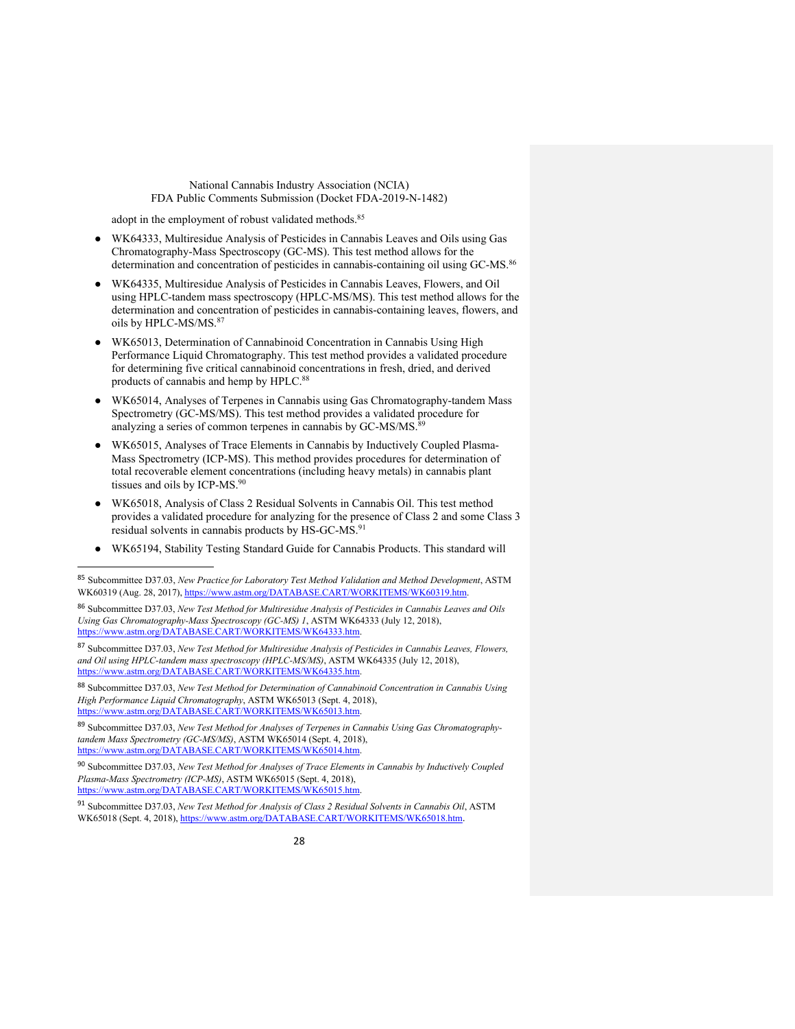adopt in the employment of robust validated methods.[85]

- WK64333, Multiresidue Analysis of Pesticides in Cannabis Leaves and Oils using Gas Chromatography-Mass Spectroscopy (GC-MS). This test method allows for the determination and concentration of pesticides in cannabis-containing oil using GC-MS.[86]
- WK64335, Multiresidue Analysis of Pesticides in Cannabis Leaves, Flowers, and Oil using HPLC-tandem mass spectroscopy (HPLC-MS/MS). This test method allows for the determination and concentration of pesticides in cannabis-containing leaves, flowers, and oils by HPLC-MS/MS.[87]
- WK65013, Determination of Cannabinoid Concentration in Cannabis Using High Performance Liquid Chromatography. This test method provides a validated procedure for determining five critical cannabinoid concentrations in fresh, dried, and derived products of cannabis and hemp by HPLC.[88]
- WK65014, Analyses of Terpenes in Cannabis using Gas Chromatography-tandem Mass Spectrometry (GC-MS/MS). This test method provides a validated procedure for analyzing a series of common terpenes in cannabis by GC-MS/MS.[89]
- WK65015, Analyses of Trace Elements in Cannabis by Inductively Coupled Plasma-Mass Spectrometry (ICP-MS). This method provides procedures for determination of total recoverable element concentrations (including heavy metals) in cannabis plant tissues and oils by ICP-MS.[90]
- WK65018, Analysis of Class 2 Residual Solvents in Cannabis Oil. This test method provides a validated procedure for analyzing for the presence of Class 2 and some Class 3 residual solvents in cannabis products by HS-GC-MS.[91]
- WK65194, Stability Testing Standard Guide for Cannabis Products. This standard will

---

[85] Subcommittee D37.03, *New Practice for Laboratory Test Method Validation and Method Development*, ASTM WK60319 (Aug. 28, 2017), https://www.astm.org/DATABASE.CART/WORKITEMS/WK60319.htm.

[86] Subcommittee D37.03, *New Test Method for Multiresidue Analysis of Pesticides in Cannabis Leaves and Oils Using Gas Chromatography-Mass Spectroscopy (GC-MS) 1*, ASTM WK64333 (July 12, 2018), https://www.astm.org/DATABASE.CART/WORKITEMS/WK64333.htm.

[87] Subcommittee D37.03, *New Test Method for Multiresidue Analysis of Pesticides in Cannabis Leaves, Flowers, and Oil using HPLC-tandem mass spectroscopy (HPLC-MS/MS)*, ASTM WK64335 (July 12, 2018), https://www.astm.org/DATABASE.CART/WORKITEMS/WK64335.htm.

[88] Subcommittee D37.03, *New Test Method for Determination of Cannabinoid Concentration in Cannabis Using High Performance Liquid Chromatography*, ASTM WK65013 (Sept. 4, 2018), https://www.astm.org/DATABASE.CART/WORKITEMS/WK65013.htm.

[89] Subcommittee D37.03, *New Test Method for Analyses of Terpenes in Cannabis Using Gas Chromatography-tandem Mass Spectrometry (GC-MS/MS)*, ASTM WK65014 (Sept. 4, 2018), https://www.astm.org/DATABASE.CART/WORKITEMS/WK65014.htm.

[90] Subcommittee D37.03, *New Test Method for Analyses of Trace Elements in Cannabis by Inductively Coupled Plasma-Mass Spectrometry (ICP-MS)*, ASTM WK65015 (Sept. 4, 2018), https://www.astm.org/DATABASE.CART/WORKITEMS/WK65015.htm.

[91] Subcommittee D37.03, *New Test Method for Analysis of Class 2 Residual Solvents in Cannabis Oil*, ASTM WK65018 (Sept. 4, 2018), https://www.astm.org/DATABASE.CART/WORKITEMS/WK65018.htm.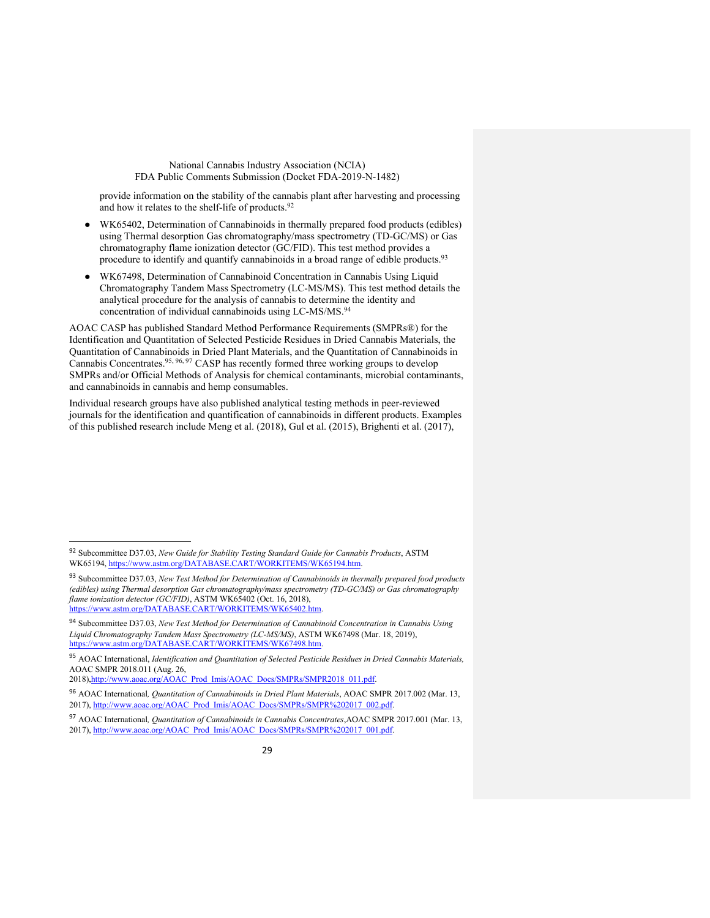provide information on the stability of the cannabis plant after harvesting and processing and how it relates to the shelf-life of products.[92]

- WK65402, Determination of Cannabinoids in thermally prepared food products (edibles) using Thermal desorption Gas chromatography/mass spectrometry (TD-GC/MS) or Gas chromatography flame ionization detector (GC/FID). This test method provides a procedure to identify and quantify cannabinoids in a broad range of edible products.[93]
- WK67498, Determination of Cannabinoid Concentration in Cannabis Using Liquid Chromatography Tandem Mass Spectrometry (LC-MS/MS). This test method details the analytical procedure for the analysis of cannabis to determine the identity and concentration of individual cannabinoids using LC-MS/MS.[94]

AOAC CASP has published Standard Method Performance Requirements (SMPRs®) for the Identification and Quantitation of Selected Pesticide Residues in Dried Cannabis Materials, the Quantitation of Cannabinoids in Dried Plant Materials, and the Quantitation of Cannabinoids in Cannabis Concentrates.[95, 96, 97] CASP has recently formed three working groups to develop SMPRs and/or Official Methods of Analysis for chemical contaminants, microbial contaminants, and cannabinoids in cannabis and hemp consumables.

Individual research groups have also published analytical testing methods in peer-reviewed journals for the identification and quantification of cannabinoids in different products. Examples of this published research include Meng et al. (2018), Gul et al. (2015), Brighenti et al. (2017),

---

[92] Subcommittee D37.03, *New Guide for Stability Testing Standard Guide for Cannabis Products*, ASTM WK65194, https://www.astm.org/DATABASE.CART/WORKITEMS/WK65194.htm.

[93] Subcommittee D37.03, *New Test Method for Determination of Cannabinoids in thermally prepared food products (edibles) using Thermal desorption Gas chromatography/mass spectrometry (TD-GC/MS) or Gas chromatography flame ionization detector (GC/FID)*, ASTM WK65402 (Oct. 16, 2018), https://www.astm.org/DATABASE.CART/WORKITEMS/WK65402.htm.

[94] Subcommittee D37.03, *New Test Method for Determination of Cannabinoid Concentration in Cannabis Using Liquid Chromatography Tandem Mass Spectrometry (LC-MS/MS)*, ASTM WK67498 (Mar. 18, 2019), https://www.astm.org/DATABASE.CART/WORKITEMS/WK67498.htm.

[95] AOAC International, *Identification and Quantitation of Selected Pesticide Residues in Dried Cannabis Materials,* AOAC SMPR 2018.011 (Aug. 26, 2018),http://www.aoac.org/AOAC_Prod_Imis/AOAC_Docs/SMPRs/SMPR2018_011.pdf.

[96] AOAC International, *Quantitation of Cannabinoids in Dried Plant Materials*, AOAC SMPR 2017.002 (Mar. 13, 2017), http://www.aoac.org/AOAC_Prod_Imis/AOAC_Docs/SMPRs/SMPR%202017_002.pdf.

[97] AOAC International, *Quantitation of Cannabinoids in Cannabis Concentrates*,AOAC SMPR 2017.001 (Mar. 13, 2017), http://www.aoac.org/AOAC_Prod_Imis/AOAC_Docs/SMPRs/SMPR%202017_001.pdf.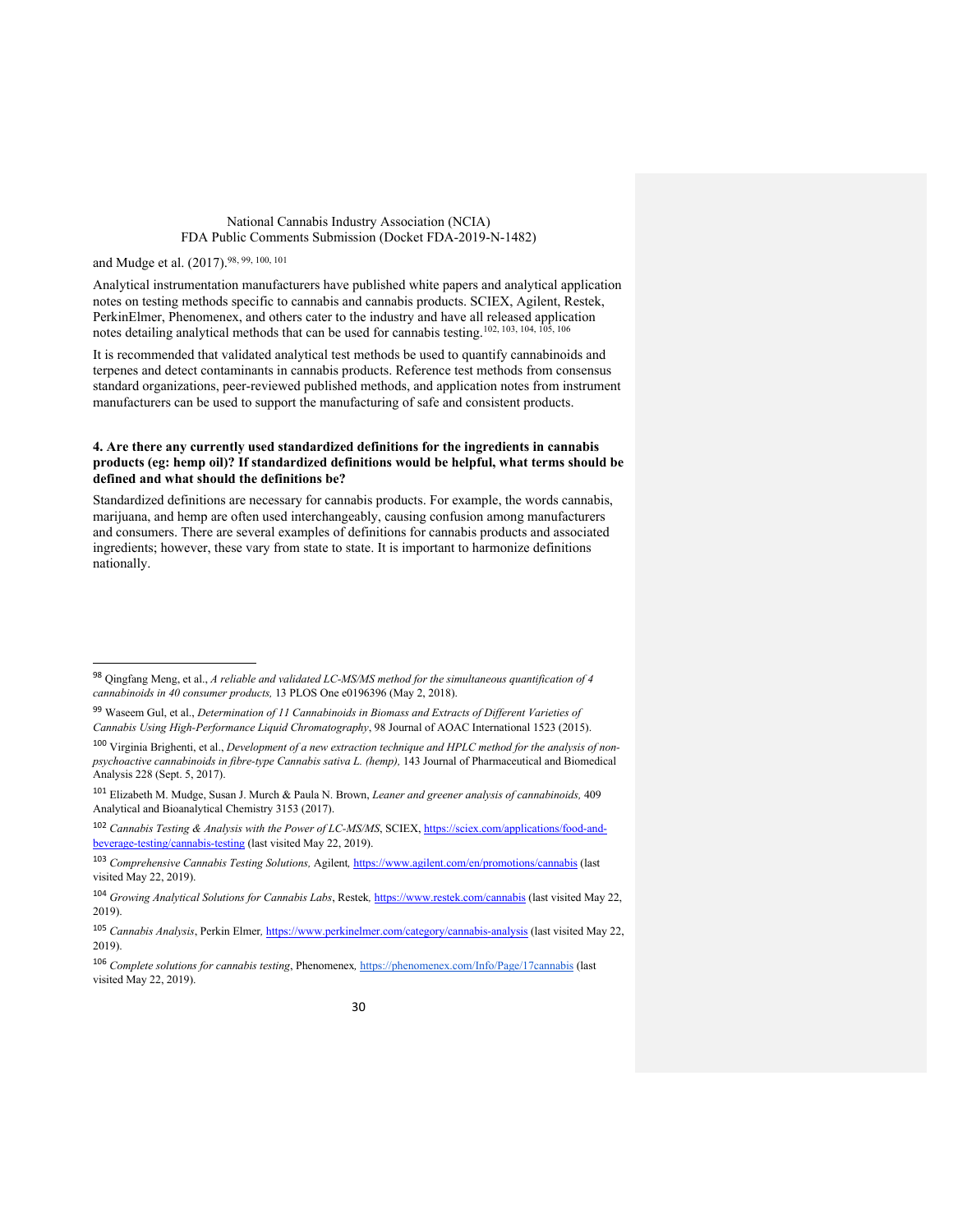and Mudge et al. (2017).[98, 99, 100, 101]

Analytical instrumentation manufacturers have published white papers and analytical application notes on testing methods specific to cannabis and cannabis products. SCIEX, Agilent, Restek, PerkinElmer, Phenomenex, and others cater to the industry and have all released application notes detailing analytical methods that can be used for cannabis testing.[102, 103, 104, 105, 106]

It is recommended that validated analytical test methods be used to quantify cannabinoids and terpenes and detect contaminants in cannabis products. Reference test methods from consensus standard organizations, peer-reviewed published methods, and application notes from instrument manufacturers can be used to support the manufacturing of safe and consistent products.

**4. Are there any currently used standardized definitions for the ingredients in cannabis products (eg: hemp oil)? If standardized definitions would be helpful, what terms should be defined and what should the definitions be?**

Standardized definitions are necessary for cannabis products. For example, the words cannabis, marijuana, and hemp are often used interchangeably, causing confusion among manufacturers and consumers. There are several examples of definitions for cannabis products and associated ingredients; however, these vary from state to state. It is important to harmonize definitions nationally.

---

[98] Qingfang Meng, et al., *A reliable and validated LC-MS/MS method for the simultaneous quantification of 4 cannabinoids in 40 consumer products,* 13 PLOS One e0196396 (May 2, 2018).

[99] Waseem Gul, et al., *Determination of 11 Cannabinoids in Biomass and Extracts of Different Varieties of Cannabis Using High-Performance Liquid Chromatography*, 98 Journal of AOAC International 1523 (2015).

[100] Virginia Brighenti, et al., *Development of a new extraction technique and HPLC method for the analysis of non-psychoactive cannabinoids in fibre-type Cannabis sativa L. (hemp),* 143 Journal of Pharmaceutical and Biomedical Analysis 228 (Sept. 5, 2017).

[101] Elizabeth M. Mudge, Susan J. Murch & Paula N. Brown, *Leaner and greener analysis of cannabinoids,* 409 Analytical and Bioanalytical Chemistry 3153 (2017).

[102] *Cannabis Testing & Analysis with the Power of LC-MS/MS*, SCIEX, https://sciex.com/applications/food-and-beverage-testing/cannabis-testing (last visited May 22, 2019).

[103] *Comprehensive Cannabis Testing Solutions,* Agilent, https://www.agilent.com/en/promotions/cannabis (last visited May 22, 2019).

[104] *Growing Analytical Solutions for Cannabis Labs*, Restek, https://www.restek.com/cannabis (last visited May 22, 2019).

[105] *Cannabis Analysis*, Perkin Elmer, https://www.perkinelmer.com/category/cannabis-analysis (last visited May 22, 2019).

[106] *Complete solutions for cannabis testing*, Phenomenex, https://phenomenex.com/Info/Page/17cannabis (last visited May 22, 2019).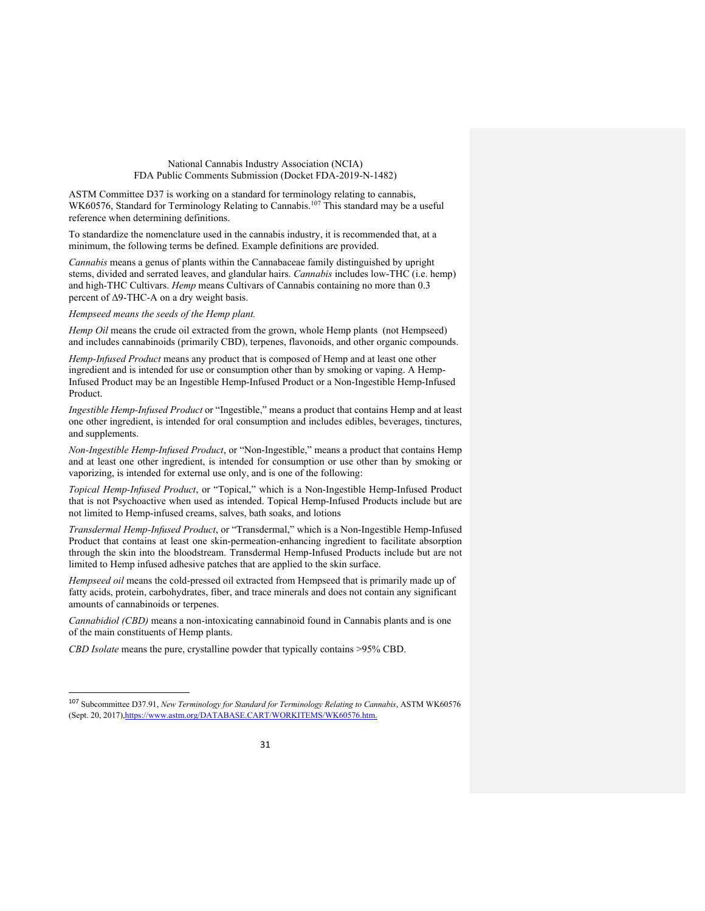ASTM Committee D37 is working on a standard for terminology relating to cannabis, WK60576, Standard for Terminology Relating to Cannabis.[107] This standard may be a useful reference when determining definitions.

To standardize the nomenclature used in the cannabis industry, it is recommended that, at a minimum, the following terms be defined. Example definitions are provided.

*Cannabis* means a genus of plants within the Cannabaceae family distinguished by upright stems, divided and serrated leaves, and glandular hairs. *Cannabis* includes low-THC (i.e. hemp) and high-THC Cultivars. *Hemp* means Cultivars of Cannabis containing no more than 0.3 percent of Δ9-THC-A on a dry weight basis.

*Hempseed means the seeds of the Hemp plant.*

*Hemp Oil* means the crude oil extracted from the grown, whole Hemp plants (not Hempseed) and includes cannabinoids (primarily CBD), terpenes, flavonoids, and other organic compounds.

*Hemp-Infused Product* means any product that is composed of Hemp and at least one other ingredient and is intended for use or consumption other than by smoking or vaping. A Hemp-Infused Product may be an Ingestible Hemp-Infused Product or a Non-Ingestible Hemp-Infused Product.

*Ingestible Hemp-Infused Product* or "Ingestible," means a product that contains Hemp and at least one other ingredient, is intended for oral consumption and includes edibles, beverages, tinctures, and supplements.

*Non-Ingestible Hemp-Infused Product*, or "Non-Ingestible," means a product that contains Hemp and at least one other ingredient, is intended for consumption or use other than by smoking or vaporizing, is intended for external use only, and is one of the following:

*Topical Hemp-Infused Product*, or "Topical," which is a Non-Ingestible Hemp-Infused Product that is not Psychoactive when used as intended. Topical Hemp-Infused Products include but are not limited to Hemp-infused creams, salves, bath soaks, and lotions

*Transdermal Hemp-Infused Product*, or "Transdermal," which is a Non-Ingestible Hemp-Infused Product that contains at least one skin-permeation-enhancing ingredient to facilitate absorption through the skin into the bloodstream. Transdermal Hemp-Infused Products include but are not limited to Hemp infused adhesive patches that are applied to the skin surface.

*Hempseed oil* means the cold-pressed oil extracted from Hempseed that is primarily made up of fatty acids, protein, carbohydrates, fiber, and trace minerals and does not contain any significant amounts of cannabinoids or terpenes.

*Cannabidiol (CBD)* means a non-intoxicating cannabinoid found in Cannabis plants and is one of the main constituents of Hemp plants.

*CBD Isolate* means the pure, crystalline powder that typically contains >95% CBD.

---

[107] Subcommittee D37.91, *New Terminology for Standard for Terminology Relating to Cannabis*, ASTM WK60576 (Sept. 20, 2017), https://www.astm.org/DATABASE.CART/WORKITEMS/WK60576.htm.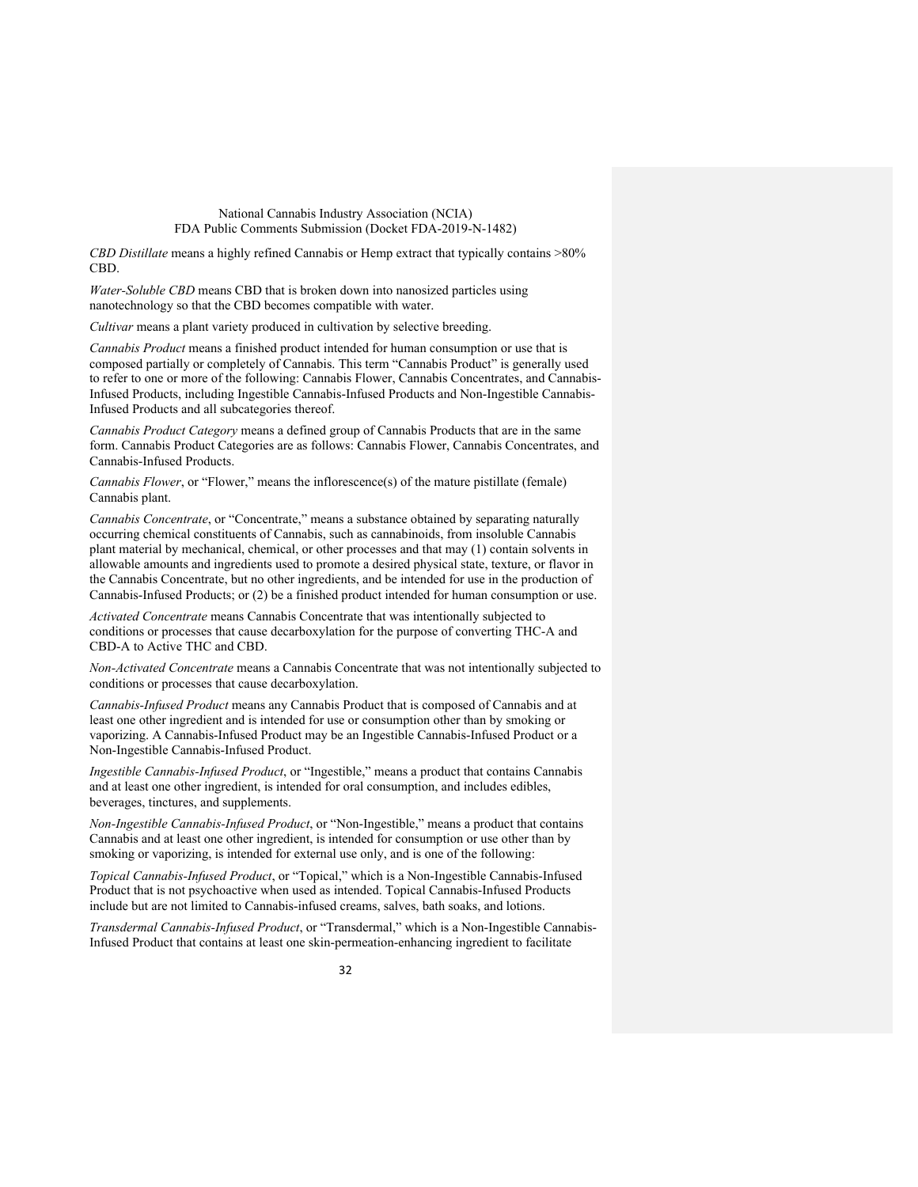*CBD Distillate* means a highly refined Cannabis or Hemp extract that typically contains >80% CBD.

*Water-Soluble CBD* means CBD that is broken down into nanosized particles using nanotechnology so that the CBD becomes compatible with water.

*Cultivar* means a plant variety produced in cultivation by selective breeding.

*Cannabis Product* means a finished product intended for human consumption or use that is composed partially or completely of Cannabis. This term "Cannabis Product" is generally used to refer to one or more of the following: Cannabis Flower, Cannabis Concentrates, and Cannabis-Infused Products, including Ingestible Cannabis-Infused Products and Non-Ingestible Cannabis-Infused Products and all subcategories thereof.

*Cannabis Product Category* means a defined group of Cannabis Products that are in the same form. Cannabis Product Categories are as follows: Cannabis Flower, Cannabis Concentrates, and Cannabis-Infused Products.

*Cannabis Flower*, or "Flower," means the inflorescence(s) of the mature pistillate (female) Cannabis plant.

*Cannabis Concentrate*, or "Concentrate," means a substance obtained by separating naturally occurring chemical constituents of Cannabis, such as cannabinoids, from insoluble Cannabis plant material by mechanical, chemical, or other processes and that may (1) contain solvents in allowable amounts and ingredients used to promote a desired physical state, texture, or flavor in the Cannabis Concentrate, but no other ingredients, and be intended for use in the production of Cannabis-Infused Products; or (2) be a finished product intended for human consumption or use.

*Activated Concentrate* means Cannabis Concentrate that was intentionally subjected to conditions or processes that cause decarboxylation for the purpose of converting THC-A and CBD-A to Active THC and CBD.

*Non-Activated Concentrate* means a Cannabis Concentrate that was not intentionally subjected to conditions or processes that cause decarboxylation.

*Cannabis-Infused Product* means any Cannabis Product that is composed of Cannabis and at least one other ingredient and is intended for use or consumption other than by smoking or vaporizing. A Cannabis-Infused Product may be an Ingestible Cannabis-Infused Product or a Non-Ingestible Cannabis-Infused Product.

*Ingestible Cannabis-Infused Product*, or "Ingestible," means a product that contains Cannabis and at least one other ingredient, is intended for oral consumption, and includes edibles, beverages, tinctures, and supplements.

*Non-Ingestible Cannabis-Infused Product*, or "Non-Ingestible," means a product that contains Cannabis and at least one other ingredient, is intended for consumption or use other than by smoking or vaporizing, is intended for external use only, and is one of the following:

*Topical Cannabis-Infused Product*, or "Topical," which is a Non-Ingestible Cannabis-Infused Product that is not psychoactive when used as intended. Topical Cannabis-Infused Products include but are not limited to Cannabis-infused creams, salves, bath soaks, and lotions.

*Transdermal Cannabis-Infused Product*, or "Transdermal," which is a Non-Ingestible Cannabis-Infused Product that contains at least one skin-permeation-enhancing ingredient to facilitate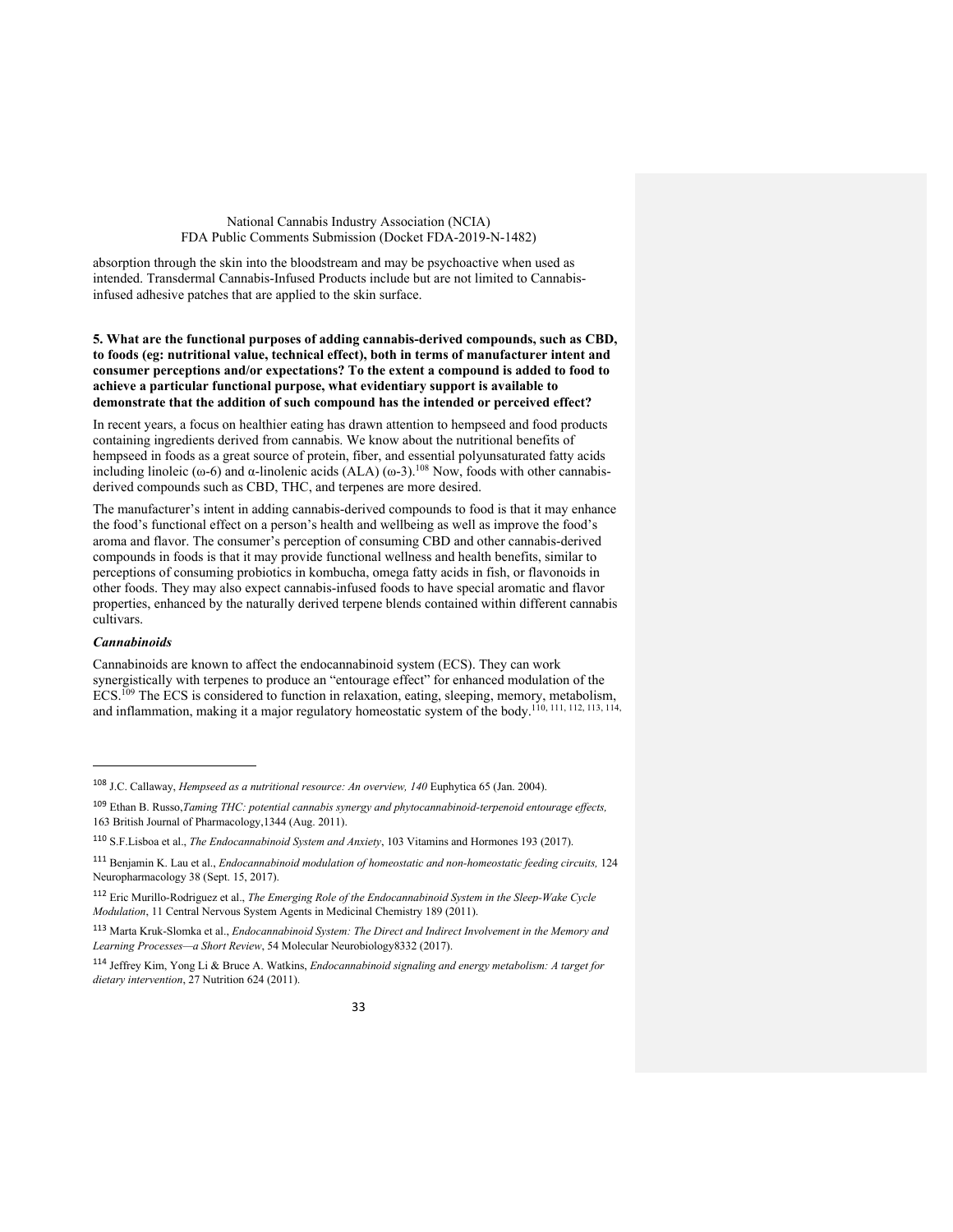absorption through the skin into the bloodstream and may be psychoactive when used as intended. Transdermal Cannabis-Infused Products include but are not limited to Cannabis-infused adhesive patches that are applied to the skin surface.

**5. What are the functional purposes of adding cannabis-derived compounds, such as CBD, to foods (eg: nutritional value, technical effect), both in terms of manufacturer intent and consumer perceptions and/or expectations? To the extent a compound is added to food to achieve a particular functional purpose, what evidentiary support is available to demonstrate that the addition of such compound has the intended or perceived effect?**

In recent years, a focus on healthier eating has drawn attention to hempseed and food products containing ingredients derived from cannabis. We know about the nutritional benefits of hempseed in foods as a great source of protein, fiber, and essential polyunsaturated fatty acids including linoleic (ω-6) and α-linolenic acids (ALA) (ω-3).[108] Now, foods with other cannabis-derived compounds such as CBD, THC, and terpenes are more desired.

The manufacturer's intent in adding cannabis-derived compounds to food is that it may enhance the food's functional effect on a person's health and wellbeing as well as improve the food's aroma and flavor. The consumer's perception of consuming CBD and other cannabis-derived compounds in foods is that it may provide functional wellness and health benefits, similar to perceptions of consuming probiotics in kombucha, omega fatty acids in fish, or flavonoids in other foods. They may also expect cannabis-infused foods to have special aromatic and flavor properties, enhanced by the naturally derived terpene blends contained within different cannabis cultivars.

***Cannabinoids***

Cannabinoids are known to affect the endocannabinoid system (ECS). They can work synergistically with terpenes to produce an "entourage effect" for enhanced modulation of the ECS.[109] The ECS is considered to function in relaxation, eating, sleeping, memory, metabolism, and inflammation, making it a major regulatory homeostatic system of the body.[110, 111, 112, 113, 114,

---

[108] J.C. Callaway, *Hempseed as a nutritional resource: An overview, 140* Euphytica 65 (Jan. 2004).

[109] Ethan B. Russo,*Taming THC: potential cannabis synergy and phytocannabinoid-terpenoid entourage effects,* 163 British Journal of Pharmacology,1344 (Aug. 2011).

[110] S.F.Lisboa et al., *The Endocannabinoid System and Anxiety*, 103 Vitamins and Hormones 193 (2017).

[111] Benjamin K. Lau et al., *Endocannabinoid modulation of homeostatic and non-homeostatic feeding circuits,* 124 Neuropharmacology 38 (Sept. 15, 2017).

[112] Eric Murillo-Rodriguez et al., *The Emerging Role of the Endocannabinoid System in the Sleep-Wake Cycle Modulation*, 11 Central Nervous System Agents in Medicinal Chemistry 189 (2011).

[113] Marta Kruk-Slomka et al., *Endocannabinoid System: The Direct and Indirect Involvement in the Memory and Learning Processes—a Short Review*, 54 Molecular Neurobiology8332 (2017).

[114] Jeffrey Kim, Yong Li & Bruce A. Watkins, *Endocannabinoid signaling and energy metabolism: A target for dietary intervention*, 27 Nutrition 624 (2011).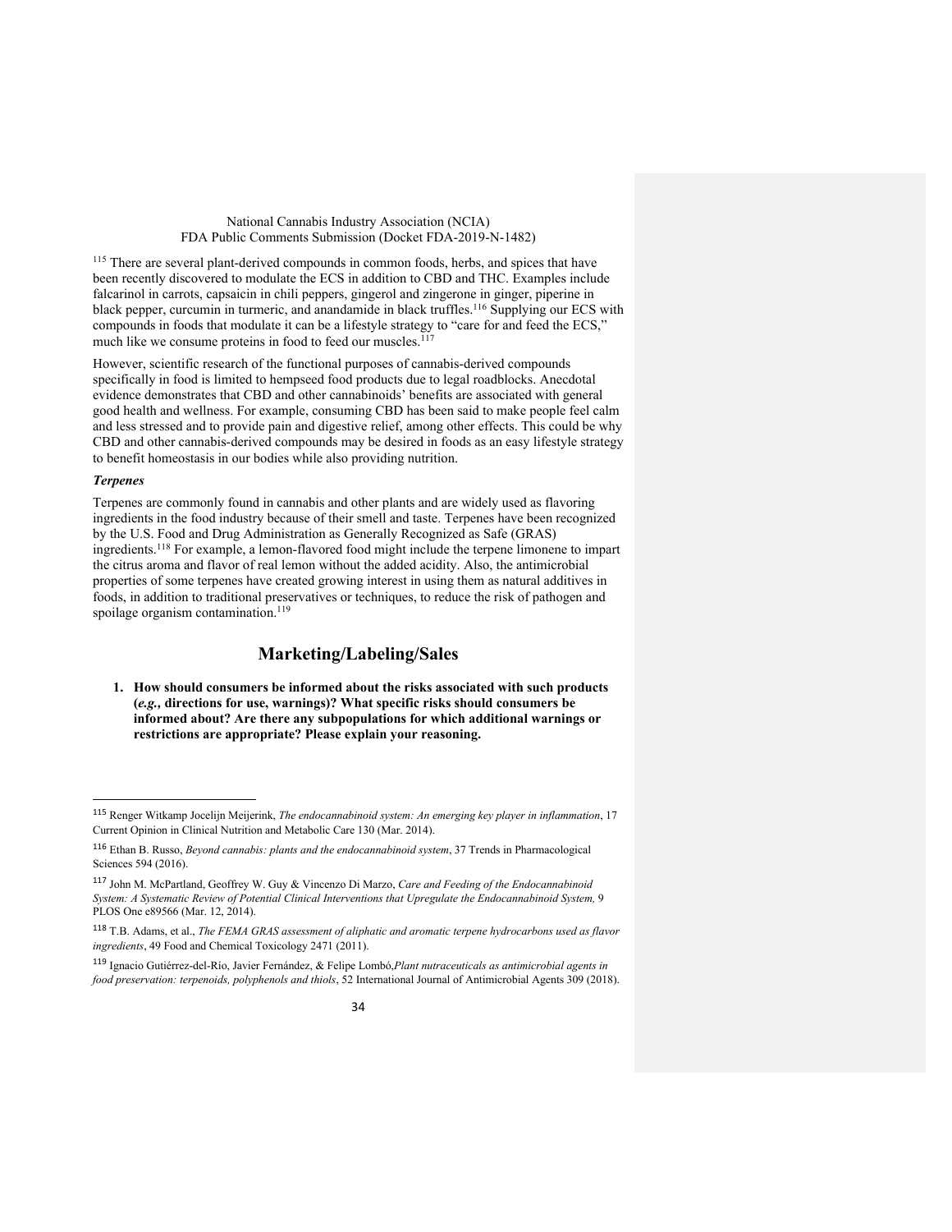[115] There are several plant-derived compounds in common foods, herbs, and spices that have been recently discovered to modulate the ECS in addition to CBD and THC. Examples include falcarinol in carrots, capsaicin in chili peppers, gingerol and zingerone in ginger, piperine in black pepper, curcumin in turmeric, and anandamide in black truffles.[116] Supplying our ECS with compounds in foods that modulate it can be a lifestyle strategy to "care for and feed the ECS," much like we consume proteins in food to feed our muscles.[117]

However, scientific research of the functional purposes of cannabis-derived compounds specifically in food is limited to hempseed food products due to legal roadblocks. Anecdotal evidence demonstrates that CBD and other cannabinoids' benefits are associated with general good health and wellness. For example, consuming CBD has been said to make people feel calm and less stressed and to provide pain and digestive relief, among other effects. This could be why CBD and other cannabis-derived compounds may be desired in foods as an easy lifestyle strategy to benefit homeostasis in our bodies while also providing nutrition.

***Terpenes***

Terpenes are commonly found in cannabis and other plants and are widely used as flavoring ingredients in the food industry because of their smell and taste. Terpenes have been recognized by the U.S. Food and Drug Administration as Generally Recognized as Safe (GRAS) ingredients.[118] For example, a lemon-flavored food might include the terpene limonene to impart the citrus aroma and flavor of real lemon without the added acidity. Also, the antimicrobial properties of some terpenes have created growing interest in using them as natural additives in foods, in addition to traditional preservatives or techniques, to reduce the risk of pathogen and spoilage organism contamination.[119]

## Marketing/Labeling/Sales

1. **How should consumers be informed about the risks associated with such products (*e.g.,* directions for use, warnings)? What specific risks should consumers be informed about? Are there any subpopulations for which additional warnings or restrictions are appropriate? Please explain your reasoning.**

---

[115] Renger Witkamp Jocelijn Meijerink, *The endocannabinoid system: An emerging key player in inflammation*, 17 Current Opinion in Clinical Nutrition and Metabolic Care 130 (Mar. 2014).

[116] Ethan B. Russo, *Beyond cannabis: plants and the endocannabinoid system*, 37 Trends in Pharmacological Sciences 594 (2016).

[117] John M. McPartland, Geoffrey W. Guy & Vincenzo Di Marzo, *Care and Feeding of the Endocannabinoid System: A Systematic Review of Potential Clinical Interventions that Upregulate the Endocannabinoid System,* 9 PLOS One e89566 (Mar. 12, 2014).

[118] T.B. Adams, et al., *The FEMA GRAS assessment of aliphatic and aromatic terpene hydrocarbons used as flavor ingredients*, 49 Food and Chemical Toxicology 2471 (2011).

[119] Ignacio Gutiérrez-del-Río, Javier Fernández, & Felipe Lombó,*Plant nutraceuticals as antimicrobial agents in food preservation: terpenoids, polyphenols and thiols*, 52 International Journal of Antimicrobial Agents 309 (2018).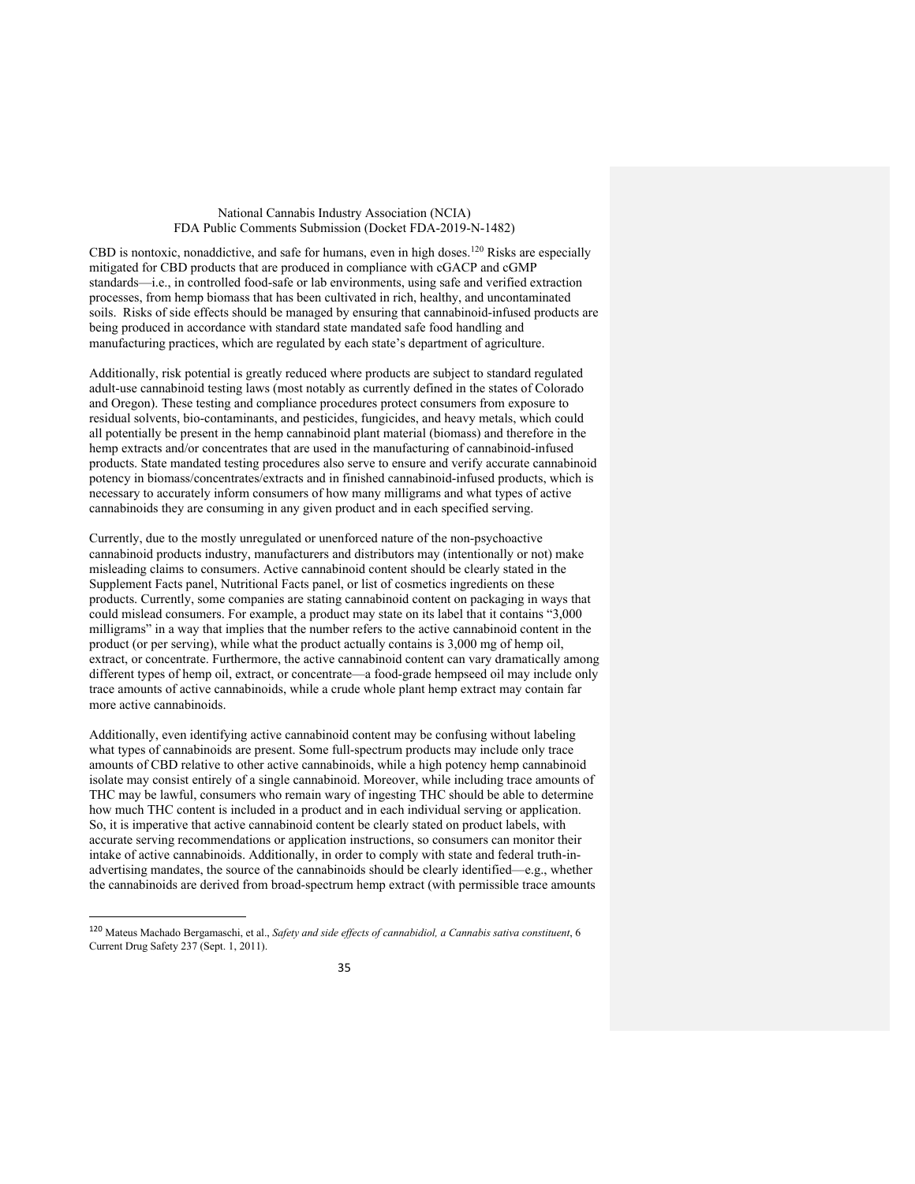CBD is nontoxic, nonaddictive, and safe for humans, even in high doses.[120] Risks are especially mitigated for CBD products that are produced in compliance with cGACP and cGMP standards—i.e., in controlled food-safe or lab environments, using safe and verified extraction processes, from hemp biomass that has been cultivated in rich, healthy, and uncontaminated soils. Risks of side effects should be managed by ensuring that cannabinoid-infused products are being produced in accordance with standard state mandated safe food handling and manufacturing practices, which are regulated by each state's department of agriculture.

Additionally, risk potential is greatly reduced where products are subject to standard regulated adult-use cannabinoid testing laws (most notably as currently defined in the states of Colorado and Oregon). These testing and compliance procedures protect consumers from exposure to residual solvents, bio-contaminants, and pesticides, fungicides, and heavy metals, which could all potentially be present in the hemp cannabinoid plant material (biomass) and therefore in the hemp extracts and/or concentrates that are used in the manufacturing of cannabinoid-infused products. State mandated testing procedures also serve to ensure and verify accurate cannabinoid potency in biomass/concentrates/extracts and in finished cannabinoid-infused products, which is necessary to accurately inform consumers of how many milligrams and what types of active cannabinoids they are consuming in any given product and in each specified serving.

Currently, due to the mostly unregulated or unenforced nature of the non-psychoactive cannabinoid products industry, manufacturers and distributors may (intentionally or not) make misleading claims to consumers. Active cannabinoid content should be clearly stated in the Supplement Facts panel, Nutritional Facts panel, or list of cosmetics ingredients on these products. Currently, some companies are stating cannabinoid content on packaging in ways that could mislead consumers. For example, a product may state on its label that it contains "3,000 milligrams" in a way that implies that the number refers to the active cannabinoid content in the product (or per serving), while what the product actually contains is 3,000 mg of hemp oil, extract, or concentrate. Furthermore, the active cannabinoid content can vary dramatically among different types of hemp oil, extract, or concentrate—a food-grade hempseed oil may include only trace amounts of active cannabinoids, while a crude whole plant hemp extract may contain far more active cannabinoids.

Additionally, even identifying active cannabinoid content may be confusing without labeling what types of cannabinoids are present. Some full-spectrum products may include only trace amounts of CBD relative to other active cannabinoids, while a high potency hemp cannabinoid isolate may consist entirely of a single cannabinoid. Moreover, while including trace amounts of THC may be lawful, consumers who remain wary of ingesting THC should be able to determine how much THC content is included in a product and in each individual serving or application. So, it is imperative that active cannabinoid content be clearly stated on product labels, with accurate serving recommendations or application instructions, so consumers can monitor their intake of active cannabinoids. Additionally, in order to comply with state and federal truth-in-advertising mandates, the source of the cannabinoids should be clearly identified—e.g., whether the cannabinoids are derived from broad-spectrum hemp extract (with permissible trace amounts

[120] Mateus Machado Bergamaschi, et al., *Safety and side effects of cannabidiol, a Cannabis sativa constituent*, 6 Current Drug Safety 237 (Sept. 1, 2011).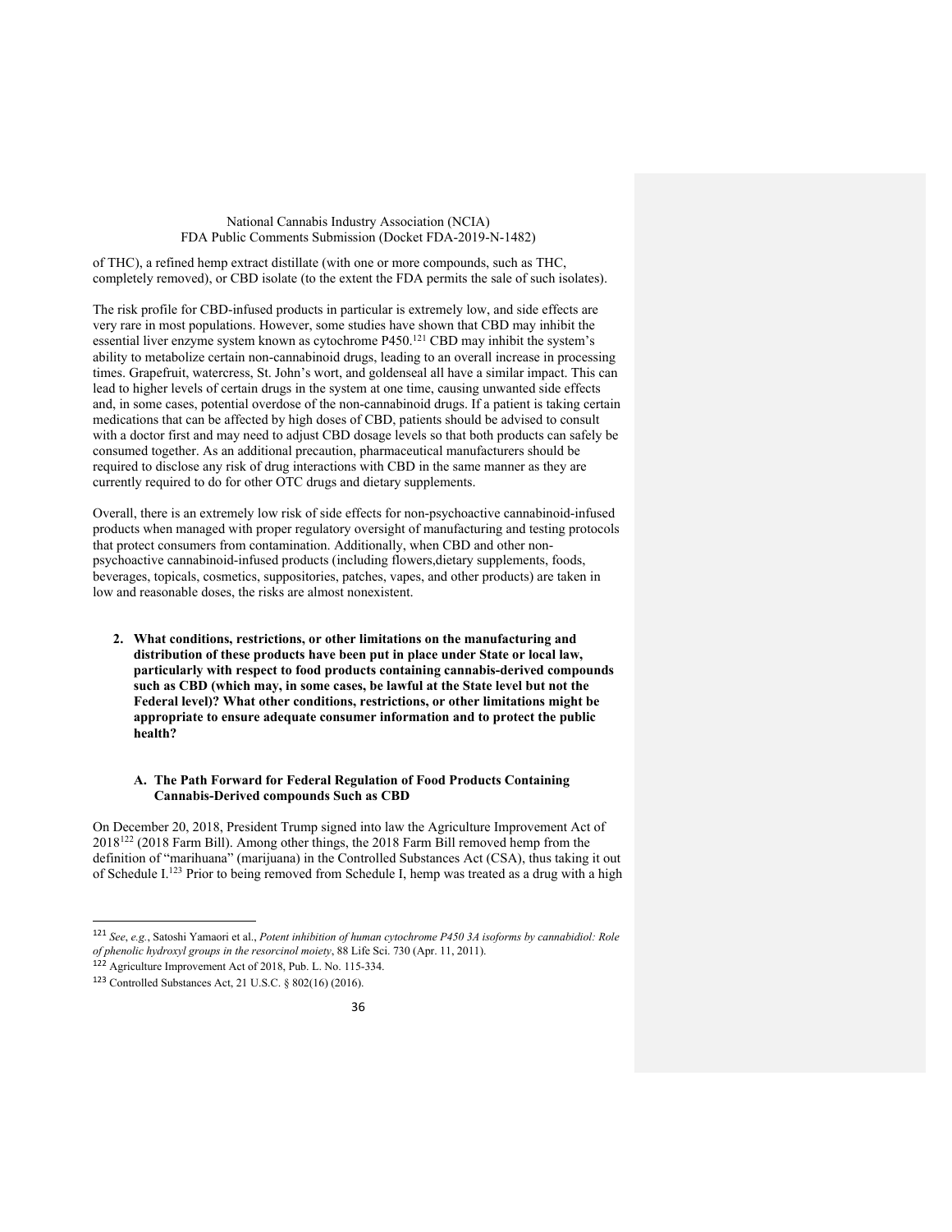of THC), a refined hemp extract distillate (with one or more compounds, such as THC, completely removed), or CBD isolate (to the extent the FDA permits the sale of such isolates).

The risk profile for CBD-infused products in particular is extremely low, and side effects are very rare in most populations. However, some studies have shown that CBD may inhibit the essential liver enzyme system known as cytochrome P450.[121] CBD may inhibit the system's ability to metabolize certain non-cannabinoid drugs, leading to an overall increase in processing times. Grapefruit, watercress, St. John's wort, and goldenseal all have a similar impact. This can lead to higher levels of certain drugs in the system at one time, causing unwanted side effects and, in some cases, potential overdose of the non-cannabinoid drugs. If a patient is taking certain medications that can be affected by high doses of CBD, patients should be advised to consult with a doctor first and may need to adjust CBD dosage levels so that both products can safely be consumed together. As an additional precaution, pharmaceutical manufacturers should be required to disclose any risk of drug interactions with CBD in the same manner as they are currently required to do for other OTC drugs and dietary supplements.

Overall, there is an extremely low risk of side effects for non-psychoactive cannabinoid-infused products when managed with proper regulatory oversight of manufacturing and testing protocols that protect consumers from contamination. Additionally, when CBD and other non-psychoactive cannabinoid-infused products (including flowers,dietary supplements, foods, beverages, topicals, cosmetics, suppositories, patches, vapes, and other products) are taken in low and reasonable doses, the risks are almost nonexistent.

2. **What conditions, restrictions, or other limitations on the manufacturing and distribution of these products have been put in place under State or local law, particularly with respect to food products containing cannabis-derived compounds such as CBD (which may, in some cases, be lawful at the State level but not the Federal level)? What other conditions, restrictions, or other limitations might be appropriate to ensure adequate consumer information and to protect the public health?**

### A. The Path Forward for Federal Regulation of Food Products Containing Cannabis-Derived compounds Such as CBD

On December 20, 2018, President Trump signed into law the Agriculture Improvement Act of 2018[122] (2018 Farm Bill). Among other things, the 2018 Farm Bill removed hemp from the definition of "marihuana" (marijuana) in the Controlled Substances Act (CSA), thus taking it out of Schedule I.[123] Prior to being removed from Schedule I, hemp was treated as a drug with a high

---

[121] *See, e.g.*, Satoshi Yamaori et al., *Potent inhibition of human cytochrome P450 3A isoforms by cannabidiol: Role of phenolic hydroxyl groups in the resorcinol moiety*, 88 Life Sci. 730 (Apr. 11, 2011).

[122] Agriculture Improvement Act of 2018, Pub. L. No. 115-334.

[123] Controlled Substances Act, 21 U.S.C. § 802(16) (2016).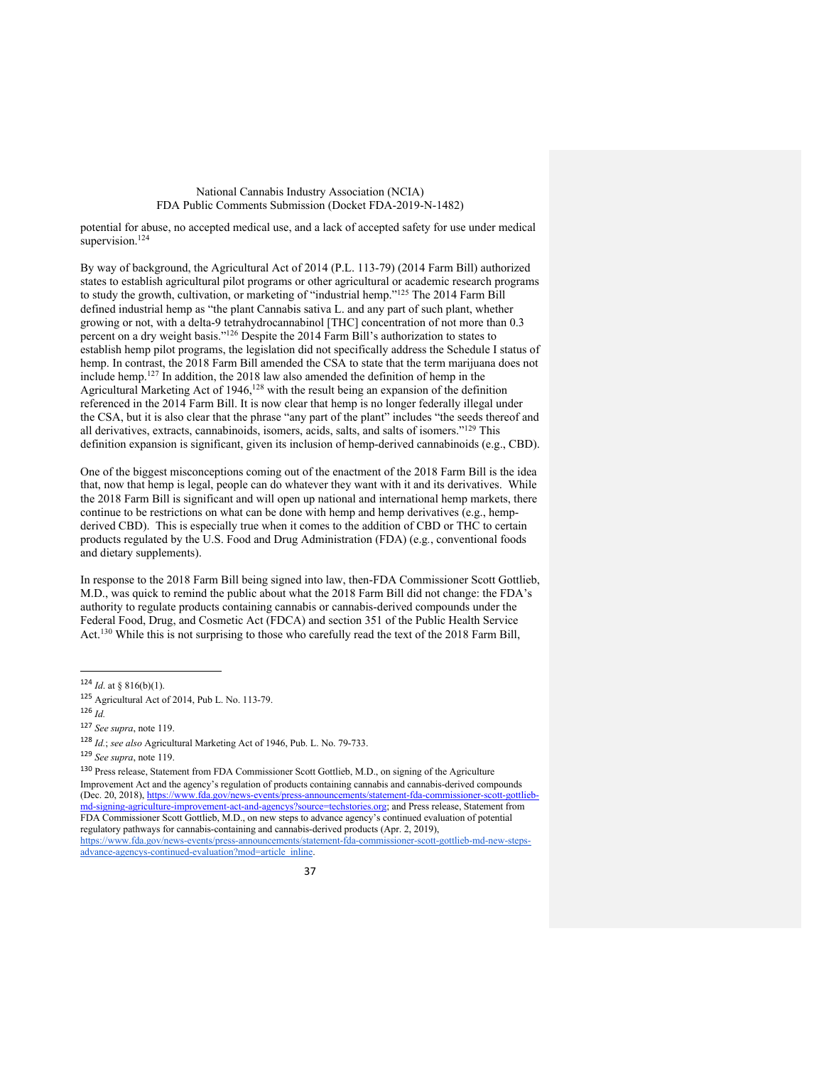potential for abuse, no accepted medical use, and a lack of accepted safety for use under medical supervision.[124]

By way of background, the Agricultural Act of 2014 (P.L. 113-79) (2014 Farm Bill) authorized states to establish agricultural pilot programs or other agricultural or academic research programs to study the growth, cultivation, or marketing of "industrial hemp."[125] The 2014 Farm Bill defined industrial hemp as "the plant Cannabis sativa L. and any part of such plant, whether growing or not, with a delta-9 tetrahydrocannabinol [THC] concentration of not more than 0.3 percent on a dry weight basis."[126] Despite the 2014 Farm Bill's authorization to states to establish hemp pilot programs, the legislation did not specifically address the Schedule I status of hemp. In contrast, the 2018 Farm Bill amended the CSA to state that the term marijuana does not include hemp.[127] In addition, the 2018 law also amended the definition of hemp in the Agricultural Marketing Act of 1946,[128] with the result being an expansion of the definition referenced in the 2014 Farm Bill. It is now clear that hemp is no longer federally illegal under the CSA, but it is also clear that the phrase "any part of the plant" includes "the seeds thereof and all derivatives, extracts, cannabinoids, isomers, acids, salts, and salts of isomers."[129] This definition expansion is significant, given its inclusion of hemp-derived cannabinoids (e.g., CBD).

One of the biggest misconceptions coming out of the enactment of the 2018 Farm Bill is the idea that, now that hemp is legal, people can do whatever they want with it and its derivatives. While the 2018 Farm Bill is significant and will open up national and international hemp markets, there continue to be restrictions on what can be done with hemp and hemp derivatives (e.g., hemp-derived CBD). This is especially true when it comes to the addition of CBD or THC to certain products regulated by the U.S. Food and Drug Administration (FDA) (e.g., conventional foods and dietary supplements).

In response to the 2018 Farm Bill being signed into law, then-FDA Commissioner Scott Gottlieb, M.D., was quick to remind the public about what the 2018 Farm Bill did not change: the FDA's authority to regulate products containing cannabis or cannabis-derived compounds under the Federal Food, Drug, and Cosmetic Act (FDCA) and section 351 of the Public Health Service Act.[130] While this is not surprising to those who carefully read the text of the 2018 Farm Bill,

---

[124] *Id.* at § 816(b)(1).

[125] Agricultural Act of 2014, Pub L. No. 113-79.

[126] *Id.*

[127] *See supra*, note 119.

[128] *Id.*; *see also* Agricultural Marketing Act of 1946, Pub. L. No. 79-733.

[129] *See supra*, note 119.

[130] Press release, Statement from FDA Commissioner Scott Gottlieb, M.D., on signing of the Agriculture Improvement Act and the agency's regulation of products containing cannabis and cannabis-derived compounds (Dec. 20, 2018), https://www.fda.gov/news-events/press-announcements/statement-fda-commissioner-scott-gottlieb-md-signing-agriculture-improvement-act-and-agencys?source=techstories.org; and Press release, Statement from FDA Commissioner Scott Gottlieb, M.D., on new steps to advance agency's continued evaluation of potential regulatory pathways for cannabis-containing and cannabis-derived products (Apr. 2, 2019), https://www.fda.gov/news-events/press-announcements/statement-fda-commissioner-scott-gottlieb-md-new-steps-advance-agencys-continued-evaluation?mod=article_inline.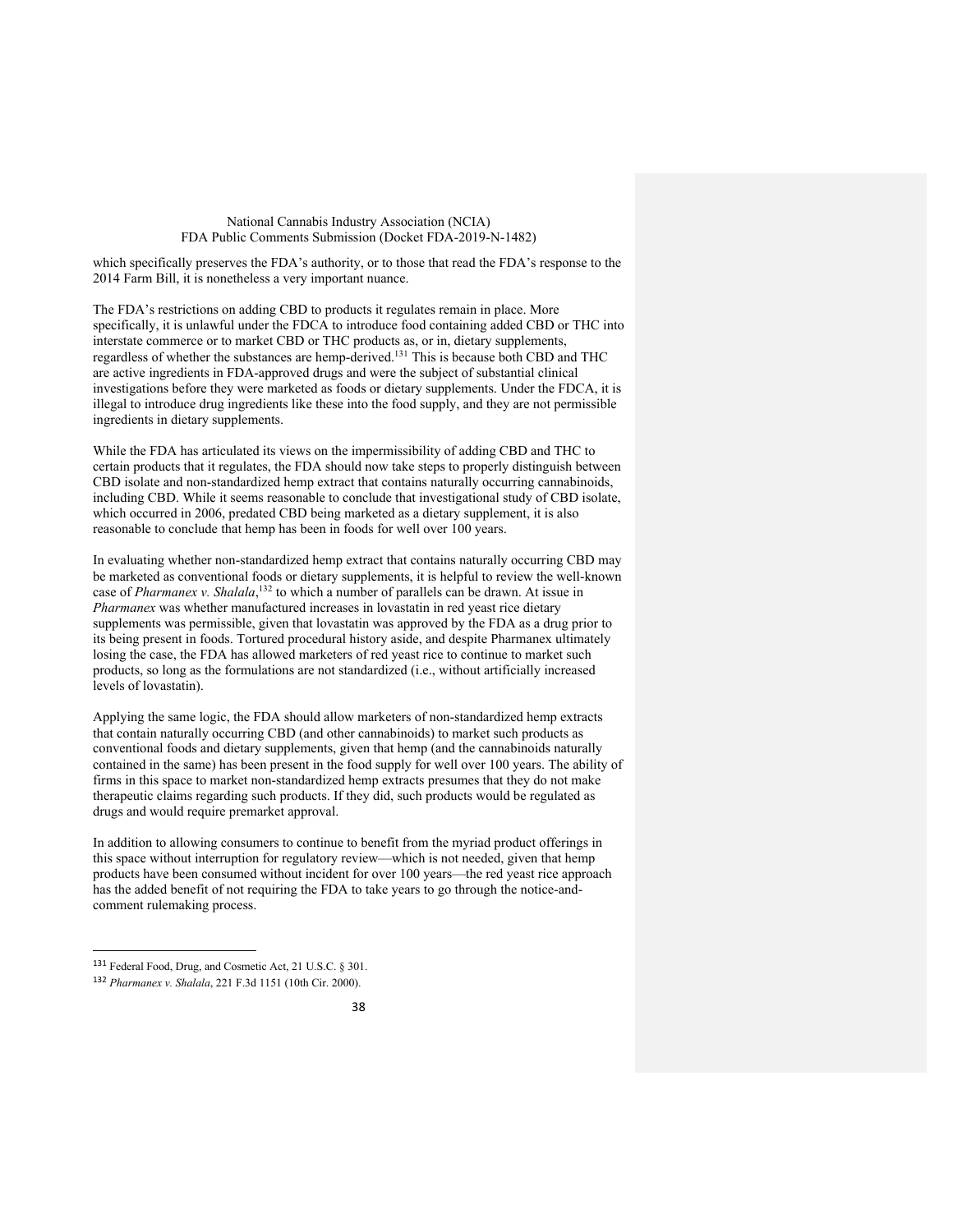which specifically preserves the FDA's authority, or to those that read the FDA's response to the 2014 Farm Bill, it is nonetheless a very important nuance.

The FDA's restrictions on adding CBD to products it regulates remain in place. More specifically, it is unlawful under the FDCA to introduce food containing added CBD or THC into interstate commerce or to market CBD or THC products as, or in, dietary supplements, regardless of whether the substances are hemp-derived.[131] This is because both CBD and THC are active ingredients in FDA-approved drugs and were the subject of substantial clinical investigations before they were marketed as foods or dietary supplements. Under the FDCA, it is illegal to introduce drug ingredients like these into the food supply, and they are not permissible ingredients in dietary supplements.

While the FDA has articulated its views on the impermissibility of adding CBD and THC to certain products that it regulates, the FDA should now take steps to properly distinguish between CBD isolate and non-standardized hemp extract that contains naturally occurring cannabinoids, including CBD. While it seems reasonable to conclude that investigational study of CBD isolate, which occurred in 2006, predated CBD being marketed as a dietary supplement, it is also reasonable to conclude that hemp has been in foods for well over 100 years.

In evaluating whether non-standardized hemp extract that contains naturally occurring CBD may be marketed as conventional foods or dietary supplements, it is helpful to review the well-known case of *Pharmanex v. Shalala*,[132] to which a number of parallels can be drawn. At issue in *Pharmanex* was whether manufactured increases in lovastatin in red yeast rice dietary supplements was permissible, given that lovastatin was approved by the FDA as a drug prior to its being present in foods. Tortured procedural history aside, and despite Pharmanex ultimately losing the case, the FDA has allowed marketers of red yeast rice to continue to market such products, so long as the formulations are not standardized (i.e., without artificially increased levels of lovastatin).

Applying the same logic, the FDA should allow marketers of non-standardized hemp extracts that contain naturally occurring CBD (and other cannabinoids) to market such products as conventional foods and dietary supplements, given that hemp (and the cannabinoids naturally contained in the same) has been present in the food supply for well over 100 years. The ability of firms in this space to market non-standardized hemp extracts presumes that they do not make therapeutic claims regarding such products. If they did, such products would be regulated as drugs and would require premarket approval.

In addition to allowing consumers to continue to benefit from the myriad product offerings in this space without interruption for regulatory review—which is not needed, given that hemp products have been consumed without incident for over 100 years—the red yeast rice approach has the added benefit of not requiring the FDA to take years to go through the notice-and-comment rulemaking process.

---

[131] Federal Food, Drug, and Cosmetic Act, 21 U.S.C. § 301.

[132] *Pharmanex v. Shalala*, 221 F.3d 1151 (10th Cir. 2000).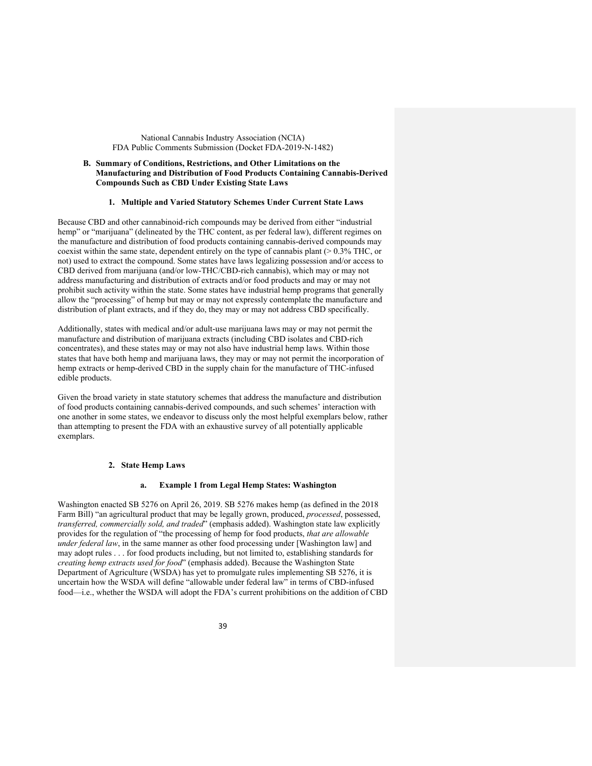### B. Summary of Conditions, Restrictions, and Other Limitations on the Manufacturing and Distribution of Food Products Containing Cannabis-Derived Compounds Such as CBD Under Existing State Laws

#### 1. Multiple and Varied Statutory Schemes Under Current State Laws

Because CBD and other cannabinoid-rich compounds may be derived from either "industrial hemp" or "marijuana" (delineated by the THC content, as per federal law), different regimes on the manufacture and distribution of food products containing cannabis-derived compounds may coexist within the same state, dependent entirely on the type of cannabis plant (> 0.3% THC, or not) used to extract the compound. Some states have laws legalizing possession and/or access to CBD derived from marijuana (and/or low-THC/CBD-rich cannabis), which may or may not address manufacturing and distribution of extracts and/or food products and may or may not prohibit such activity within the state. Some states have industrial hemp programs that generally allow the "processing" of hemp but may or may not expressly contemplate the manufacture and distribution of plant extracts, and if they do, they may or may not address CBD specifically.

Additionally, states with medical and/or adult-use marijuana laws may or may not permit the manufacture and distribution of marijuana extracts (including CBD isolates and CBD-rich concentrates), and these states may or may not also have industrial hemp laws. Within those states that have both hemp and marijuana laws, they may or may not permit the incorporation of hemp extracts or hemp-derived CBD in the supply chain for the manufacture of THC-infused edible products.

Given the broad variety in state statutory schemes that address the manufacture and distribution of food products containing cannabis-derived compounds, and such schemes' interaction with one another in some states, we endeavor to discuss only the most helpful exemplars below, rather than attempting to present the FDA with an exhaustive survey of all potentially applicable exemplars.

#### 2. State Hemp Laws

##### a. Example 1 from Legal Hemp States: Washington

Washington enacted SB 5276 on April 26, 2019. SB 5276 makes hemp (as defined in the 2018 Farm Bill) "an agricultural product that may be legally grown, produced, *processed*, possessed, *transferred, commercially sold, and traded*" (emphasis added). Washington state law explicitly provides for the regulation of "the processing of hemp for food products, *that are allowable under federal law*, in the same manner as other food processing under [Washington law] and may adopt rules . . . for food products including, but not limited to, establishing standards for *creating hemp extracts used for food*" (emphasis added). Because the Washington State Department of Agriculture (WSDA) has yet to promulgate rules implementing SB 5276, it is uncertain how the WSDA will define "allowable under federal law" in terms of CBD-infused food—i.e., whether the WSDA will adopt the FDA's current prohibitions on the addition of CBD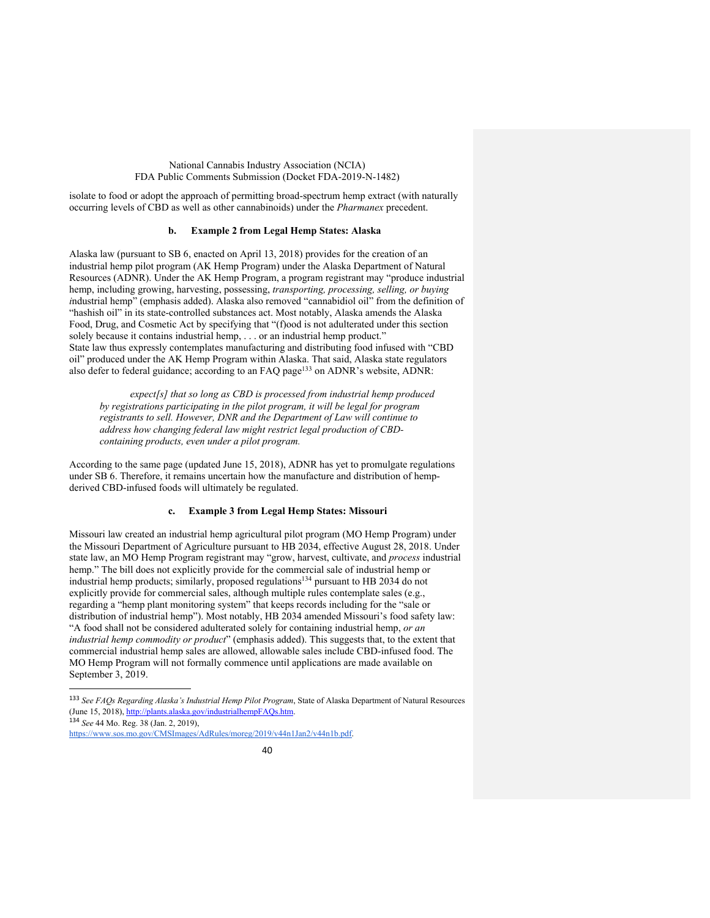isolate to food or adopt the approach of permitting broad-spectrum hemp extract (with naturally occurring levels of CBD as well as other cannabinoids) under the *Pharmanex* precedent.

#### b. Example 2 from Legal Hemp States: Alaska

Alaska law (pursuant to SB 6, enacted on April 13, 2018) provides for the creation of an industrial hemp pilot program (AK Hemp Program) under the Alaska Department of Natural Resources (ADNR). Under the AK Hemp Program, a program registrant may "produce industrial hemp, including growing, harvesting, possessing, *transporting, processing, selling, or buying i*ndustrial hemp" (emphasis added). Alaska also removed "cannabidiol oil" from the definition of "hashish oil" in its state-controlled substances act. Most notably, Alaska amends the Alaska Food, Drug, and Cosmetic Act by specifying that "(f)ood is not adulterated under this section solely because it contains industrial hemp, . . . or an industrial hemp product." State law thus expressly contemplates manufacturing and distributing food infused with "CBD oil" produced under the AK Hemp Program within Alaska. That said, Alaska state regulators also defer to federal guidance; according to an FAQ page[133] on ADNR's website, ADNR:

> *expect[s] that so long as CBD is processed from industrial hemp produced by registrations participating in the pilot program, it will be legal for program registrants to sell. However, DNR and the Department of Law will continue to address how changing federal law might restrict legal production of CBD-containing products, even under a pilot program.*

According to the same page (updated June 15, 2018), ADNR has yet to promulgate regulations under SB 6. Therefore, it remains uncertain how the manufacture and distribution of hemp-derived CBD-infused foods will ultimately be regulated.

#### c. Example 3 from Legal Hemp States: Missouri

Missouri law created an industrial hemp agricultural pilot program (MO Hemp Program) under the Missouri Department of Agriculture pursuant to HB 2034, effective August 28, 2018. Under state law, an MO Hemp Program registrant may "grow, harvest, cultivate, and *process* industrial hemp." The bill does not explicitly provide for the commercial sale of industrial hemp or industrial hemp products; similarly, proposed regulations[134] pursuant to HB 2034 do not explicitly provide for commercial sales, although multiple rules contemplate sales (e.g., regarding a "hemp plant monitoring system" that keeps records including for the "sale or distribution of industrial hemp"). Most notably, HB 2034 amended Missouri's food safety law: "A food shall not be considered adulterated solely for containing industrial hemp, *or an industrial hemp commodity or product*" (emphasis added). This suggests that, to the extent that commercial industrial hemp sales are allowed, allowable sales include CBD-infused food. The MO Hemp Program will not formally commence until applications are made available on September 3, 2019.

---

[133] *See FAQs Regarding Alaska's Industrial Hemp Pilot Program*, State of Alaska Department of Natural Resources (June 15, 2018), http://plants.alaska.gov/industrialhempFAQs.htm.

[134] *See* 44 Mo. Reg. 38 (Jan. 2, 2019), https://www.sos.mo.gov/CMSImages/AdRules/moreg/2019/v44n1Jan2/v44n1b.pdf.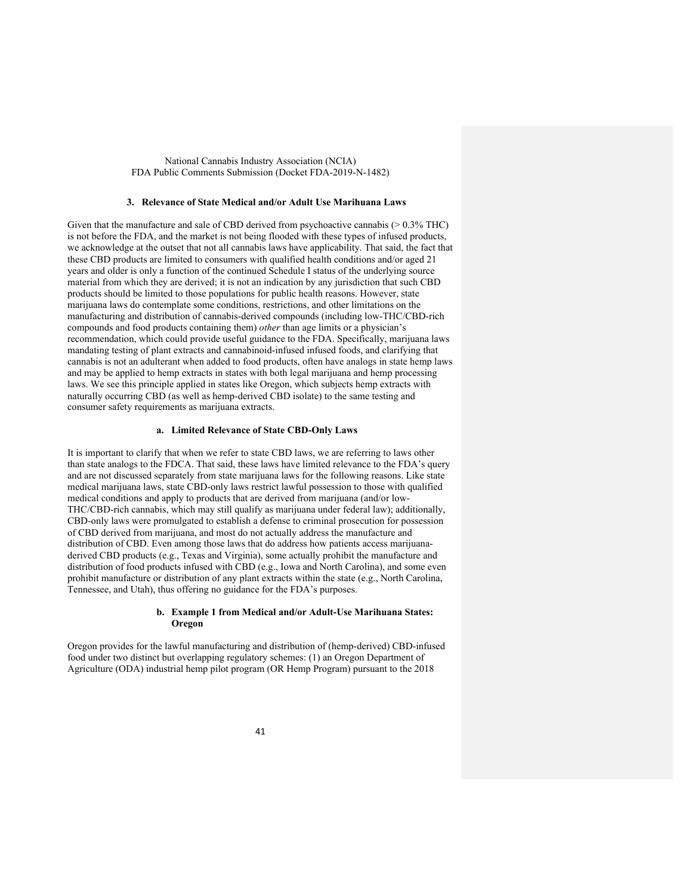### 3. Relevance of State Medical and/or Adult Use Marihuana Laws

Given that the manufacture and sale of CBD derived from psychoactive cannabis (> 0.3% THC) is not before the FDA, and the market is not being flooded with these types of infused products, we acknowledge at the outset that not all cannabis laws have applicability. That said, the fact that these CBD products are limited to consumers with qualified health conditions and/or aged 21 years and older is only a function of the continued Schedule I status of the underlying source material from which they are derived; it is not an indication by any jurisdiction that such CBD products should be limited to those populations for public health reasons. However, state marijuana laws do contemplate some conditions, restrictions, and other limitations on the manufacturing and distribution of cannabis-derived compounds (including low-THC/CBD-rich compounds and food products containing them) *other* than age limits or a physician's recommendation, which could provide useful guidance to the FDA. Specifically, marijuana laws mandating testing of plant extracts and cannabinoid-infused infused foods, and clarifying that cannabis is not an adulterant when added to food products, often have analogs in state hemp laws and may be applied to hemp extracts in states with both legal marijuana and hemp processing laws. We see this principle applied in states like Oregon, which subjects hemp extracts with naturally occurring CBD (as well as hemp-derived CBD isolate) to the same testing and consumer safety requirements as marijuana extracts.

#### a. Limited Relevance of State CBD-Only Laws

It is important to clarify that when we refer to state CBD laws, we are referring to laws other than state analogs to the FDCA. That said, these laws have limited relevance to the FDA's query and are not discussed separately from state marijuana laws for the following reasons. Like state medical marijuana laws, state CBD-only laws restrict lawful possession to those with qualified medical conditions and apply to products that are derived from marijuana (and/or low-THC/CBD-rich cannabis, which may still qualify as marijuana under federal law); additionally, CBD-only laws were promulgated to establish a defense to criminal prosecution for possession of CBD derived from marijuana, and most do not actually address the manufacture and distribution of CBD. Even among those laws that do address how patients access marijuana-derived CBD products (e.g., Texas and Virginia), some actually prohibit the manufacture and distribution of food products infused with CBD (e.g., Iowa and North Carolina), and some even prohibit manufacture or distribution of any plant extracts within the state (e.g., North Carolina, Tennessee, and Utah), thus offering no guidance for the FDA's purposes.

#### b. Example 1 from Medical and/or Adult-Use Marihuana States: Oregon

Oregon provides for the lawful manufacturing and distribution of (hemp-derived) CBD-infused food under two distinct but overlapping regulatory schemes: (1) an Oregon Department of Agriculture (ODA) industrial hemp pilot program (OR Hemp Program) pursuant to the 2018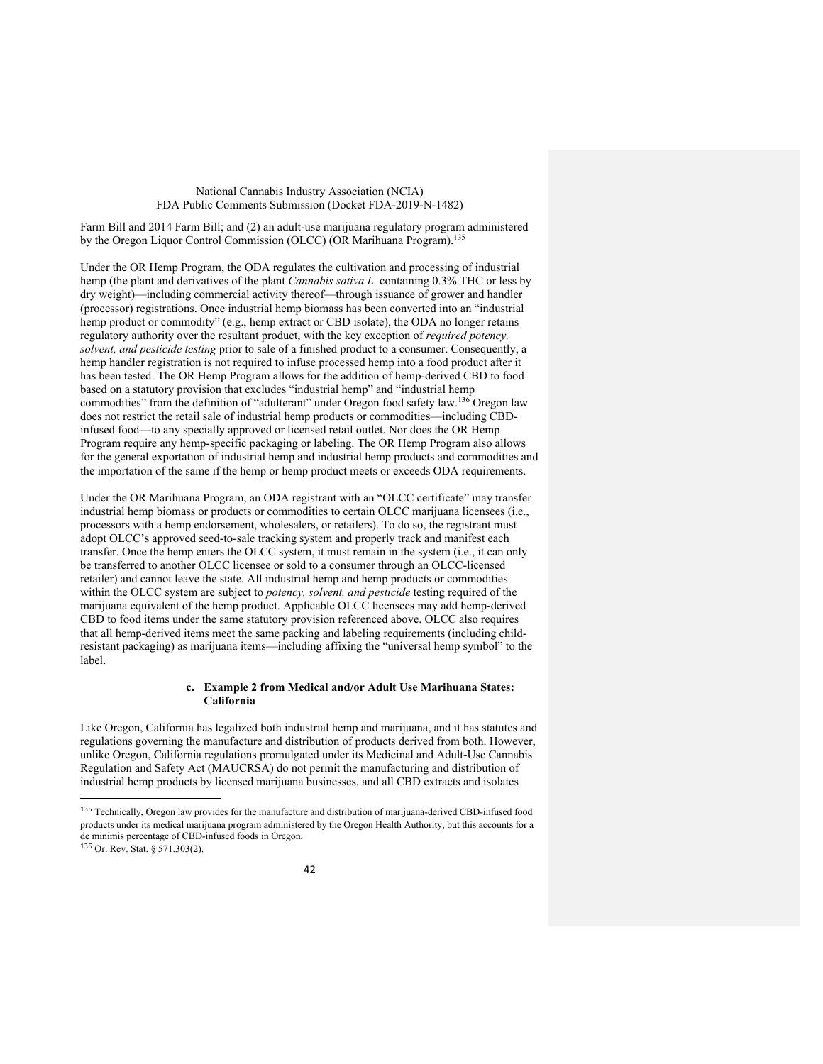Farm Bill and 2014 Farm Bill; and (2) an adult-use marijuana regulatory program administered by the Oregon Liquor Control Commission (OLCC) (OR Marihuana Program).[135]

Under the OR Hemp Program, the ODA regulates the cultivation and processing of industrial hemp (the plant and derivatives of the plant *Cannabis sativa L.* containing 0.3% THC or less by dry weight)—including commercial activity thereof—through issuance of grower and handler (processor) registrations. Once industrial hemp biomass has been converted into an "industrial hemp product or commodity" (e.g., hemp extract or CBD isolate), the ODA no longer retains regulatory authority over the resultant product, with the key exception of *required potency, solvent, and pesticide testing* prior to sale of a finished product to a consumer. Consequently, a hemp handler registration is not required to infuse processed hemp into a food product after it has been tested. The OR Hemp Program allows for the addition of hemp-derived CBD to food based on a statutory provision that excludes "industrial hemp" and "industrial hemp commodities" from the definition of "adulterant" under Oregon food safety law.[136] Oregon law does not restrict the retail sale of industrial hemp products or commodities—including CBD-infused food—to any specially approved or licensed retail outlet. Nor does the OR Hemp Program require any hemp-specific packaging or labeling. The OR Hemp Program also allows for the general exportation of industrial hemp and industrial hemp products and commodities and the importation of the same if the hemp or hemp product meets or exceeds ODA requirements.

Under the OR Marihuana Program, an ODA registrant with an "OLCC certificate" may transfer industrial hemp biomass or products or commodities to certain OLCC marijuana licensees (i.e., processors with a hemp endorsement, wholesalers, or retailers). To do so, the registrant must adopt OLCC's approved seed-to-sale tracking system and properly track and manifest each transfer. Once the hemp enters the OLCC system, it must remain in the system (i.e., it can only be transferred to another OLCC licensee or sold to a consumer through an OLCC-licensed retailer) and cannot leave the state. All industrial hemp and hemp products or commodities within the OLCC system are subject to *potency, solvent, and pesticide* testing required of the marijuana equivalent of the hemp product. Applicable OLCC licensees may add hemp-derived CBD to food items under the same statutory provision referenced above. OLCC also requires that all hemp-derived items meet the same packing and labeling requirements (including child-resistant packaging) as marijuana items—including affixing the "universal hemp symbol" to the label.

#### c. Example 2 from Medical and/or Adult Use Marihuana States: California

Like Oregon, California has legalized both industrial hemp and marijuana, and it has statutes and regulations governing the manufacture and distribution of products derived from both. However, unlike Oregon, California regulations promulgated under its Medicinal and Adult-Use Cannabis Regulation and Safety Act (MAUCRSA) do not permit the manufacturing and distribution of industrial hemp products by licensed marijuana businesses, and all CBD extracts and isolates

---

[135] Technically, Oregon law provides for the manufacture and distribution of marijuana-derived CBD-infused food products under its medical marijuana program administered by the Oregon Health Authority, but this accounts for a de minimis percentage of CBD-infused foods in Oregon.

[136] Or. Rev. Stat. § 571.303(2).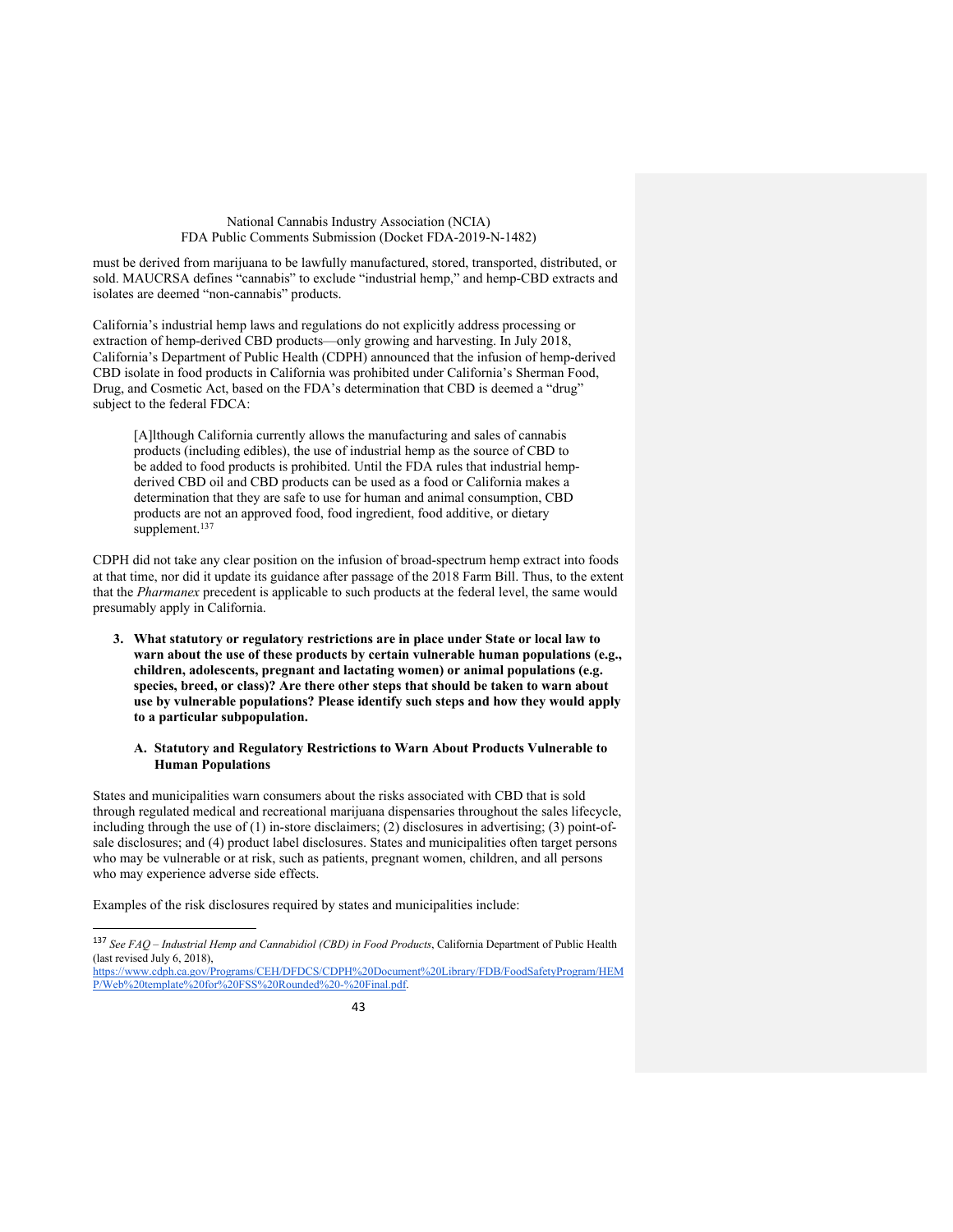must be derived from marijuana to be lawfully manufactured, stored, transported, distributed, or sold. MAUCRSA defines "cannabis" to exclude "industrial hemp," and hemp-CBD extracts and isolates are deemed "non-cannabis" products.

California's industrial hemp laws and regulations do not explicitly address processing or extraction of hemp-derived CBD products—only growing and harvesting. In July 2018, California's Department of Public Health (CDPH) announced that the infusion of hemp-derived CBD isolate in food products in California was prohibited under California's Sherman Food, Drug, and Cosmetic Act, based on the FDA's determination that CBD is deemed a "drug" subject to the federal FDCA:

> [A]lthough California currently allows the manufacturing and sales of cannabis products (including edibles), the use of industrial hemp as the source of CBD to be added to food products is prohibited. Until the FDA rules that industrial hemp-derived CBD oil and CBD products can be used as a food or California makes a determination that they are safe to use for human and animal consumption, CBD products are not an approved food, food ingredient, food additive, or dietary supplement.[137]

CDPH did not take any clear position on the infusion of broad-spectrum hemp extract into foods at that time, nor did it update its guidance after passage of the 2018 Farm Bill. Thus, to the extent that the *Pharmanex* precedent is applicable to such products at the federal level, the same would presumably apply in California.

3. **What statutory or regulatory restrictions are in place under State or local law to warn about the use of these products by certain vulnerable human populations (e.g., children, adolescents, pregnant and lactating women) or animal populations (e.g. species, breed, or class)? Are there other steps that should be taken to warn about use by vulnerable populations? Please identify such steps and how they would apply to a particular subpopulation.**

   A. **Statutory and Regulatory Restrictions to Warn About Products Vulnerable to Human Populations**

States and municipalities warn consumers about the risks associated with CBD that is sold through regulated medical and recreational marijuana dispensaries throughout the sales lifecycle, including through the use of (1) in-store disclaimers; (2) disclosures in advertising; (3) point-of-sale disclosures; and (4) product label disclosures. States and municipalities often target persons who may be vulnerable or at risk, such as patients, pregnant women, children, and all persons who may experience adverse side effects.

Examples of the risk disclosures required by states and municipalities include:

---

[137] *See FAQ – Industrial Hemp and Cannabidiol (CBD) in Food Products*, California Department of Public Health (last revised July 6, 2018), https://www.cdph.ca.gov/Programs/CEH/DFDCS/CDPH%20Document%20Library/FDB/FoodSafetyProgram/HEMP/Web%20template%20for%20FSS%20Rounded%20-%20Final.pdf.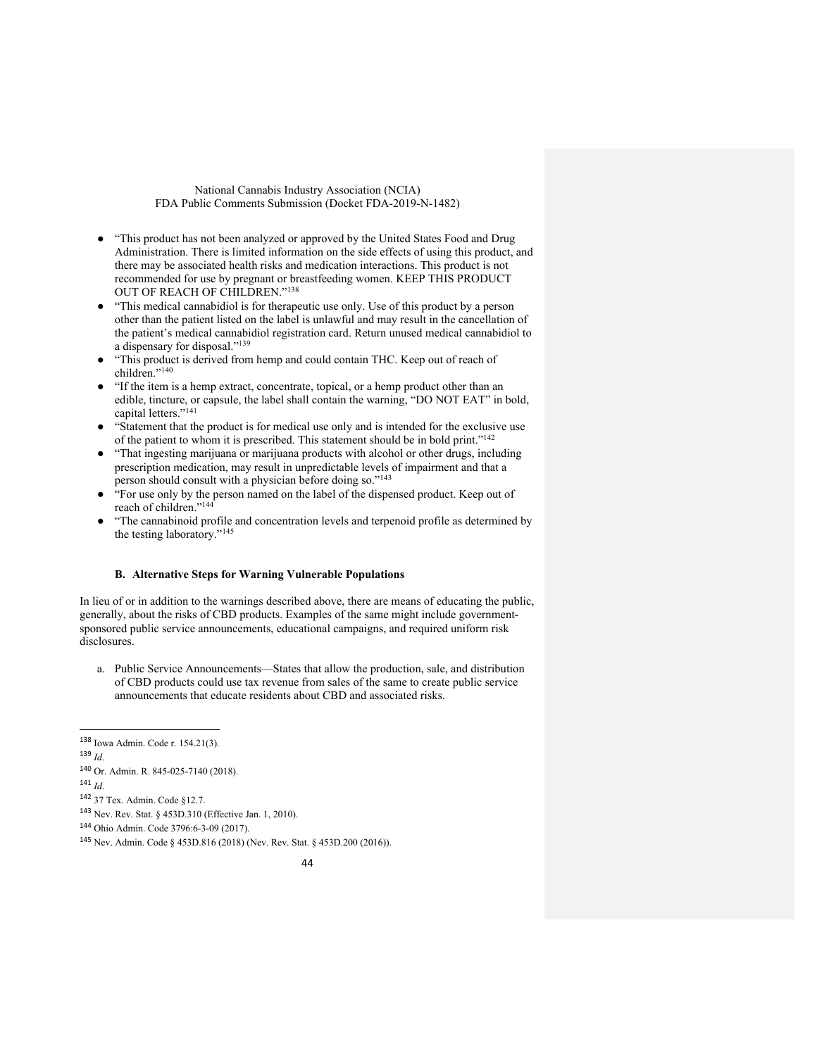- "This product has not been analyzed or approved by the United States Food and Drug Administration. There is limited information on the side effects of using this product, and there may be associated health risks and medication interactions. This product is not recommended for use by pregnant or breastfeeding women. KEEP THIS PRODUCT OUT OF REACH OF CHILDREN."[138]
- "This medical cannabidiol is for therapeutic use only. Use of this product by a person other than the patient listed on the label is unlawful and may result in the cancellation of the patient's medical cannabidiol registration card. Return unused medical cannabidiol to a dispensary for disposal."[139]
- "This product is derived from hemp and could contain THC. Keep out of reach of children."[140]
- "If the item is a hemp extract, concentrate, topical, or a hemp product other than an edible, tincture, or capsule, the label shall contain the warning, "DO NOT EAT" in bold, capital letters."[141]
- "Statement that the product is for medical use only and is intended for the exclusive use of the patient to whom it is prescribed. This statement should be in bold print."[142]
- "That ingesting marijuana or marijuana products with alcohol or other drugs, including prescription medication, may result in unpredictable levels of impairment and that a person should consult with a physician before doing so."[143]
- "For use only by the person named on the label of the dispensed product. Keep out of reach of children."[144]
- "The cannabinoid profile and concentration levels and terpenoid profile as determined by the testing laboratory."[145]

### B. Alternative Steps for Warning Vulnerable Populations

In lieu of or in addition to the warnings described above, there are means of educating the public, generally, about the risks of CBD products. Examples of the same might include government-sponsored public service announcements, educational campaigns, and required uniform risk disclosures.

a. Public Service Announcements—States that allow the production, sale, and distribution of CBD products could use tax revenue from sales of the same to create public service announcements that educate residents about CBD and associated risks.

---

[138] Iowa Admin. Code r. 154.21(3).

[139] *Id*.

[140] Or. Admin. R. 845-025-7140 (2018).

[141] *Id*.

[142] 37 Tex. Admin. Code §12.7.

[143] Nev. Rev. Stat. § 453D.310 (Effective Jan. 1, 2010).

[144] Ohio Admin. Code 3796:6-3-09 (2017).

[145] Nev. Admin. Code § 453D.816 (2018) (Nev. Rev. Stat. § 453D.200 (2016)).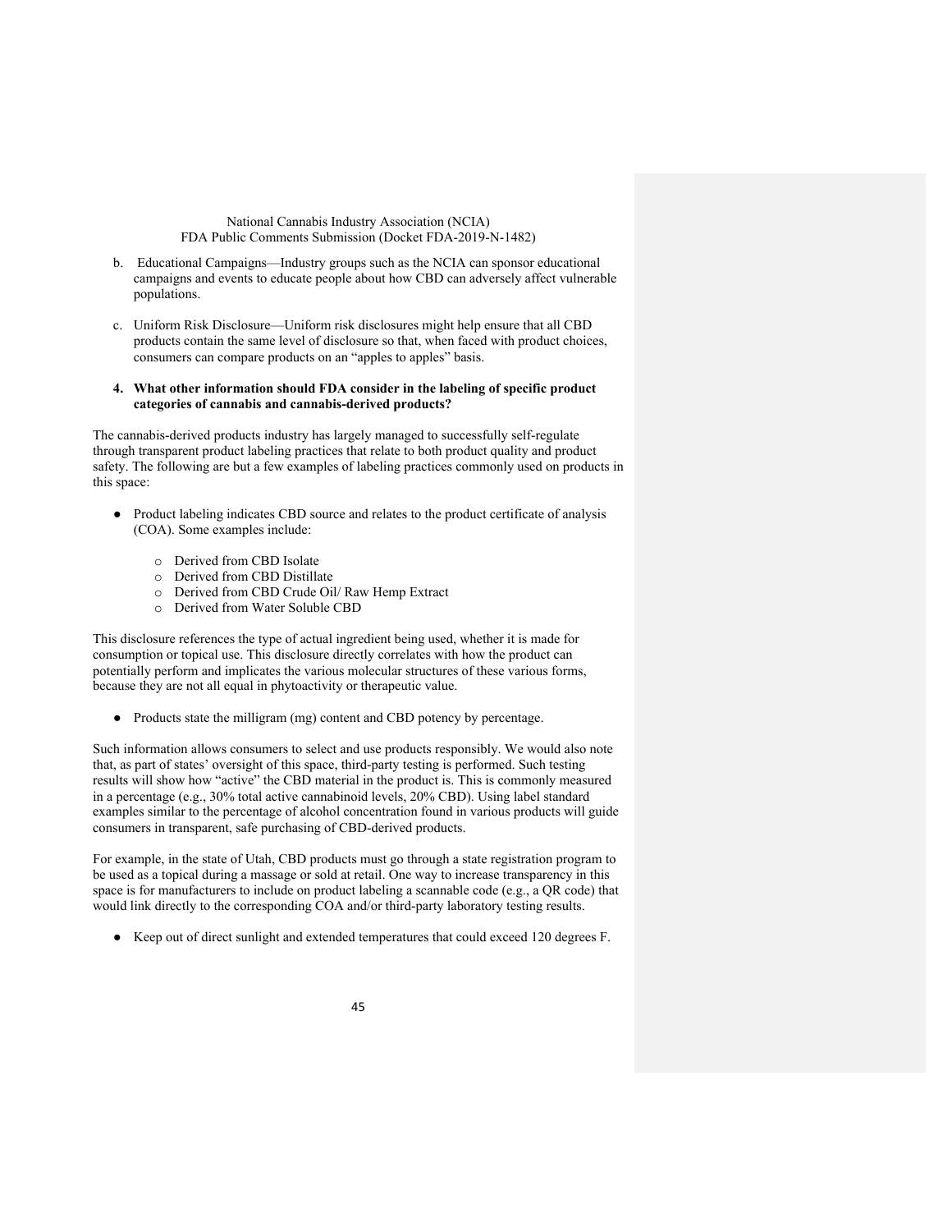b. Educational Campaigns—Industry groups such as the NCIA can sponsor educational campaigns and events to educate people about how CBD can adversely affect vulnerable populations.

c. Uniform Risk Disclosure—Uniform risk disclosures might help ensure that all CBD products contain the same level of disclosure so that, when faced with product choices, consumers can compare products on an "apples to apples" basis.

**4. What other information should FDA consider in the labeling of specific product categories of cannabis and cannabis-derived products?**

The cannabis-derived products industry has largely managed to successfully self-regulate through transparent product labeling practices that relate to both product quality and product safety. The following are but a few examples of labeling practices commonly used on products in this space:

- Product labeling indicates CBD source and relates to the product certificate of analysis (COA). Some examples include:
  - Derived from CBD Isolate
  - Derived from CBD Distillate
  - Derived from CBD Crude Oil/ Raw Hemp Extract
  - Derived from Water Soluble CBD

This disclosure references the type of actual ingredient being used, whether it is made for consumption or topical use. This disclosure directly correlates with how the product can potentially perform and implicates the various molecular structures of these various forms, because they are not all equal in phytoactivity or therapeutic value.

- Products state the milligram (mg) content and CBD potency by percentage.

Such information allows consumers to select and use products responsibly. We would also note that, as part of states' oversight of this space, third-party testing is performed. Such testing results will show how "active" the CBD material in the product is. This is commonly measured in a percentage (e.g., 30% total active cannabinoid levels, 20% CBD). Using label standard examples similar to the percentage of alcohol concentration found in various products will guide consumers in transparent, safe purchasing of CBD-derived products.

For example, in the state of Utah, CBD products must go through a state registration program to be used as a topical during a massage or sold at retail. One way to increase transparency in this space is for manufacturers to include on product labeling a scannable code (e.g., a QR code) that would link directly to the corresponding COA and/or third-party laboratory testing results.

- Keep out of direct sunlight and extended temperatures that could exceed 120 degrees F.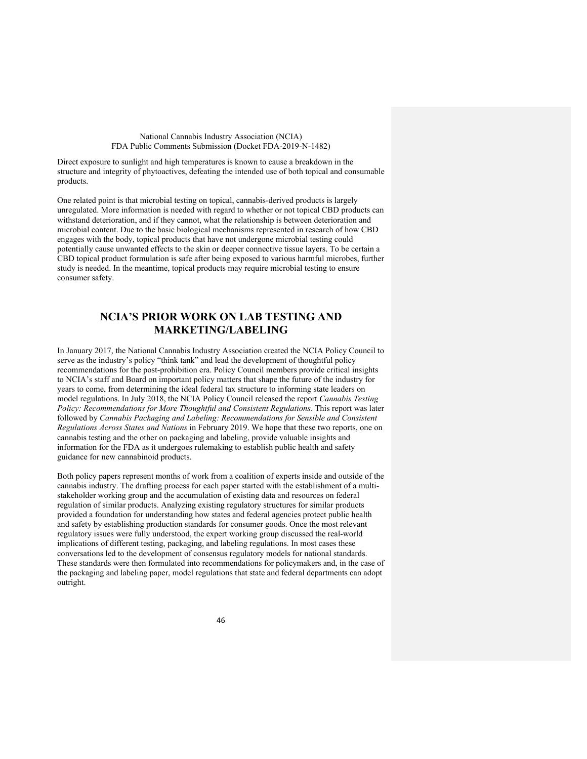Direct exposure to sunlight and high temperatures is known to cause a breakdown in the structure and integrity of phytoactives, defeating the intended use of both topical and consumable products.

One related point is that microbial testing on topical, cannabis-derived products is largely unregulated. More information is needed with regard to whether or not topical CBD products can withstand deterioration, and if they cannot, what the relationship is between deterioration and microbial content. Due to the basic biological mechanisms represented in research of how CBD engages with the body, topical products that have not undergone microbial testing could potentially cause unwanted effects to the skin or deeper connective tissue layers. To be certain a CBD topical product formulation is safe after being exposed to various harmful microbes, further study is needed. In the meantime, topical products may require microbial testing to ensure consumer safety.

## NCIA'S PRIOR WORK ON LAB TESTING AND MARKETING/LABELING

In January 2017, the National Cannabis Industry Association created the NCIA Policy Council to serve as the industry's policy "think tank" and lead the development of thoughtful policy recommendations for the post-prohibition era. Policy Council members provide critical insights to NCIA's staff and Board on important policy matters that shape the future of the industry for years to come, from determining the ideal federal tax structure to informing state leaders on model regulations. In July 2018, the NCIA Policy Council released the report *Cannabis Testing Policy: Recommendations for More Thoughtful and Consistent Regulations*. This report was later followed by *Cannabis Packaging and Labeling: Recommendations for Sensible and Consistent Regulations Across States and Nations* in February 2019. We hope that these two reports, one on cannabis testing and the other on packaging and labeling, provide valuable insights and information for the FDA as it undergoes rulemaking to establish public health and safety guidance for new cannabinoid products.

Both policy papers represent months of work from a coalition of experts inside and outside of the cannabis industry. The drafting process for each paper started with the establishment of a multi-stakeholder working group and the accumulation of existing data and resources on federal regulation of similar products. Analyzing existing regulatory structures for similar products provided a foundation for understanding how states and federal agencies protect public health and safety by establishing production standards for consumer goods. Once the most relevant regulatory issues were fully understood, the expert working group discussed the real-world implications of different testing, packaging, and labeling regulations. In most cases these conversations led to the development of consensus regulatory models for national standards. These standards were then formulated into recommendations for policymakers and, in the case of the packaging and labeling paper, model regulations that state and federal departments can adopt outright.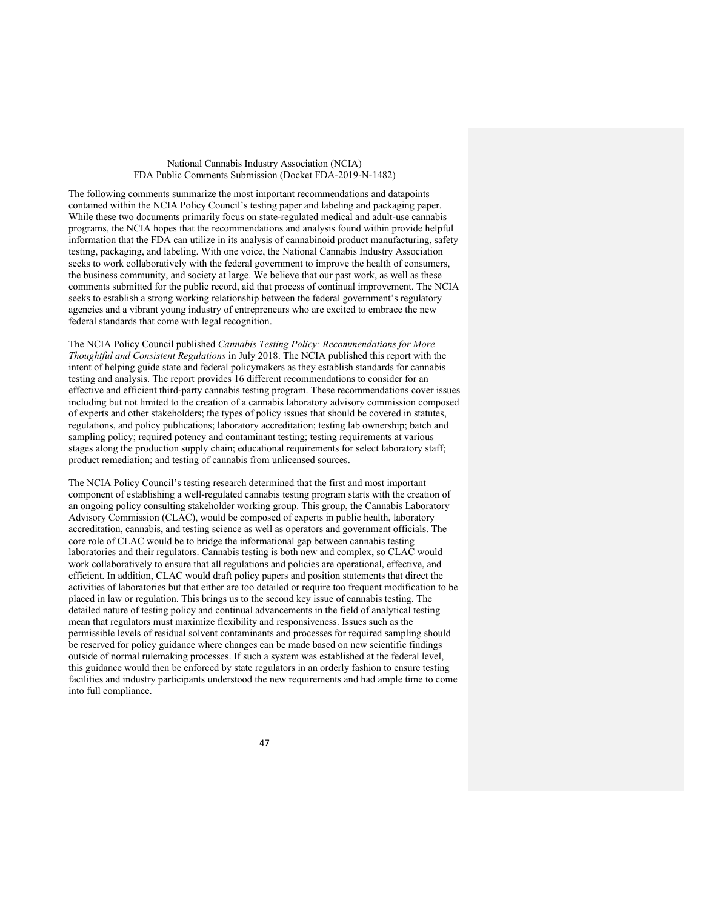National Cannabis Industry Association (NCIA)
FDA Public Comments Submission (Docket FDA-2019-N-1482)

The following comments summarize the most important recommendations and datapoints contained within the NCIA Policy Council's testing paper and labeling and packaging paper. While these two documents primarily focus on state-regulated medical and adult-use cannabis programs, the NCIA hopes that the recommendations and analysis found within provide helpful information that the FDA can utilize in its analysis of cannabinoid product manufacturing, safety testing, packaging, and labeling. With one voice, the National Cannabis Industry Association seeks to work collaboratively with the federal government to improve the health of consumers, the business community, and society at large. We believe that our past work, as well as these comments submitted for the public record, aid that process of continual improvement. The NCIA seeks to establish a strong working relationship between the federal government's regulatory agencies and a vibrant young industry of entrepreneurs who are excited to embrace the new federal standards that come with legal recognition.

The NCIA Policy Council published *Cannabis Testing Policy: Recommendations for More Thoughtful and Consistent Regulations* in July 2018. The NCIA published this report with the intent of helping guide state and federal policymakers as they establish standards for cannabis testing and analysis. The report provides 16 different recommendations to consider for an effective and efficient third-party cannabis testing program. These recommendations cover issues including but not limited to the creation of a cannabis laboratory advisory commission composed of experts and other stakeholders; the types of policy issues that should be covered in statutes, regulations, and policy publications; laboratory accreditation; testing lab ownership; batch and sampling policy; required potency and contaminant testing; testing requirements at various stages along the production supply chain; educational requirements for select laboratory staff; product remediation; and testing of cannabis from unlicensed sources.

The NCIA Policy Council's testing research determined that the first and most important component of establishing a well-regulated cannabis testing program starts with the creation of an ongoing policy consulting stakeholder working group. This group, the Cannabis Laboratory Advisory Commission (CLAC), would be composed of experts in public health, laboratory accreditation, cannabis, and testing science as well as operators and government officials. The core role of CLAC would be to bridge the informational gap between cannabis testing laboratories and their regulators. Cannabis testing is both new and complex, so CLAC would work collaboratively to ensure that all regulations and policies are operational, effective, and efficient. In addition, CLAC would draft policy papers and position statements that direct the activities of laboratories but that either are too detailed or require too frequent modification to be placed in law or regulation. This brings us to the second key issue of cannabis testing. The detailed nature of testing policy and continual advancements in the field of analytical testing mean that regulators must maximize flexibility and responsiveness. Issues such as the permissible levels of residual solvent contaminants and processes for required sampling should be reserved for policy guidance where changes can be made based on new scientific findings outside of normal rulemaking processes. If such a system was established at the federal level, this guidance would then be enforced by state regulators in an orderly fashion to ensure testing facilities and industry participants understood the new requirements and had ample time to come into full compliance.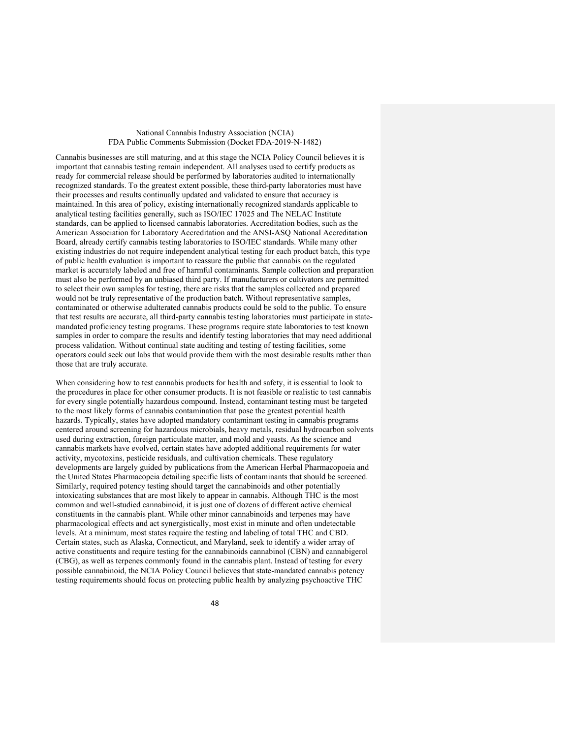Cannabis businesses are still maturing, and at this stage the NCIA Policy Council believes it is important that cannabis testing remain independent. All analyses used to certify products as ready for commercial release should be performed by laboratories audited to internationally recognized standards. To the greatest extent possible, these third-party laboratories must have their processes and results continually updated and validated to ensure that accuracy is maintained. In this area of policy, existing internationally recognized standards applicable to analytical testing facilities generally, such as ISO/IEC 17025 and The NELAC Institute standards, can be applied to licensed cannabis laboratories. Accreditation bodies, such as the American Association for Laboratory Accreditation and the ANSI-ASQ National Accreditation Board, already certify cannabis testing laboratories to ISO/IEC standards. While many other existing industries do not require independent analytical testing for each product batch, this type of public health evaluation is important to reassure the public that cannabis on the regulated market is accurately labeled and free of harmful contaminants. Sample collection and preparation must also be performed by an unbiased third party. If manufacturers or cultivators are permitted to select their own samples for testing, there are risks that the samples collected and prepared would not be truly representative of the production batch. Without representative samples, contaminated or otherwise adulterated cannabis products could be sold to the public. To ensure that test results are accurate, all third-party cannabis testing laboratories must participate in state-mandated proficiency testing programs. These programs require state laboratories to test known samples in order to compare the results and identify testing laboratories that may need additional process validation. Without continual state auditing and testing of testing facilities, some operators could seek out labs that would provide them with the most desirable results rather than those that are truly accurate.

When considering how to test cannabis products for health and safety, it is essential to look to the procedures in place for other consumer products. It is not feasible or realistic to test cannabis for every single potentially hazardous compound. Instead, contaminant testing must be targeted to the most likely forms of cannabis contamination that pose the greatest potential health hazards. Typically, states have adopted mandatory contaminant testing in cannabis programs centered around screening for hazardous microbials, heavy metals, residual hydrocarbon solvents used during extraction, foreign particulate matter, and mold and yeasts. As the science and cannabis markets have evolved, certain states have adopted additional requirements for water activity, mycotoxins, pesticide residuals, and cultivation chemicals. These regulatory developments are largely guided by publications from the American Herbal Pharmacopoeia and the United States Pharmacopeia detailing specific lists of contaminants that should be screened. Similarly, required potency testing should target the cannabinoids and other potentially intoxicating substances that are most likely to appear in cannabis. Although THC is the most common and well-studied cannabinoid, it is just one of dozens of different active chemical constituents in the cannabis plant. While other minor cannabinoids and terpenes may have pharmacological effects and act synergistically, most exist in minute and often undetectable levels. At a minimum, most states require the testing and labeling of total THC and CBD. Certain states, such as Alaska, Connecticut, and Maryland, seek to identify a wider array of active constituents and require testing for the cannabinoids cannabinol (CBN) and cannabigerol (CBG), as well as terpenes commonly found in the cannabis plant. Instead of testing for every possible cannabinoid, the NCIA Policy Council believes that state-mandated cannabis potency testing requirements should focus on protecting public health by analyzing psychoactive THC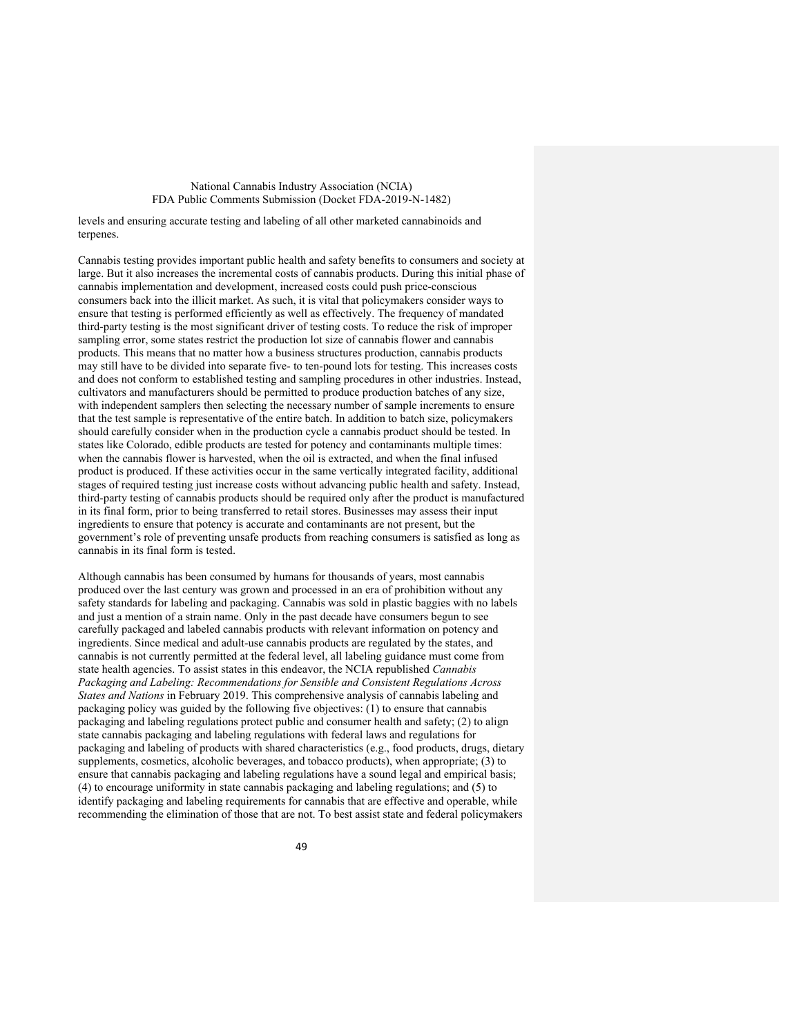levels and ensuring accurate testing and labeling of all other marketed cannabinoids and terpenes.

Cannabis testing provides important public health and safety benefits to consumers and society at large. But it also increases the incremental costs of cannabis products. During this initial phase of cannabis implementation and development, increased costs could push price-conscious consumers back into the illicit market. As such, it is vital that policymakers consider ways to ensure that testing is performed efficiently as well as effectively. The frequency of mandated third-party testing is the most significant driver of testing costs. To reduce the risk of improper sampling error, some states restrict the production lot size of cannabis flower and cannabis products. This means that no matter how a business structures production, cannabis products may still have to be divided into separate five- to ten-pound lots for testing. This increases costs and does not conform to established testing and sampling procedures in other industries. Instead, cultivators and manufacturers should be permitted to produce production batches of any size, with independent samplers then selecting the necessary number of sample increments to ensure that the test sample is representative of the entire batch. In addition to batch size, policymakers should carefully consider when in the production cycle a cannabis product should be tested. In states like Colorado, edible products are tested for potency and contaminants multiple times: when the cannabis flower is harvested, when the oil is extracted, and when the final infused product is produced. If these activities occur in the same vertically integrated facility, additional stages of required testing just increase costs without advancing public health and safety. Instead, third-party testing of cannabis products should be required only after the product is manufactured in its final form, prior to being transferred to retail stores. Businesses may assess their input ingredients to ensure that potency is accurate and contaminants are not present, but the government's role of preventing unsafe products from reaching consumers is satisfied as long as cannabis in its final form is tested.

Although cannabis has been consumed by humans for thousands of years, most cannabis produced over the last century was grown and processed in an era of prohibition without any safety standards for labeling and packaging. Cannabis was sold in plastic baggies with no labels and just a mention of a strain name. Only in the past decade have consumers begun to see carefully packaged and labeled cannabis products with relevant information on potency and ingredients. Since medical and adult-use cannabis products are regulated by the states, and cannabis is not currently permitted at the federal level, all labeling guidance must come from state health agencies. To assist states in this endeavor, the NCIA republished *Cannabis Packaging and Labeling: Recommendations for Sensible and Consistent Regulations Across States and Nations* in February 2019. This comprehensive analysis of cannabis labeling and packaging policy was guided by the following five objectives: (1) to ensure that cannabis packaging and labeling regulations protect public and consumer health and safety; (2) to align state cannabis packaging and labeling regulations with federal laws and regulations for packaging and labeling of products with shared characteristics (e.g., food products, drugs, dietary supplements, cosmetics, alcoholic beverages, and tobacco products), when appropriate; (3) to ensure that cannabis packaging and labeling regulations have a sound legal and empirical basis; (4) to encourage uniformity in state cannabis packaging and labeling regulations; and (5) to identify packaging and labeling requirements for cannabis that are effective and operable, while recommending the elimination of those that are not. To best assist state and federal policymakers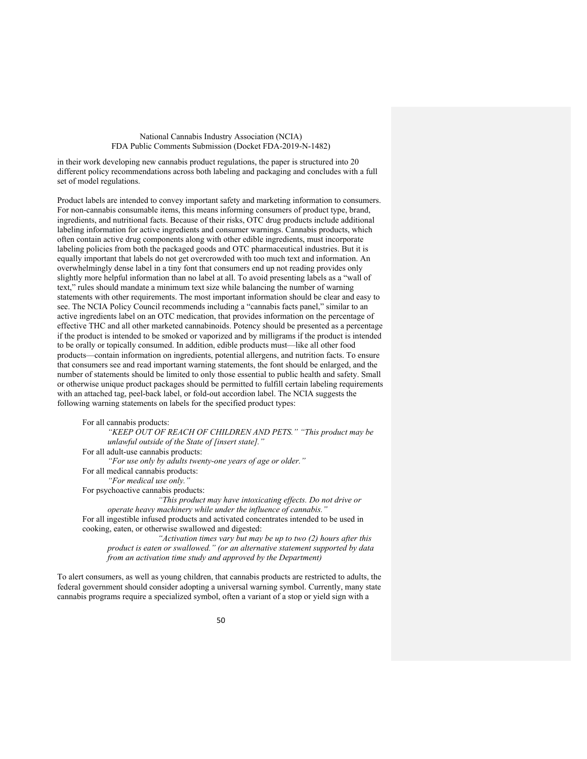in their work developing new cannabis product regulations, the paper is structured into 20 different policy recommendations across both labeling and packaging and concludes with a full set of model regulations.

Product labels are intended to convey important safety and marketing information to consumers. For non-cannabis consumable items, this means informing consumers of product type, brand, ingredients, and nutritional facts. Because of their risks, OTC drug products include additional labeling information for active ingredients and consumer warnings. Cannabis products, which often contain active drug components along with other edible ingredients, must incorporate labeling policies from both the packaged goods and OTC pharmaceutical industries. But it is equally important that labels do not get overcrowded with too much text and information. An overwhelmingly dense label in a tiny font that consumers end up not reading provides only slightly more helpful information than no label at all. To avoid presenting labels as a "wall of text," rules should mandate a minimum text size while balancing the number of warning statements with other requirements. The most important information should be clear and easy to see. The NCIA Policy Council recommends including a "cannabis facts panel," similar to an active ingredients label on an OTC medication, that provides information on the percentage of effective THC and all other marketed cannabinoids. Potency should be presented as a percentage if the product is intended to be smoked or vaporized and by milligrams if the product is intended to be orally or topically consumed. In addition, edible products must—like all other food products—contain information on ingredients, potential allergens, and nutrition facts. To ensure that consumers see and read important warning statements, the font should be enlarged, and the number of statements should be limited to only those essential to public health and safety. Small or otherwise unique product packages should be permitted to fulfill certain labeling requirements with an attached tag, peel-back label, or fold-out accordion label. The NCIA suggests the following warning statements on labels for the specified product types:

For all cannabis products:

*"KEEP OUT OF REACH OF CHILDREN AND PETS." "This product may be unlawful outside of the State of [insert state]."*

For all adult-use cannabis products:

*"For use only by adults twenty-one years of age or older."*

For all medical cannabis products:

*"For medical use only."*

For psychoactive cannabis products:

*"This product may have intoxicating effects. Do not drive or operate heavy machinery while under the influence of cannabis."*

For all ingestible infused products and activated concentrates intended to be used in cooking, eaten, or otherwise swallowed and digested:

*"Activation times vary but may be up to two (2) hours after this product is eaten or swallowed." (or an alternative statement supported by data from an activation time study and approved by the Department)*

To alert consumers, as well as young children, that cannabis products are restricted to adults, the federal government should consider adopting a universal warning symbol. Currently, many state cannabis programs require a specialized symbol, often a variant of a stop or yield sign with a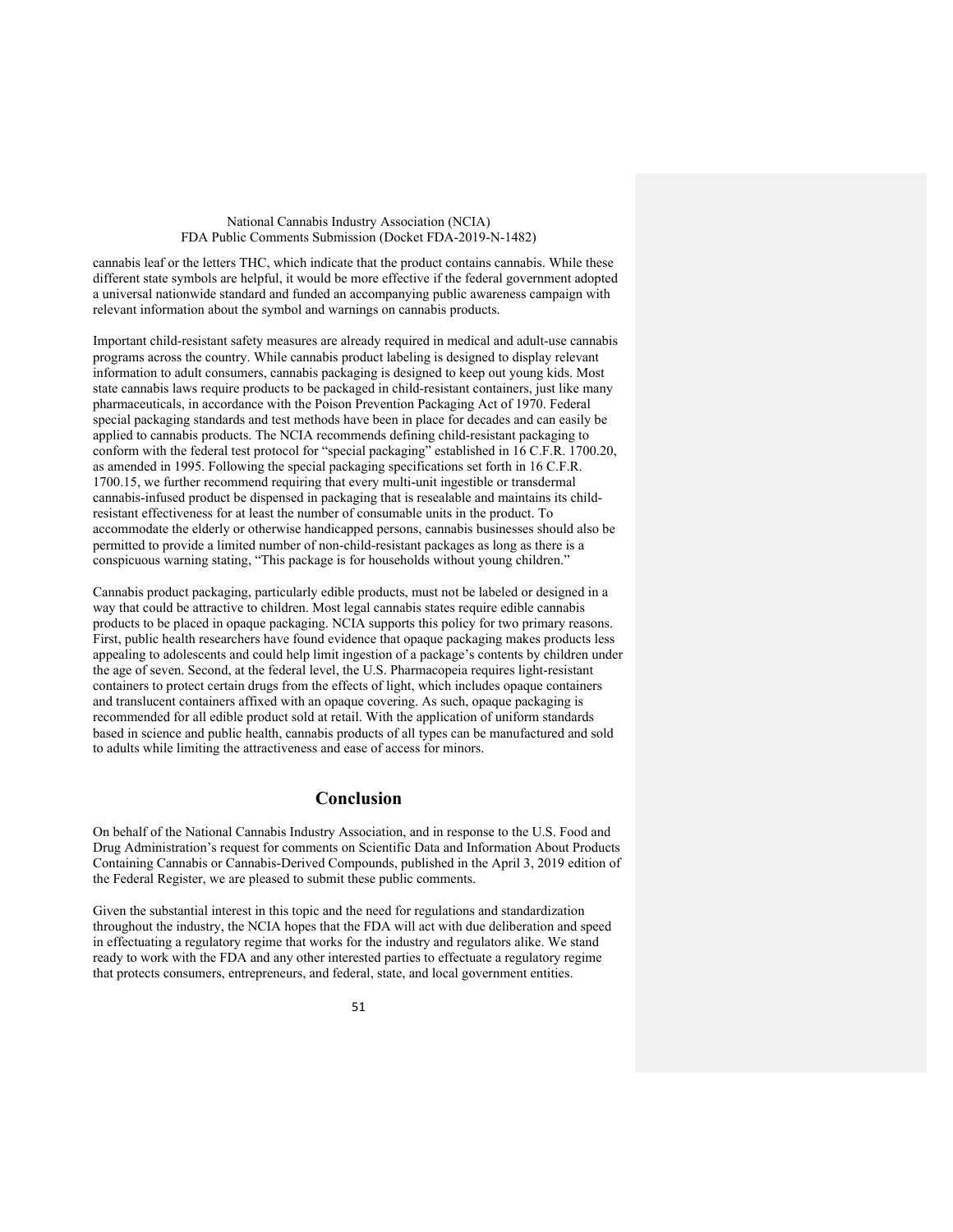cannabis leaf or the letters THC, which indicate that the product contains cannabis. While these different state symbols are helpful, it would be more effective if the federal government adopted a universal nationwide standard and funded an accompanying public awareness campaign with relevant information about the symbol and warnings on cannabis products.

Important child-resistant safety measures are already required in medical and adult-use cannabis programs across the country. While cannabis product labeling is designed to display relevant information to adult consumers, cannabis packaging is designed to keep out young kids. Most state cannabis laws require products to be packaged in child-resistant containers, just like many pharmaceuticals, in accordance with the Poison Prevention Packaging Act of 1970. Federal special packaging standards and test methods have been in place for decades and can easily be applied to cannabis products. The NCIA recommends defining child-resistant packaging to conform with the federal test protocol for "special packaging" established in 16 C.F.R. 1700.20, as amended in 1995. Following the special packaging specifications set forth in 16 C.F.R. 1700.15, we further recommend requiring that every multi-unit ingestible or transdermal cannabis-infused product be dispensed in packaging that is resealable and maintains its child-resistant effectiveness for at least the number of consumable units in the product. To accommodate the elderly or otherwise handicapped persons, cannabis businesses should also be permitted to provide a limited number of non-child-resistant packages as long as there is a conspicuous warning stating, "This package is for households without young children."

Cannabis product packaging, particularly edible products, must not be labeled or designed in a way that could be attractive to children. Most legal cannabis states require edible cannabis products to be placed in opaque packaging. NCIA supports this policy for two primary reasons. First, public health researchers have found evidence that opaque packaging makes products less appealing to adolescents and could help limit ingestion of a package's contents by children under the age of seven. Second, at the federal level, the U.S. Pharmacopeia requires light-resistant containers to protect certain drugs from the effects of light, which includes opaque containers and translucent containers affixed with an opaque covering. As such, opaque packaging is recommended for all edible product sold at retail. With the application of uniform standards based in science and public health, cannabis products of all types can be manufactured and sold to adults while limiting the attractiveness and ease of access for minors.

## Conclusion

On behalf of the National Cannabis Industry Association, and in response to the U.S. Food and Drug Administration's request for comments on Scientific Data and Information About Products Containing Cannabis or Cannabis-Derived Compounds, published in the April 3, 2019 edition of the Federal Register, we are pleased to submit these public comments.

Given the substantial interest in this topic and the need for regulations and standardization throughout the industry, the NCIA hopes that the FDA will act with due deliberation and speed in effectuating a regulatory regime that works for the industry and regulators alike. We stand ready to work with the FDA and any other interested parties to effectuate a regulatory regime that protects consumers, entrepreneurs, and federal, state, and local government entities.